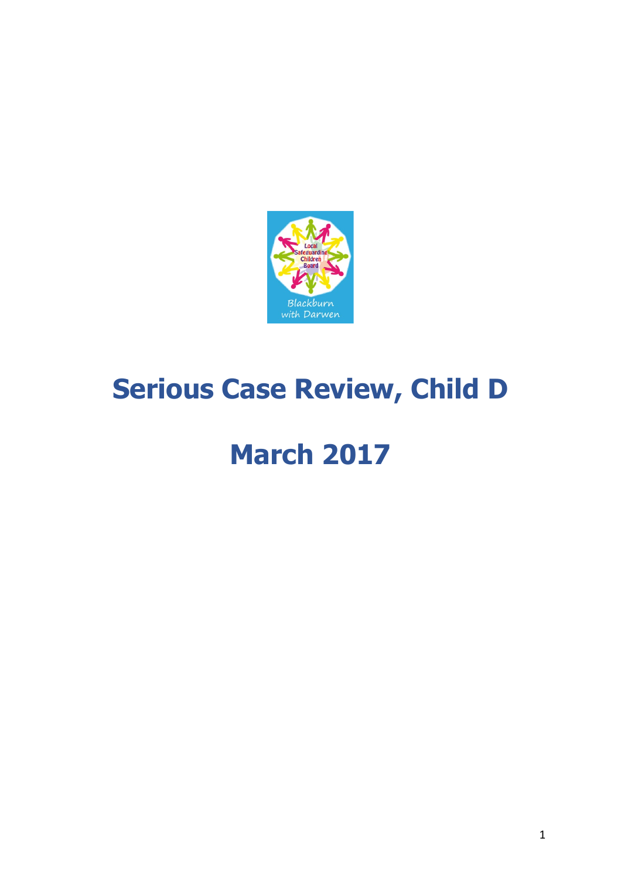# Serious Case Review, Child D

# March 2017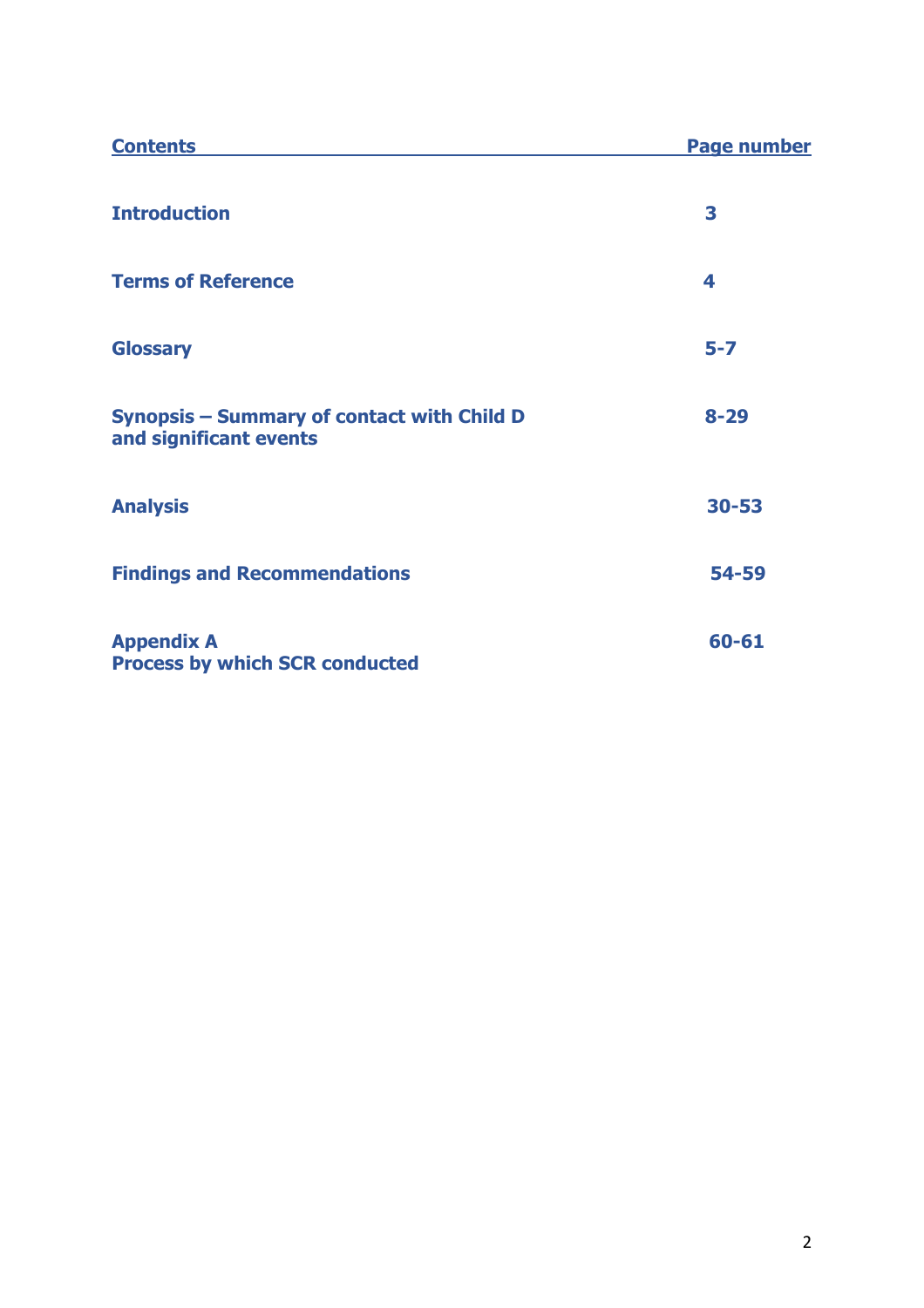| Contents | Page number |
|---|---|
| **Introduction** | **3** |
| **Terms of Reference** | **4** |
| **Glossary** | **5-7** |
| **Synopsis – Summary of contact with Child D and significant events** | **8-29** |
| **Analysis** | **30-53** |
| **Findings and Recommendations** | **54-59** |
| **Appendix A Process by which SCR conducted** | **60-61** |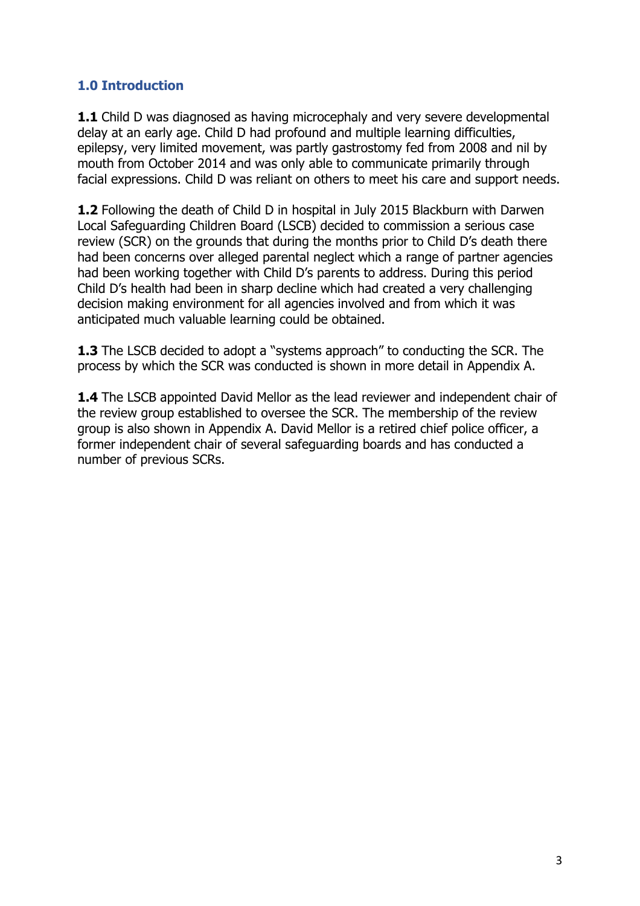## 1.0 Introduction

**1.1** Child D was diagnosed as having microcephaly and very severe developmental delay at an early age. Child D had profound and multiple learning difficulties, epilepsy, very limited movement, was partly gastrostomy fed from 2008 and nil by mouth from October 2014 and was only able to communicate primarily through facial expressions. Child D was reliant on others to meet his care and support needs.

**1.2** Following the death of Child D in hospital in July 2015 Blackburn with Darwen Local Safeguarding Children Board (LSCB) decided to commission a serious case review (SCR) on the grounds that during the months prior to Child D's death there had been concerns over alleged parental neglect which a range of partner agencies had been working together with Child D's parents to address. During this period Child D's health had been in sharp decline which had created a very challenging decision making environment for all agencies involved and from which it was anticipated much valuable learning could be obtained.

**1.3** The LSCB decided to adopt a "systems approach" to conducting the SCR. The process by which the SCR was conducted is shown in more detail in Appendix A.

**1.4** The LSCB appointed David Mellor as the lead reviewer and independent chair of the review group established to oversee the SCR. The membership of the review group is also shown in Appendix A. David Mellor is a retired chief police officer, a former independent chair of several safeguarding boards and has conducted a number of previous SCRs.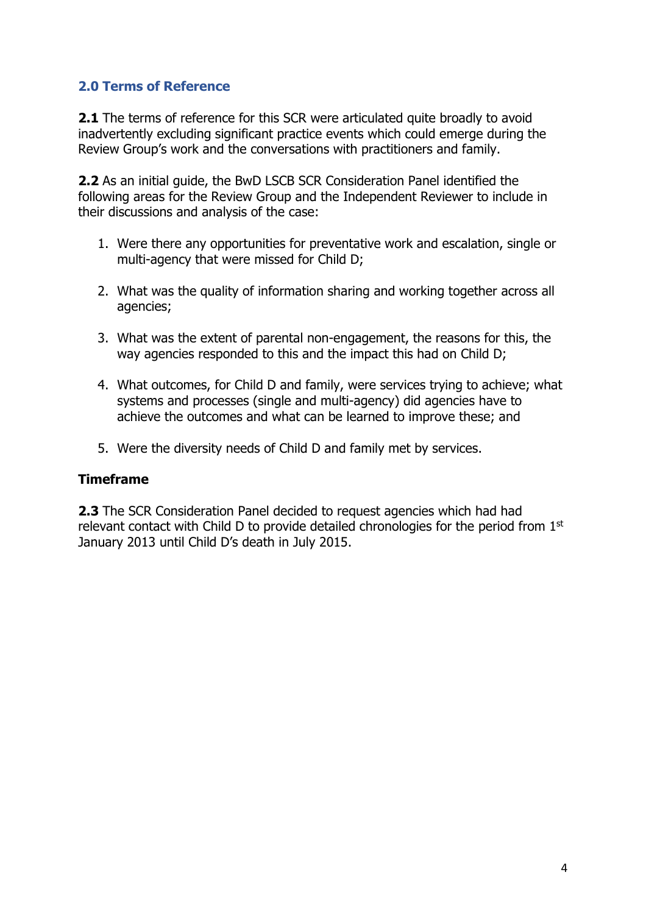## 2.0 Terms of Reference

**2.1** The terms of reference for this SCR were articulated quite broadly to avoid inadvertently excluding significant practice events which could emerge during the Review Group's work and the conversations with practitioners and family.

**2.2** As an initial guide, the BwD LSCB SCR Consideration Panel identified the following areas for the Review Group and the Independent Reviewer to include in their discussions and analysis of the case:

1. Were there any opportunities for preventative work and escalation, single or multi-agency that were missed for Child D;

2. What was the quality of information sharing and working together across all agencies;

3. What was the extent of parental non-engagement, the reasons for this, the way agencies responded to this and the impact this had on Child D;

4. What outcomes, for Child D and family, were services trying to achieve; what systems and processes (single and multi-agency) did agencies have to achieve the outcomes and what can be learned to improve these; and

5. Were the diversity needs of Child D and family met by services.

**Timeframe**

**2.3** The SCR Consideration Panel decided to request agencies which had had relevant contact with Child D to provide detailed chronologies for the period from 1st January 2013 until Child D's death in July 2015.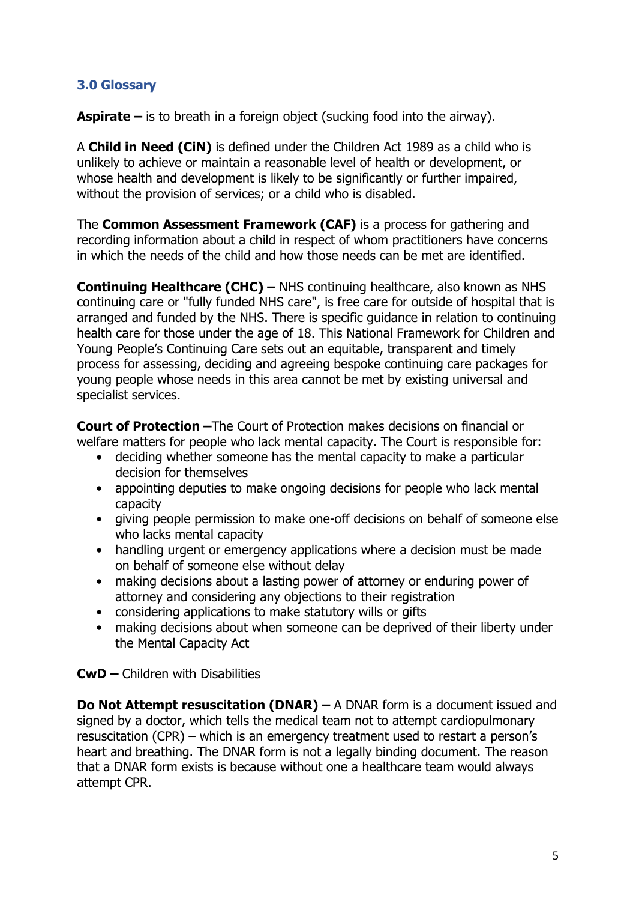### 3.0 Glossary

**Aspirate –** is to breath in a foreign object (sucking food into the airway).

A **Child in Need (CiN)** is defined under the Children Act 1989 as a child who is unlikely to achieve or maintain a reasonable level of health or development, or whose health and development is likely to be significantly or further impaired, without the provision of services; or a child who is disabled.

The **Common Assessment Framework (CAF)** is a process for gathering and recording information about a child in respect of whom practitioners have concerns in which the needs of the child and how those needs can be met are identified.

**Continuing Healthcare (CHC) –** NHS continuing healthcare, also known as NHS continuing care or "fully funded NHS care", is free care for outside of hospital that is arranged and funded by the NHS. There is specific guidance in relation to continuing health care for those under the age of 18. This National Framework for Children and Young People's Continuing Care sets out an equitable, transparent and timely process for assessing, deciding and agreeing bespoke continuing care packages for young people whose needs in this area cannot be met by existing universal and specialist services.

**Court of Protection –**The Court of Protection makes decisions on financial or welfare matters for people who lack mental capacity. The Court is responsible for:

- deciding whether someone has the mental capacity to make a particular decision for themselves
- appointing deputies to make ongoing decisions for people who lack mental capacity
- giving people permission to make one-off decisions on behalf of someone else who lacks mental capacity
- handling urgent or emergency applications where a decision must be made on behalf of someone else without delay
- making decisions about a lasting power of attorney or enduring power of attorney and considering any objections to their registration
- considering applications to make statutory wills or gifts
- making decisions about when someone can be deprived of their liberty under the Mental Capacity Act

**CwD –** Children with Disabilities

**Do Not Attempt resuscitation (DNAR) –** A DNAR form is a document issued and signed by a doctor, which tells the medical team not to attempt cardiopulmonary resuscitation (CPR) – which is an emergency treatment used to restart a person's heart and breathing. The DNAR form is not a legally binding document. The reason that a DNAR form exists is because without one a healthcare team would always attempt CPR.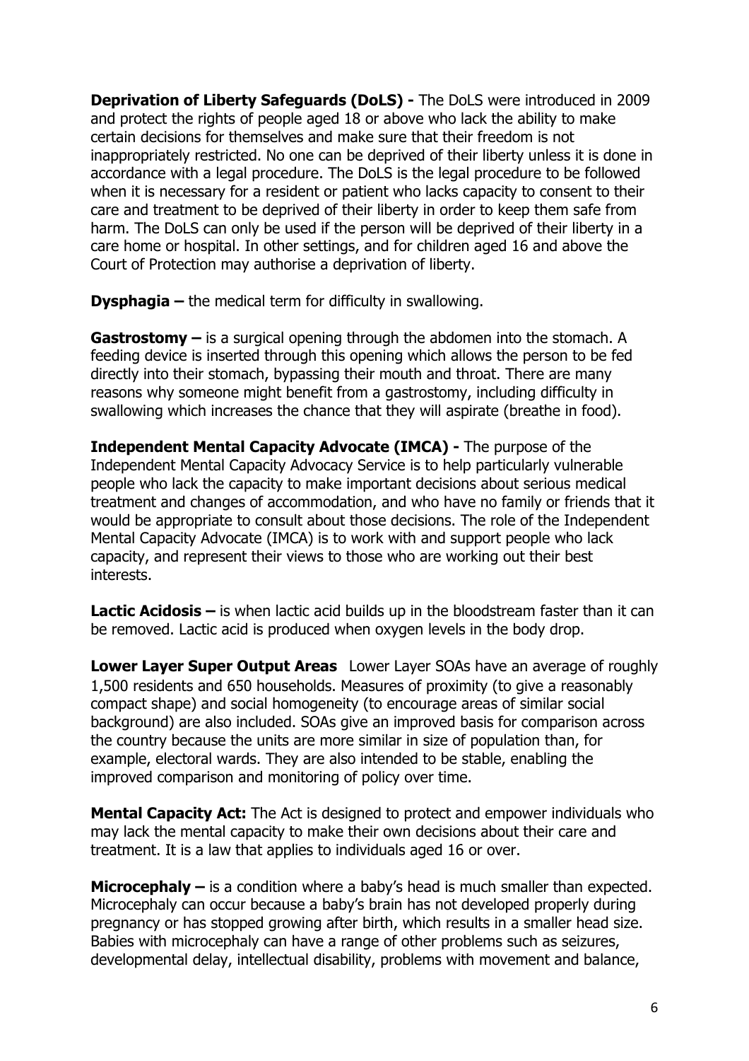**Deprivation of Liberty Safeguards (DoLS) -** The DoLS were introduced in 2009 and protect the rights of people aged 18 or above who lack the ability to make certain decisions for themselves and make sure that their freedom is not inappropriately restricted. No one can be deprived of their liberty unless it is done in accordance with a legal procedure. The DoLS is the legal procedure to be followed when it is necessary for a resident or patient who lacks capacity to consent to their care and treatment to be deprived of their liberty in order to keep them safe from harm. The DoLS can only be used if the person will be deprived of their liberty in a care home or hospital. In other settings, and for children aged 16 and above the Court of Protection may authorise a deprivation of liberty.

**Dysphagia –** the medical term for difficulty in swallowing.

**Gastrostomy –** is a surgical opening through the abdomen into the stomach. A feeding device is inserted through this opening which allows the person to be fed directly into their stomach, bypassing their mouth and throat. There are many reasons why someone might benefit from a gastrostomy, including difficulty in swallowing which increases the chance that they will aspirate (breathe in food).

**Independent Mental Capacity Advocate (IMCA) -** The purpose of the Independent Mental Capacity Advocacy Service is to help particularly vulnerable people who lack the capacity to make important decisions about serious medical treatment and changes of accommodation, and who have no family or friends that it would be appropriate to consult about those decisions. The role of the Independent Mental Capacity Advocate (IMCA) is to work with and support people who lack capacity, and represent their views to those who are working out their best interests.

**Lactic Acidosis –** is when lactic acid builds up in the bloodstream faster than it can be removed. Lactic acid is produced when oxygen levels in the body drop.

**Lower Layer Super Output Areas** Lower Layer SOAs have an average of roughly 1,500 residents and 650 households. Measures of proximity (to give a reasonably compact shape) and social homogeneity (to encourage areas of similar social background) are also included. SOAs give an improved basis for comparison across the country because the units are more similar in size of population than, for example, electoral wards. They are also intended to be stable, enabling the improved comparison and monitoring of policy over time.

**Mental Capacity Act:** The Act is designed to protect and empower individuals who may lack the mental capacity to make their own decisions about their care and treatment. It is a law that applies to individuals aged 16 or over.

**Microcephaly –** is a condition where a baby's head is much smaller than expected. Microcephaly can occur because a baby's brain has not developed properly during pregnancy or has stopped growing after birth, which results in a smaller head size. Babies with microcephaly can have a range of other problems such as seizures, developmental delay, intellectual disability, problems with movement and balance,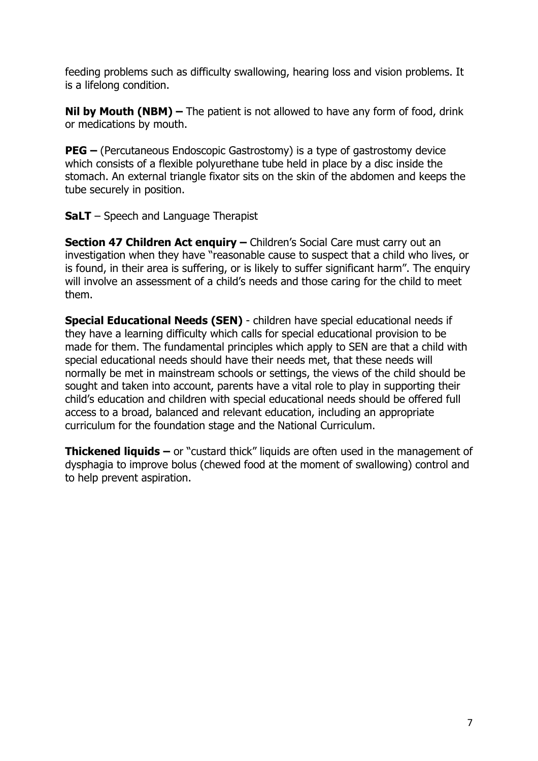feeding problems such as difficulty swallowing, hearing loss and vision problems. It is a lifelong condition.

**Nil by Mouth (NBM) –** The patient is not allowed to have any form of food, drink or medications by mouth.

**PEG –** (Percutaneous Endoscopic Gastrostomy) is a type of gastrostomy device which consists of a flexible polyurethane tube held in place by a disc inside the stomach. An external triangle fixator sits on the skin of the abdomen and keeps the tube securely in position.

**SaLT** – Speech and Language Therapist

**Section 47 Children Act enquiry –** Children's Social Care must carry out an investigation when they have "reasonable cause to suspect that a child who lives, or is found, in their area is suffering, or is likely to suffer significant harm". The enquiry will involve an assessment of a child's needs and those caring for the child to meet them.

**Special Educational Needs (SEN)** - children have special educational needs if they have a learning difficulty which calls for special educational provision to be made for them. The fundamental principles which apply to SEN are that a child with special educational needs should have their needs met, that these needs will normally be met in mainstream schools or settings, the views of the child should be sought and taken into account, parents have a vital role to play in supporting their child's education and children with special educational needs should be offered full access to a broad, balanced and relevant education, including an appropriate curriculum for the foundation stage and the National Curriculum.

**Thickened liquids –** or "custard thick" liquids are often used in the management of dysphagia to improve bolus (chewed food at the moment of swallowing) control and to help prevent aspiration.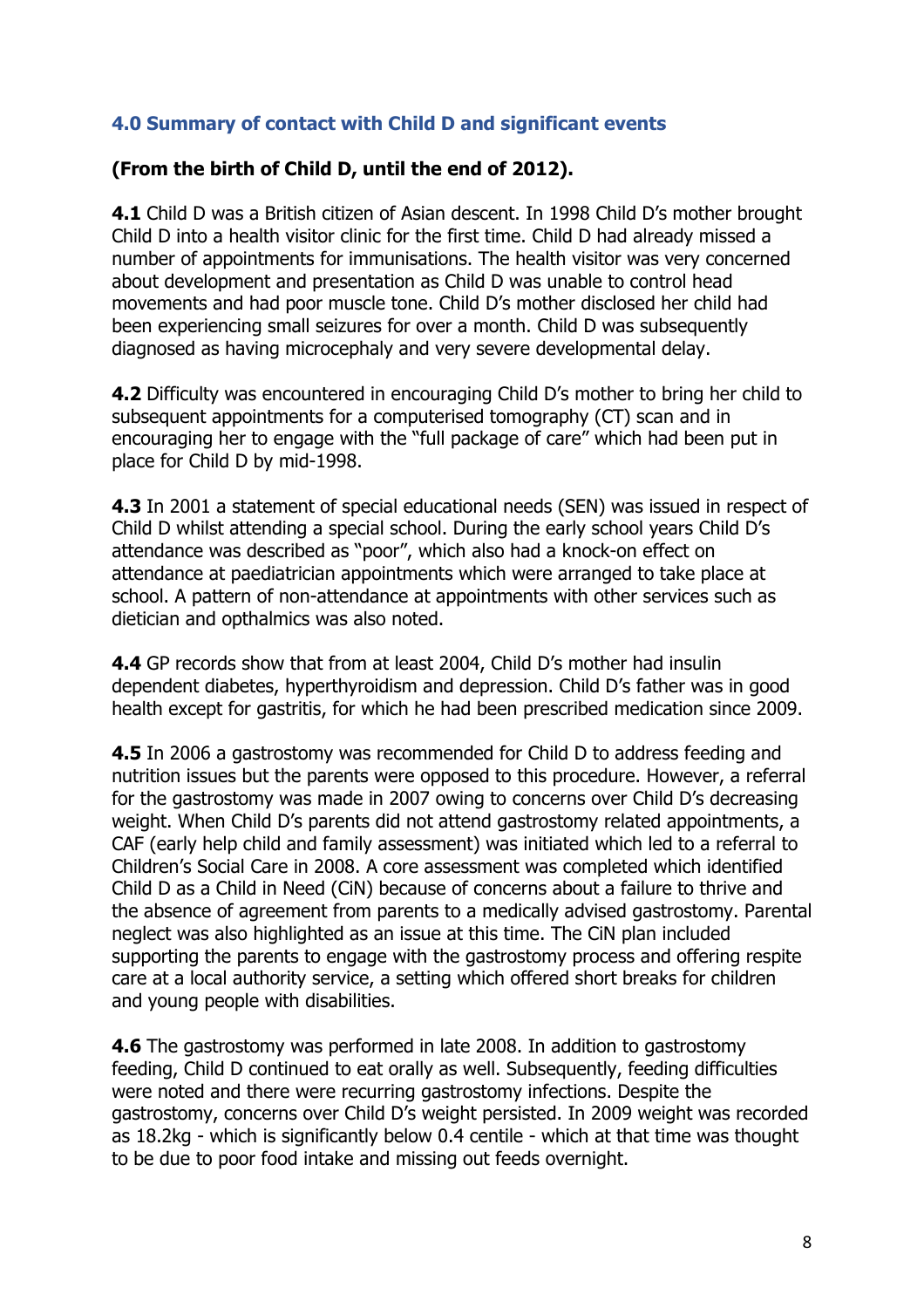## 4.0 Summary of contact with Child D and significant events

**(From the birth of Child D, until the end of 2012).**

**4.1** Child D was a British citizen of Asian descent. In 1998 Child D's mother brought Child D into a health visitor clinic for the first time. Child D had already missed a number of appointments for immunisations. The health visitor was very concerned about development and presentation as Child D was unable to control head movements and had poor muscle tone. Child D's mother disclosed her child had been experiencing small seizures for over a month. Child D was subsequently diagnosed as having microcephaly and very severe developmental delay.

**4.2** Difficulty was encountered in encouraging Child D's mother to bring her child to subsequent appointments for a computerised tomography (CT) scan and in encouraging her to engage with the "full package of care" which had been put in place for Child D by mid-1998.

**4.3** In 2001 a statement of special educational needs (SEN) was issued in respect of Child D whilst attending a special school. During the early school years Child D's attendance was described as "poor", which also had a knock-on effect on attendance at paediatrician appointments which were arranged to take place at school. A pattern of non-attendance at appointments with other services such as dietician and opthalmics was also noted.

**4.4** GP records show that from at least 2004, Child D's mother had insulin dependent diabetes, hyperthyroidism and depression. Child D's father was in good health except for gastritis, for which he had been prescribed medication since 2009.

**4.5** In 2006 a gastrostomy was recommended for Child D to address feeding and nutrition issues but the parents were opposed to this procedure. However, a referral for the gastrostomy was made in 2007 owing to concerns over Child D's decreasing weight. When Child D's parents did not attend gastrostomy related appointments, a CAF (early help child and family assessment) was initiated which led to a referral to Children's Social Care in 2008. A core assessment was completed which identified Child D as a Child in Need (CiN) because of concerns about a failure to thrive and the absence of agreement from parents to a medically advised gastrostomy. Parental neglect was also highlighted as an issue at this time. The CiN plan included supporting the parents to engage with the gastrostomy process and offering respite care at a local authority service, a setting which offered short breaks for children and young people with disabilities.

**4.6** The gastrostomy was performed in late 2008. In addition to gastrostomy feeding, Child D continued to eat orally as well. Subsequently, feeding difficulties were noted and there were recurring gastrostomy infections. Despite the gastrostomy, concerns over Child D's weight persisted. In 2009 weight was recorded as 18.2kg - which is significantly below 0.4 centile - which at that time was thought to be due to poor food intake and missing out feeds overnight.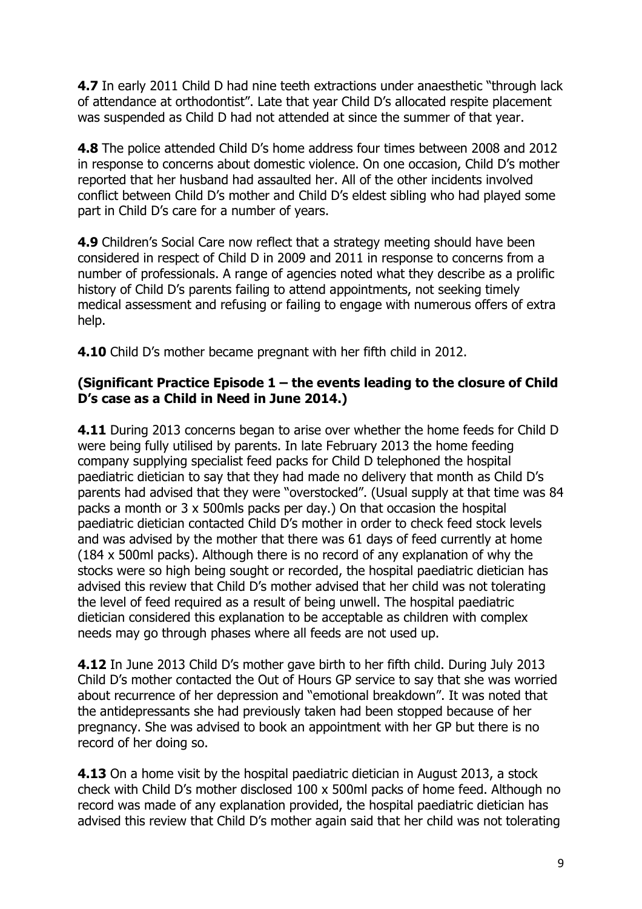**4.7** In early 2011 Child D had nine teeth extractions under anaesthetic "through lack of attendance at orthodontist". Late that year Child D's allocated respite placement was suspended as Child D had not attended at since the summer of that year.

**4.8** The police attended Child D's home address four times between 2008 and 2012 in response to concerns about domestic violence. On one occasion, Child D's mother reported that her husband had assaulted her. All of the other incidents involved conflict between Child D's mother and Child D's eldest sibling who had played some part in Child D's care for a number of years.

**4.9** Children's Social Care now reflect that a strategy meeting should have been considered in respect of Child D in 2009 and 2011 in response to concerns from a number of professionals. A range of agencies noted what they describe as a prolific history of Child D's parents failing to attend appointments, not seeking timely medical assessment and refusing or failing to engage with numerous offers of extra help.

**4.10** Child D's mother became pregnant with her fifth child in 2012.

### (Significant Practice Episode 1 – the events leading to the closure of Child D's case as a Child in Need in June 2014.)

**4.11** During 2013 concerns began to arise over whether the home feeds for Child D were being fully utilised by parents. In late February 2013 the home feeding company supplying specialist feed packs for Child D telephoned the hospital paediatric dietician to say that they had made no delivery that month as Child D's parents had advised that they were "overstocked". (Usual supply at that time was 84 packs a month or 3 x 500mls packs per day.) On that occasion the hospital paediatric dietician contacted Child D's mother in order to check feed stock levels and was advised by the mother that there was 61 days of feed currently at home (184 x 500ml packs). Although there is no record of any explanation of why the stocks were so high being sought or recorded, the hospital paediatric dietician has advised this review that Child D's mother advised that her child was not tolerating the level of feed required as a result of being unwell. The hospital paediatric dietician considered this explanation to be acceptable as children with complex needs may go through phases where all feeds are not used up.

**4.12** In June 2013 Child D's mother gave birth to her fifth child. During July 2013 Child D's mother contacted the Out of Hours GP service to say that she was worried about recurrence of her depression and "emotional breakdown". It was noted that the antidepressants she had previously taken had been stopped because of her pregnancy. She was advised to book an appointment with her GP but there is no record of her doing so.

**4.13** On a home visit by the hospital paediatric dietician in August 2013, a stock check with Child D's mother disclosed 100 x 500ml packs of home feed. Although no record was made of any explanation provided, the hospital paediatric dietician has advised this review that Child D's mother again said that her child was not tolerating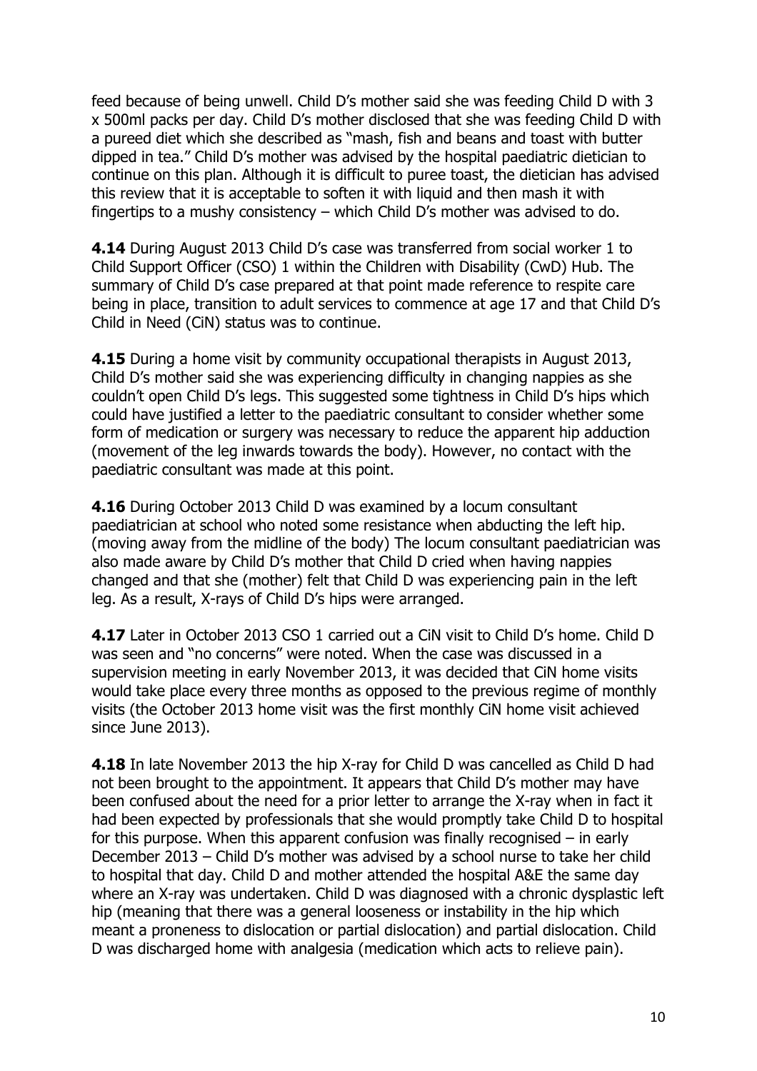feed because of being unwell. Child D's mother said she was feeding Child D with 3 x 500ml packs per day. Child D's mother disclosed that she was feeding Child D with a pureed diet which she described as "mash, fish and beans and toast with butter dipped in tea." Child D's mother was advised by the hospital paediatric dietician to continue on this plan. Although it is difficult to puree toast, the dietician has advised this review that it is acceptable to soften it with liquid and then mash it with fingertips to a mushy consistency – which Child D's mother was advised to do.

**4.14** During August 2013 Child D's case was transferred from social worker 1 to Child Support Officer (CSO) 1 within the Children with Disability (CwD) Hub. The summary of Child D's case prepared at that point made reference to respite care being in place, transition to adult services to commence at age 17 and that Child D's Child in Need (CiN) status was to continue.

**4.15** During a home visit by community occupational therapists in August 2013, Child D's mother said she was experiencing difficulty in changing nappies as she couldn't open Child D's legs. This suggested some tightness in Child D's hips which could have justified a letter to the paediatric consultant to consider whether some form of medication or surgery was necessary to reduce the apparent hip adduction (movement of the leg inwards towards the body). However, no contact with the paediatric consultant was made at this point.

**4.16** During October 2013 Child D was examined by a locum consultant paediatrician at school who noted some resistance when abducting the left hip. (moving away from the midline of the body) The locum consultant paediatrician was also made aware by Child D's mother that Child D cried when having nappies changed and that she (mother) felt that Child D was experiencing pain in the left leg. As a result, X-rays of Child D's hips were arranged.

**4.17** Later in October 2013 CSO 1 carried out a CiN visit to Child D's home. Child D was seen and "no concerns" were noted. When the case was discussed in a supervision meeting in early November 2013, it was decided that CiN home visits would take place every three months as opposed to the previous regime of monthly visits (the October 2013 home visit was the first monthly CiN home visit achieved since June 2013).

**4.18** In late November 2013 the hip X-ray for Child D was cancelled as Child D had not been brought to the appointment. It appears that Child D's mother may have been confused about the need for a prior letter to arrange the X-ray when in fact it had been expected by professionals that she would promptly take Child D to hospital for this purpose. When this apparent confusion was finally recognised – in early December 2013 – Child D's mother was advised by a school nurse to take her child to hospital that day. Child D and mother attended the hospital A&E the same day where an X-ray was undertaken. Child D was diagnosed with a chronic dysplastic left hip (meaning that there was a general looseness or instability in the hip which meant a proneness to dislocation or partial dislocation) and partial dislocation. Child D was discharged home with analgesia (medication which acts to relieve pain).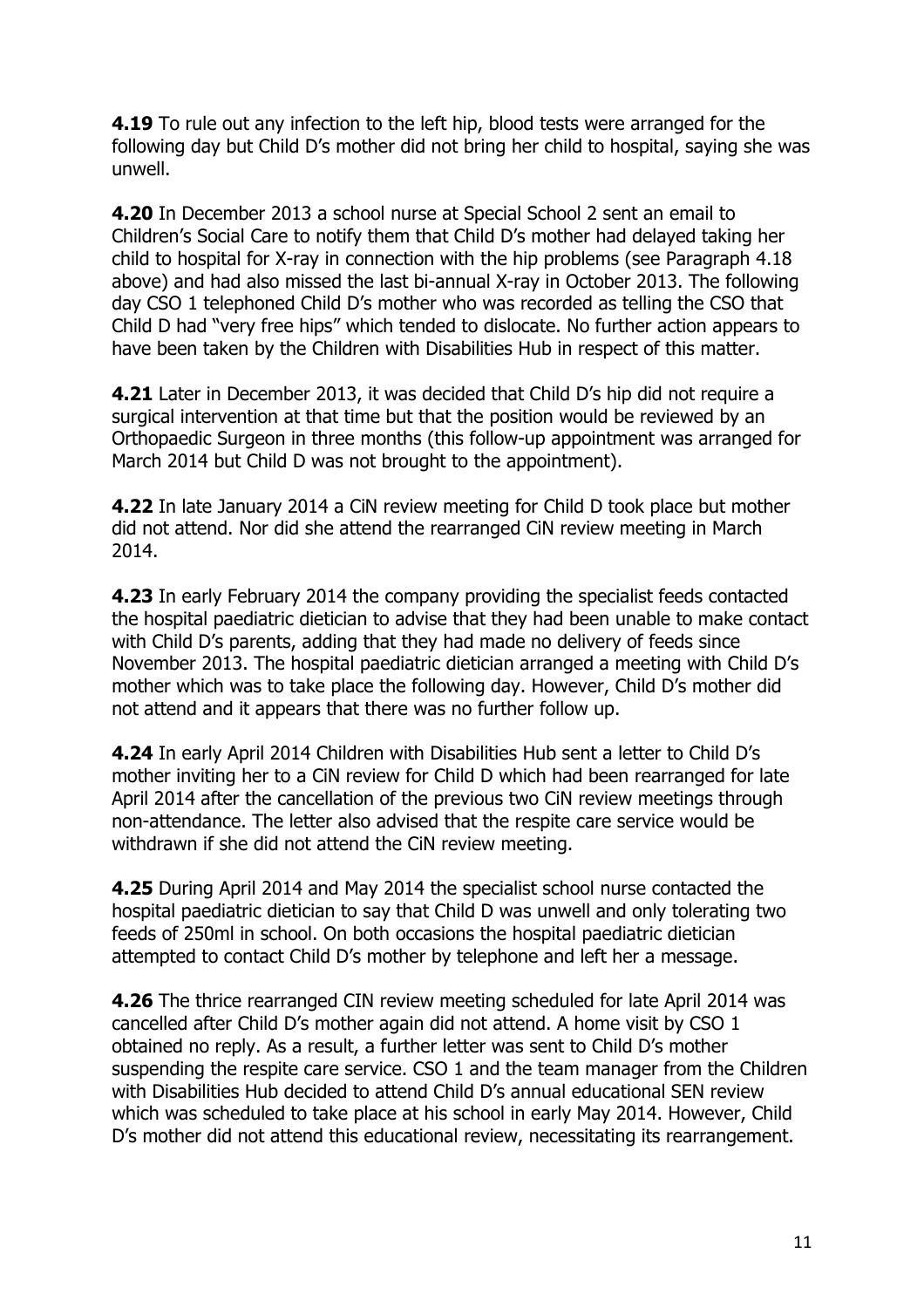**4.19** To rule out any infection to the left hip, blood tests were arranged for the following day but Child D's mother did not bring her child to hospital, saying she was unwell.

**4.20** In December 2013 a school nurse at Special School 2 sent an email to Children's Social Care to notify them that Child D's mother had delayed taking her child to hospital for X-ray in connection with the hip problems (see Paragraph 4.18 above) and had also missed the last bi-annual X-ray in October 2013. The following day CSO 1 telephoned Child D's mother who was recorded as telling the CSO that Child D had "very free hips" which tended to dislocate. No further action appears to have been taken by the Children with Disabilities Hub in respect of this matter.

**4.21** Later in December 2013, it was decided that Child D's hip did not require a surgical intervention at that time but that the position would be reviewed by an Orthopaedic Surgeon in three months (this follow-up appointment was arranged for March 2014 but Child D was not brought to the appointment).

**4.22** In late January 2014 a CiN review meeting for Child D took place but mother did not attend. Nor did she attend the rearranged CiN review meeting in March 2014.

**4.23** In early February 2014 the company providing the specialist feeds contacted the hospital paediatric dietician to advise that they had been unable to make contact with Child D's parents, adding that they had made no delivery of feeds since November 2013. The hospital paediatric dietician arranged a meeting with Child D's mother which was to take place the following day. However, Child D's mother did not attend and it appears that there was no further follow up.

**4.24** In early April 2014 Children with Disabilities Hub sent a letter to Child D's mother inviting her to a CiN review for Child D which had been rearranged for late April 2014 after the cancellation of the previous two CiN review meetings through non-attendance. The letter also advised that the respite care service would be withdrawn if she did not attend the CiN review meeting.

**4.25** During April 2014 and May 2014 the specialist school nurse contacted the hospital paediatric dietician to say that Child D was unwell and only tolerating two feeds of 250ml in school. On both occasions the hospital paediatric dietician attempted to contact Child D's mother by telephone and left her a message.

**4.26** The thrice rearranged CIN review meeting scheduled for late April 2014 was cancelled after Child D's mother again did not attend. A home visit by CSO 1 obtained no reply. As a result, a further letter was sent to Child D's mother suspending the respite care service. CSO 1 and the team manager from the Children with Disabilities Hub decided to attend Child D's annual educational SEN review which was scheduled to take place at his school in early May 2014. However, Child D's mother did not attend this educational review, necessitating its rearrangement.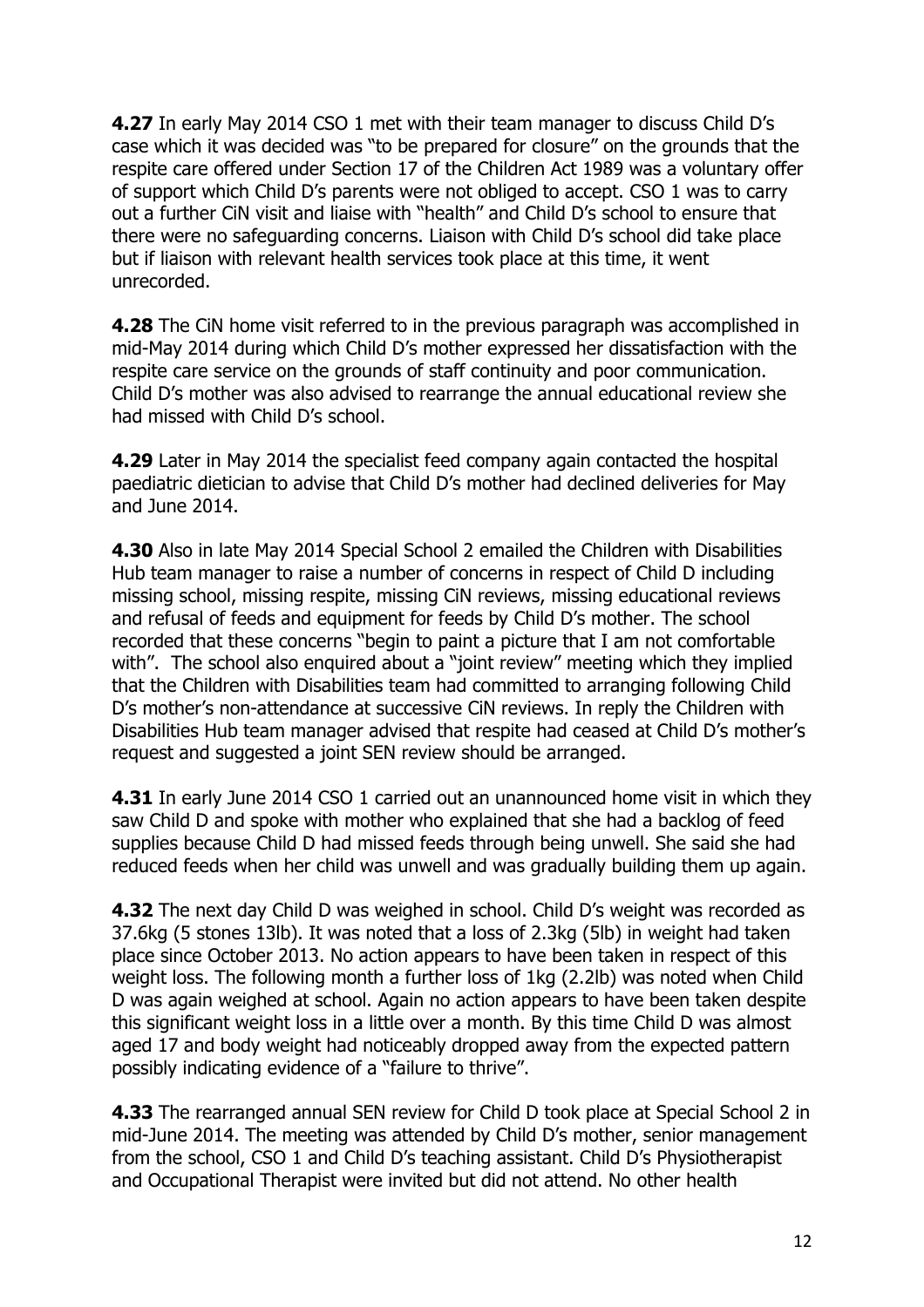**4.27** In early May 2014 CSO 1 met with their team manager to discuss Child D's case which it was decided was "to be prepared for closure" on the grounds that the respite care offered under Section 17 of the Children Act 1989 was a voluntary offer of support which Child D's parents were not obliged to accept. CSO 1 was to carry out a further CiN visit and liaise with "health" and Child D's school to ensure that there were no safeguarding concerns. Liaison with Child D's school did take place but if liaison with relevant health services took place at this time, it went unrecorded.

**4.28** The CiN home visit referred to in the previous paragraph was accomplished in mid-May 2014 during which Child D's mother expressed her dissatisfaction with the respite care service on the grounds of staff continuity and poor communication. Child D's mother was also advised to rearrange the annual educational review she had missed with Child D's school.

**4.29** Later in May 2014 the specialist feed company again contacted the hospital paediatric dietician to advise that Child D's mother had declined deliveries for May and June 2014.

**4.30** Also in late May 2014 Special School 2 emailed the Children with Disabilities Hub team manager to raise a number of concerns in respect of Child D including missing school, missing respite, missing CiN reviews, missing educational reviews and refusal of feeds and equipment for feeds by Child D's mother. The school recorded that these concerns "begin to paint a picture that I am not comfortable with". The school also enquired about a "joint review" meeting which they implied that the Children with Disabilities team had committed to arranging following Child D's mother's non-attendance at successive CiN reviews. In reply the Children with Disabilities Hub team manager advised that respite had ceased at Child D's mother's request and suggested a joint SEN review should be arranged.

**4.31** In early June 2014 CSO 1 carried out an unannounced home visit in which they saw Child D and spoke with mother who explained that she had a backlog of feed supplies because Child D had missed feeds through being unwell. She said she had reduced feeds when her child was unwell and was gradually building them up again.

**4.32** The next day Child D was weighed in school. Child D's weight was recorded as 37.6kg (5 stones 13lb). It was noted that a loss of 2.3kg (5lb) in weight had taken place since October 2013. No action appears to have been taken in respect of this weight loss. The following month a further loss of 1kg (2.2lb) was noted when Child D was again weighed at school. Again no action appears to have been taken despite this significant weight loss in a little over a month. By this time Child D was almost aged 17 and body weight had noticeably dropped away from the expected pattern possibly indicating evidence of a "failure to thrive".

**4.33** The rearranged annual SEN review for Child D took place at Special School 2 in mid-June 2014. The meeting was attended by Child D's mother, senior management from the school, CSO 1 and Child D's teaching assistant. Child D's Physiotherapist and Occupational Therapist were invited but did not attend. No other health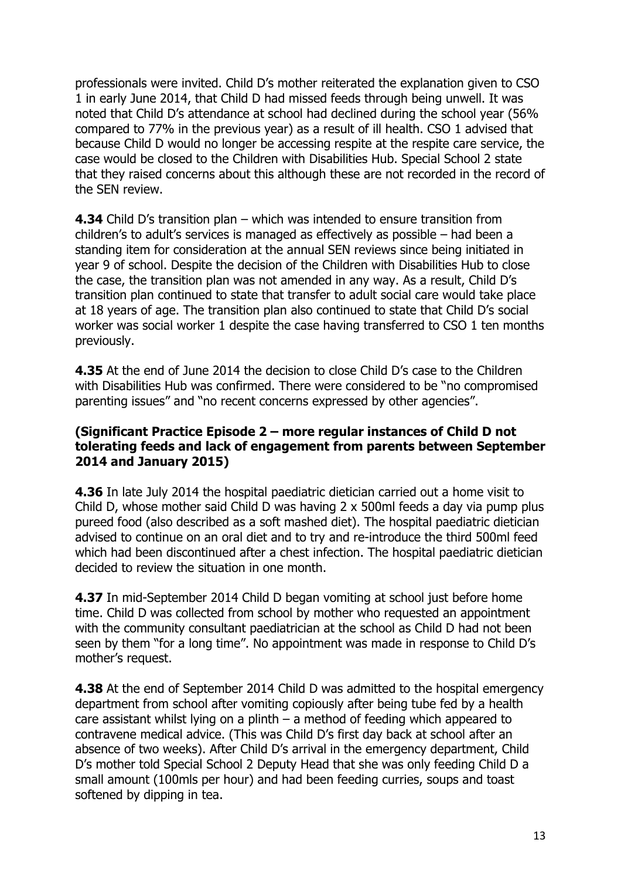professionals were invited. Child D's mother reiterated the explanation given to CSO 1 in early June 2014, that Child D had missed feeds through being unwell. It was noted that Child D's attendance at school had declined during the school year (56% compared to 77% in the previous year) as a result of ill health. CSO 1 advised that because Child D would no longer be accessing respite at the respite care service, the case would be closed to the Children with Disabilities Hub. Special School 2 state that they raised concerns about this although these are not recorded in the record of the SEN review.

**4.34** Child D's transition plan – which was intended to ensure transition from children's to adult's services is managed as effectively as possible – had been a standing item for consideration at the annual SEN reviews since being initiated in year 9 of school. Despite the decision of the Children with Disabilities Hub to close the case, the transition plan was not amended in any way. As a result, Child D's transition plan continued to state that transfer to adult social care would take place at 18 years of age. The transition plan also continued to state that Child D's social worker was social worker 1 despite the case having transferred to CSO 1 ten months previously.

**4.35** At the end of June 2014 the decision to close Child D's case to the Children with Disabilities Hub was confirmed. There were considered to be "no compromised parenting issues" and "no recent concerns expressed by other agencies".

**(Significant Practice Episode 2 – more regular instances of Child D not tolerating feeds and lack of engagement from parents between September 2014 and January 2015)**

**4.36** In late July 2014 the hospital paediatric dietician carried out a home visit to Child D, whose mother said Child D was having 2 x 500ml feeds a day via pump plus pureed food (also described as a soft mashed diet). The hospital paediatric dietician advised to continue on an oral diet and to try and re-introduce the third 500ml feed which had been discontinued after a chest infection. The hospital paediatric dietician decided to review the situation in one month.

**4.37** In mid-September 2014 Child D began vomiting at school just before home time. Child D was collected from school by mother who requested an appointment with the community consultant paediatrician at the school as Child D had not been seen by them "for a long time". No appointment was made in response to Child D's mother's request.

**4.38** At the end of September 2014 Child D was admitted to the hospital emergency department from school after vomiting copiously after being tube fed by a health care assistant whilst lying on a plinth – a method of feeding which appeared to contravene medical advice. (This was Child D's first day back at school after an absence of two weeks). After Child D's arrival in the emergency department, Child D's mother told Special School 2 Deputy Head that she was only feeding Child D a small amount (100mls per hour) and had been feeding curries, soups and toast softened by dipping in tea.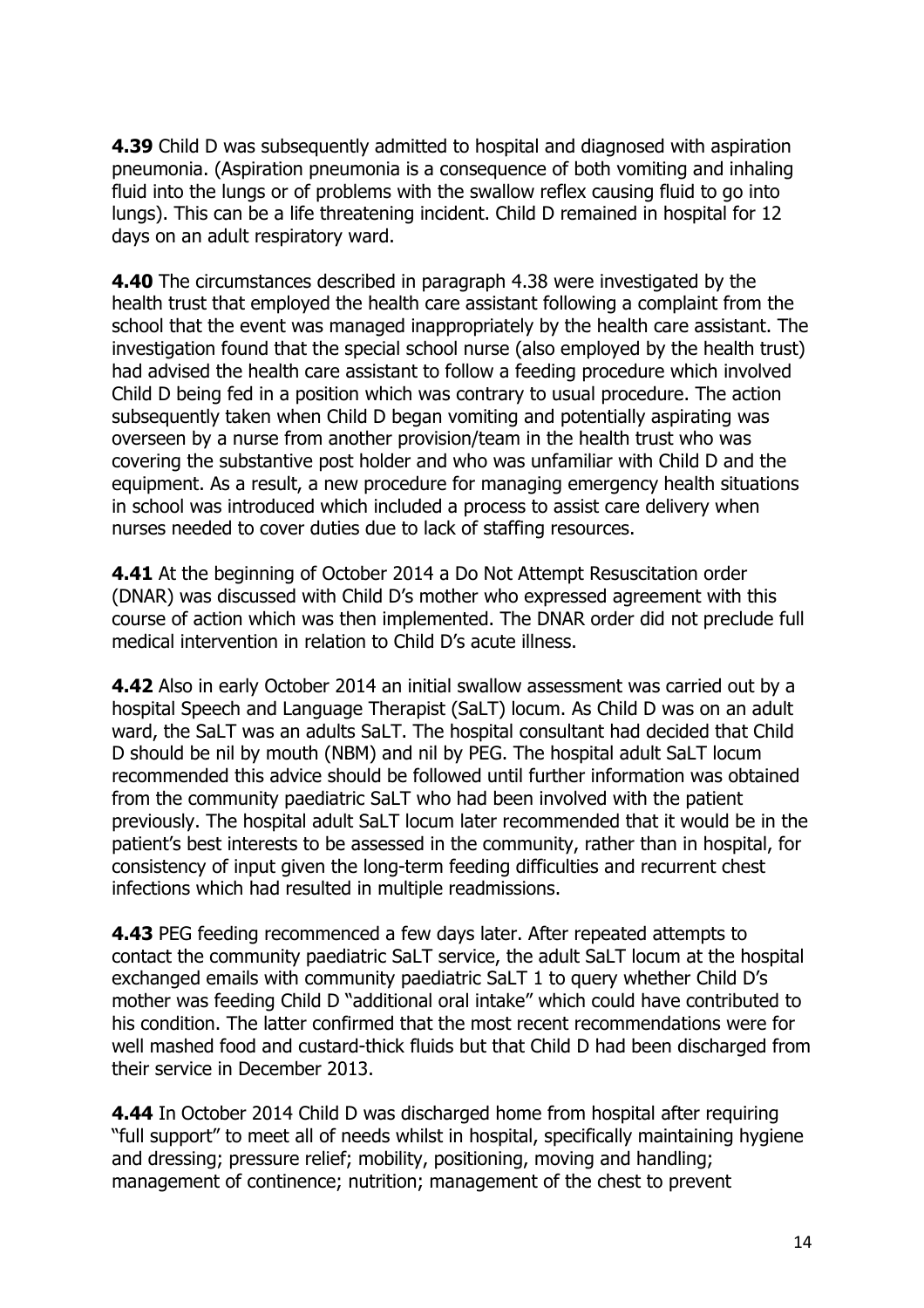**4.39** Child D was subsequently admitted to hospital and diagnosed with aspiration pneumonia. (Aspiration pneumonia is a consequence of both vomiting and inhaling fluid into the lungs or of problems with the swallow reflex causing fluid to go into lungs). This can be a life threatening incident. Child D remained in hospital for 12 days on an adult respiratory ward.

**4.40** The circumstances described in paragraph 4.38 were investigated by the health trust that employed the health care assistant following a complaint from the school that the event was managed inappropriately by the health care assistant. The investigation found that the special school nurse (also employed by the health trust) had advised the health care assistant to follow a feeding procedure which involved Child D being fed in a position which was contrary to usual procedure. The action subsequently taken when Child D began vomiting and potentially aspirating was overseen by a nurse from another provision/team in the health trust who was covering the substantive post holder and who was unfamiliar with Child D and the equipment. As a result, a new procedure for managing emergency health situations in school was introduced which included a process to assist care delivery when nurses needed to cover duties due to lack of staffing resources.

**4.41** At the beginning of October 2014 a Do Not Attempt Resuscitation order (DNAR) was discussed with Child D's mother who expressed agreement with this course of action which was then implemented. The DNAR order did not preclude full medical intervention in relation to Child D's acute illness.

**4.42** Also in early October 2014 an initial swallow assessment was carried out by a hospital Speech and Language Therapist (SaLT) locum. As Child D was on an adult ward, the SaLT was an adults SaLT. The hospital consultant had decided that Child D should be nil by mouth (NBM) and nil by PEG. The hospital adult SaLT locum recommended this advice should be followed until further information was obtained from the community paediatric SaLT who had been involved with the patient previously. The hospital adult SaLT locum later recommended that it would be in the patient's best interests to be assessed in the community, rather than in hospital, for consistency of input given the long-term feeding difficulties and recurrent chest infections which had resulted in multiple readmissions.

**4.43** PEG feeding recommenced a few days later. After repeated attempts to contact the community paediatric SaLT service, the adult SaLT locum at the hospital exchanged emails with community paediatric SaLT 1 to query whether Child D's mother was feeding Child D "additional oral intake" which could have contributed to his condition. The latter confirmed that the most recent recommendations were for well mashed food and custard-thick fluids but that Child D had been discharged from their service in December 2013.

**4.44** In October 2014 Child D was discharged home from hospital after requiring "full support" to meet all of needs whilst in hospital, specifically maintaining hygiene and dressing; pressure relief; mobility, positioning, moving and handling; management of continence; nutrition; management of the chest to prevent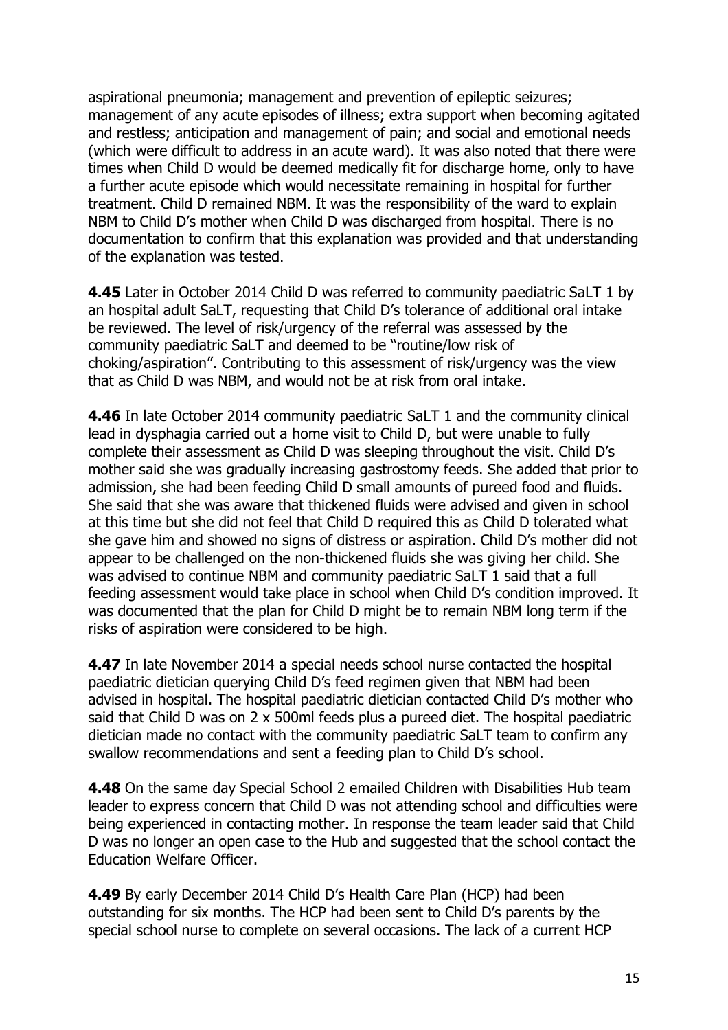aspirational pneumonia; management and prevention of epileptic seizures; management of any acute episodes of illness; extra support when becoming agitated and restless; anticipation and management of pain; and social and emotional needs (which were difficult to address in an acute ward). It was also noted that there were times when Child D would be deemed medically fit for discharge home, only to have a further acute episode which would necessitate remaining in hospital for further treatment. Child D remained NBM. It was the responsibility of the ward to explain NBM to Child D's mother when Child D was discharged from hospital. There is no documentation to confirm that this explanation was provided and that understanding of the explanation was tested.

**4.45** Later in October 2014 Child D was referred to community paediatric SaLT 1 by an hospital adult SaLT, requesting that Child D's tolerance of additional oral intake be reviewed. The level of risk/urgency of the referral was assessed by the community paediatric SaLT and deemed to be "routine/low risk of choking/aspiration". Contributing to this assessment of risk/urgency was the view that as Child D was NBM, and would not be at risk from oral intake.

**4.46** In late October 2014 community paediatric SaLT 1 and the community clinical lead in dysphagia carried out a home visit to Child D, but were unable to fully complete their assessment as Child D was sleeping throughout the visit. Child D's mother said she was gradually increasing gastrostomy feeds. She added that prior to admission, she had been feeding Child D small amounts of pureed food and fluids. She said that she was aware that thickened fluids were advised and given in school at this time but she did not feel that Child D required this as Child D tolerated what she gave him and showed no signs of distress or aspiration. Child D's mother did not appear to be challenged on the non-thickened fluids she was giving her child. She was advised to continue NBM and community paediatric SaLT 1 said that a full feeding assessment would take place in school when Child D's condition improved. It was documented that the plan for Child D might be to remain NBM long term if the risks of aspiration were considered to be high.

**4.47** In late November 2014 a special needs school nurse contacted the hospital paediatric dietician querying Child D's feed regimen given that NBM had been advised in hospital. The hospital paediatric dietician contacted Child D's mother who said that Child D was on 2 x 500ml feeds plus a pureed diet. The hospital paediatric dietician made no contact with the community paediatric SaLT team to confirm any swallow recommendations and sent a feeding plan to Child D's school.

**4.48** On the same day Special School 2 emailed Children with Disabilities Hub team leader to express concern that Child D was not attending school and difficulties were being experienced in contacting mother. In response the team leader said that Child D was no longer an open case to the Hub and suggested that the school contact the Education Welfare Officer.

**4.49** By early December 2014 Child D's Health Care Plan (HCP) had been outstanding for six months. The HCP had been sent to Child D's parents by the special school nurse to complete on several occasions. The lack of a current HCP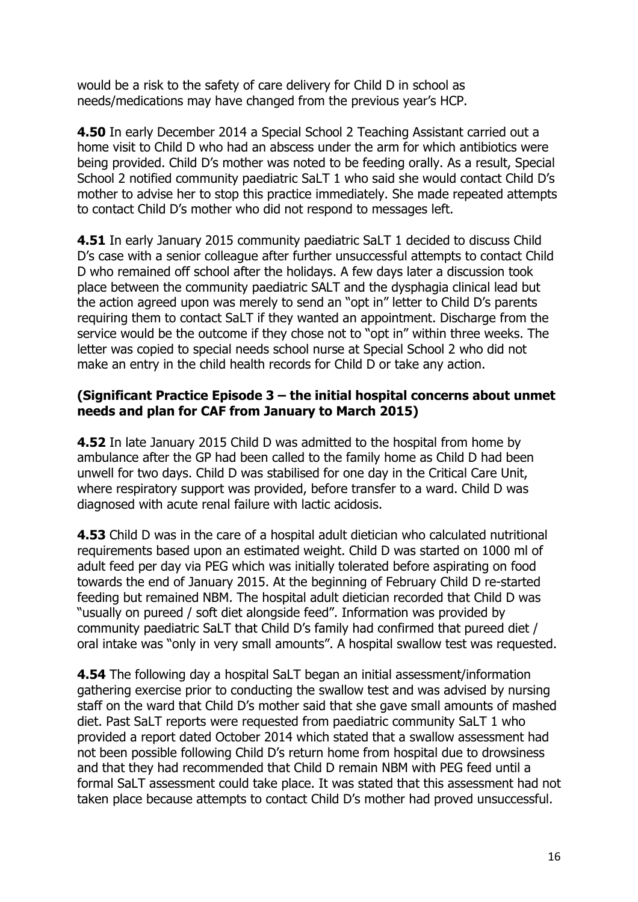would be a risk to the safety of care delivery for Child D in school as needs/medications may have changed from the previous year's HCP.

**4.50** In early December 2014 a Special School 2 Teaching Assistant carried out a home visit to Child D who had an abscess under the arm for which antibiotics were being provided. Child D's mother was noted to be feeding orally. As a result, Special School 2 notified community paediatric SaLT 1 who said she would contact Child D's mother to advise her to stop this practice immediately. She made repeated attempts to contact Child D's mother who did not respond to messages left.

**4.51** In early January 2015 community paediatric SaLT 1 decided to discuss Child D's case with a senior colleague after further unsuccessful attempts to contact Child D who remained off school after the holidays. A few days later a discussion took place between the community paediatric SALT and the dysphagia clinical lead but the action agreed upon was merely to send an "opt in" letter to Child D's parents requiring them to contact SaLT if they wanted an appointment. Discharge from the service would be the outcome if they chose not to "opt in" within three weeks. The letter was copied to special needs school nurse at Special School 2 who did not make an entry in the child health records for Child D or take any action.

**(Significant Practice Episode 3 – the initial hospital concerns about unmet needs and plan for CAF from January to March 2015)**

**4.52** In late January 2015 Child D was admitted to the hospital from home by ambulance after the GP had been called to the family home as Child D had been unwell for two days. Child D was stabilised for one day in the Critical Care Unit, where respiratory support was provided, before transfer to a ward. Child D was diagnosed with acute renal failure with lactic acidosis.

**4.53** Child D was in the care of a hospital adult dietician who calculated nutritional requirements based upon an estimated weight. Child D was started on 1000 ml of adult feed per day via PEG which was initially tolerated before aspirating on food towards the end of January 2015. At the beginning of February Child D re-started feeding but remained NBM. The hospital adult dietician recorded that Child D was "usually on pureed / soft diet alongside feed". Information was provided by community paediatric SaLT that Child D's family had confirmed that pureed diet / oral intake was "only in very small amounts". A hospital swallow test was requested.

**4.54** The following day a hospital SaLT began an initial assessment/information gathering exercise prior to conducting the swallow test and was advised by nursing staff on the ward that Child D's mother said that she gave small amounts of mashed diet. Past SaLT reports were requested from paediatric community SaLT 1 who provided a report dated October 2014 which stated that a swallow assessment had not been possible following Child D's return home from hospital due to drowsiness and that they had recommended that Child D remain NBM with PEG feed until a formal SaLT assessment could take place. It was stated that this assessment had not taken place because attempts to contact Child D's mother had proved unsuccessful.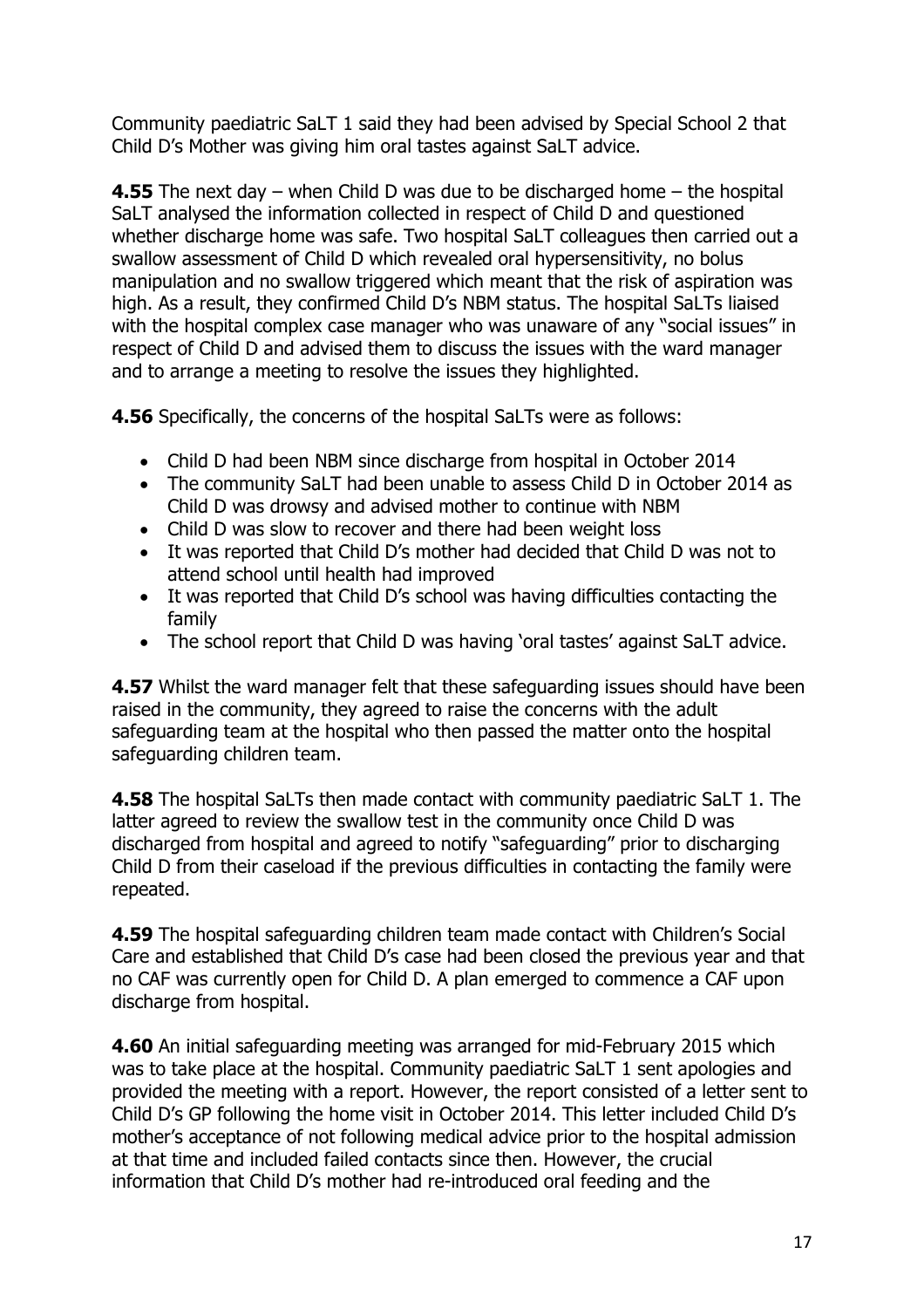Community paediatric SaLT 1 said they had been advised by Special School 2 that Child D's Mother was giving him oral tastes against SaLT advice.

**4.55** The next day – when Child D was due to be discharged home – the hospital SaLT analysed the information collected in respect of Child D and questioned whether discharge home was safe. Two hospital SaLT colleagues then carried out a swallow assessment of Child D which revealed oral hypersensitivity, no bolus manipulation and no swallow triggered which meant that the risk of aspiration was high. As a result, they confirmed Child D's NBM status. The hospital SaLTs liaised with the hospital complex case manager who was unaware of any "social issues" in respect of Child D and advised them to discuss the issues with the ward manager and to arrange a meeting to resolve the issues they highlighted.

**4.56** Specifically, the concerns of the hospital SaLTs were as follows:

- Child D had been NBM since discharge from hospital in October 2014
- The community SaLT had been unable to assess Child D in October 2014 as Child D was drowsy and advised mother to continue with NBM
- Child D was slow to recover and there had been weight loss
- It was reported that Child D's mother had decided that Child D was not to attend school until health had improved
- It was reported that Child D's school was having difficulties contacting the family
- The school report that Child D was having 'oral tastes' against SaLT advice.

**4.57** Whilst the ward manager felt that these safeguarding issues should have been raised in the community, they agreed to raise the concerns with the adult safeguarding team at the hospital who then passed the matter onto the hospital safeguarding children team.

**4.58** The hospital SaLTs then made contact with community paediatric SaLT 1. The latter agreed to review the swallow test in the community once Child D was discharged from hospital and agreed to notify "safeguarding" prior to discharging Child D from their caseload if the previous difficulties in contacting the family were repeated.

**4.59** The hospital safeguarding children team made contact with Children's Social Care and established that Child D's case had been closed the previous year and that no CAF was currently open for Child D. A plan emerged to commence a CAF upon discharge from hospital.

**4.60** An initial safeguarding meeting was arranged for mid-February 2015 which was to take place at the hospital. Community paediatric SaLT 1 sent apologies and provided the meeting with a report. However, the report consisted of a letter sent to Child D's GP following the home visit in October 2014. This letter included Child D's mother's acceptance of not following medical advice prior to the hospital admission at that time and included failed contacts since then. However, the crucial information that Child D's mother had re-introduced oral feeding and the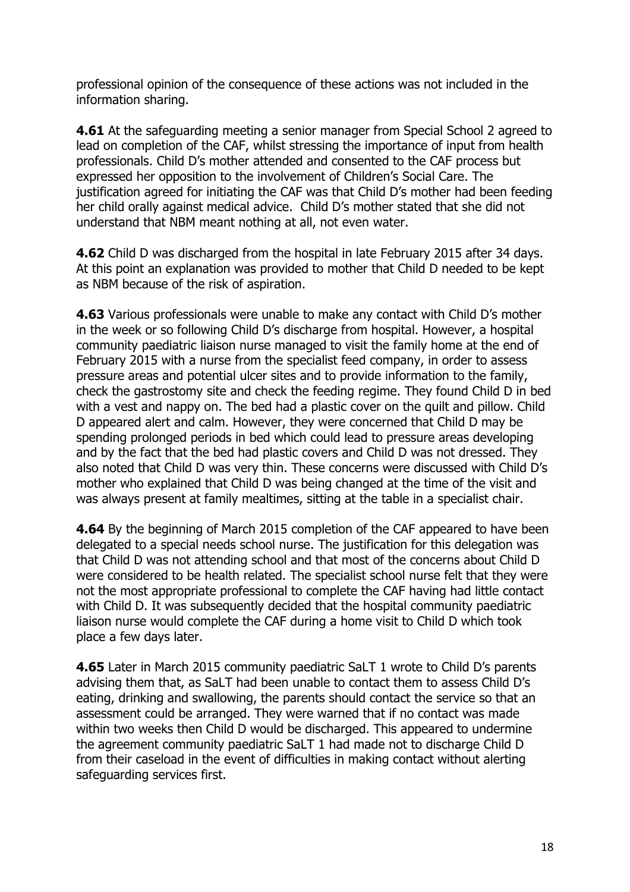professional opinion of the consequence of these actions was not included in the information sharing.

**4.61** At the safeguarding meeting a senior manager from Special School 2 agreed to lead on completion of the CAF, whilst stressing the importance of input from health professionals. Child D's mother attended and consented to the CAF process but expressed her opposition to the involvement of Children's Social Care. The justification agreed for initiating the CAF was that Child D's mother had been feeding her child orally against medical advice. Child D's mother stated that she did not understand that NBM meant nothing at all, not even water.

**4.62** Child D was discharged from the hospital in late February 2015 after 34 days. At this point an explanation was provided to mother that Child D needed to be kept as NBM because of the risk of aspiration.

**4.63** Various professionals were unable to make any contact with Child D's mother in the week or so following Child D's discharge from hospital. However, a hospital community paediatric liaison nurse managed to visit the family home at the end of February 2015 with a nurse from the specialist feed company, in order to assess pressure areas and potential ulcer sites and to provide information to the family, check the gastrostomy site and check the feeding regime. They found Child D in bed with a vest and nappy on. The bed had a plastic cover on the quilt and pillow. Child D appeared alert and calm. However, they were concerned that Child D may be spending prolonged periods in bed which could lead to pressure areas developing and by the fact that the bed had plastic covers and Child D was not dressed. They also noted that Child D was very thin. These concerns were discussed with Child D's mother who explained that Child D was being changed at the time of the visit and was always present at family mealtimes, sitting at the table in a specialist chair.

**4.64** By the beginning of March 2015 completion of the CAF appeared to have been delegated to a special needs school nurse. The justification for this delegation was that Child D was not attending school and that most of the concerns about Child D were considered to be health related. The specialist school nurse felt that they were not the most appropriate professional to complete the CAF having had little contact with Child D. It was subsequently decided that the hospital community paediatric liaison nurse would complete the CAF during a home visit to Child D which took place a few days later.

**4.65** Later in March 2015 community paediatric SaLT 1 wrote to Child D's parents advising them that, as SaLT had been unable to contact them to assess Child D's eating, drinking and swallowing, the parents should contact the service so that an assessment could be arranged. They were warned that if no contact was made within two weeks then Child D would be discharged. This appeared to undermine the agreement community paediatric SaLT 1 had made not to discharge Child D from their caseload in the event of difficulties in making contact without alerting safeguarding services first.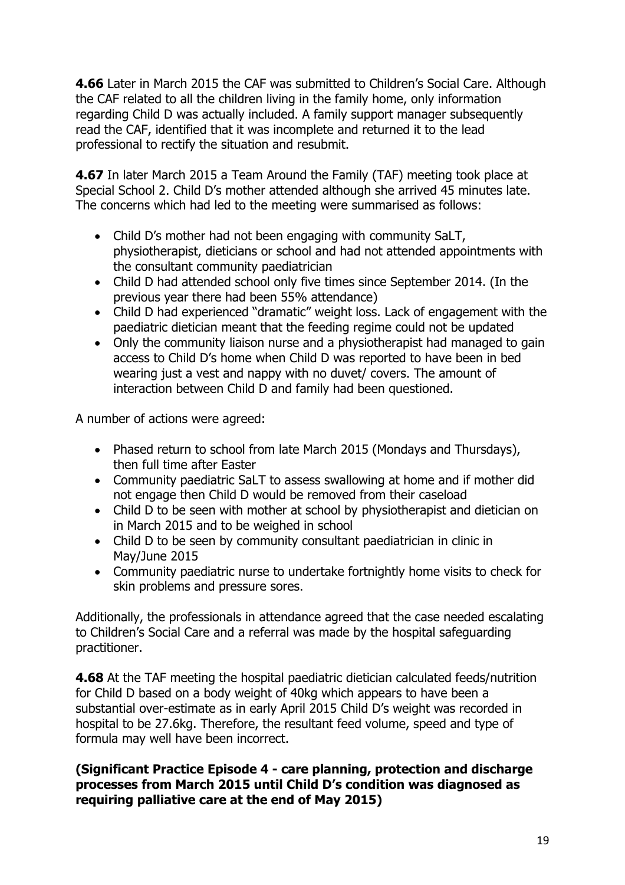**4.66** Later in March 2015 the CAF was submitted to Children's Social Care. Although the CAF related to all the children living in the family home, only information regarding Child D was actually included. A family support manager subsequently read the CAF, identified that it was incomplete and returned it to the lead professional to rectify the situation and resubmit.

**4.67** In later March 2015 a Team Around the Family (TAF) meeting took place at Special School 2. Child D's mother attended although she arrived 45 minutes late. The concerns which had led to the meeting were summarised as follows:

- Child D's mother had not been engaging with community SaLT, physiotherapist, dieticians or school and had not attended appointments with the consultant community paediatrician
- Child D had attended school only five times since September 2014. (In the previous year there had been 55% attendance)
- Child D had experienced "dramatic" weight loss. Lack of engagement with the paediatric dietician meant that the feeding regime could not be updated
- Only the community liaison nurse and a physiotherapist had managed to gain access to Child D's home when Child D was reported to have been in bed wearing just a vest and nappy with no duvet/ covers. The amount of interaction between Child D and family had been questioned.

A number of actions were agreed:

- Phased return to school from late March 2015 (Mondays and Thursdays), then full time after Easter
- Community paediatric SaLT to assess swallowing at home and if mother did not engage then Child D would be removed from their caseload
- Child D to be seen with mother at school by physiotherapist and dietician on in March 2015 and to be weighed in school
- Child D to be seen by community consultant paediatrician in clinic in May/June 2015
- Community paediatric nurse to undertake fortnightly home visits to check for skin problems and pressure sores.

Additionally, the professionals in attendance agreed that the case needed escalating to Children's Social Care and a referral was made by the hospital safeguarding practitioner.

**4.68** At the TAF meeting the hospital paediatric dietician calculated feeds/nutrition for Child D based on a body weight of 40kg which appears to have been a substantial over-estimate as in early April 2015 Child D's weight was recorded in hospital to be 27.6kg. Therefore, the resultant feed volume, speed and type of formula may well have been incorrect.

**(Significant Practice Episode 4 - care planning, protection and discharge processes from March 2015 until Child D's condition was diagnosed as requiring palliative care at the end of May 2015)**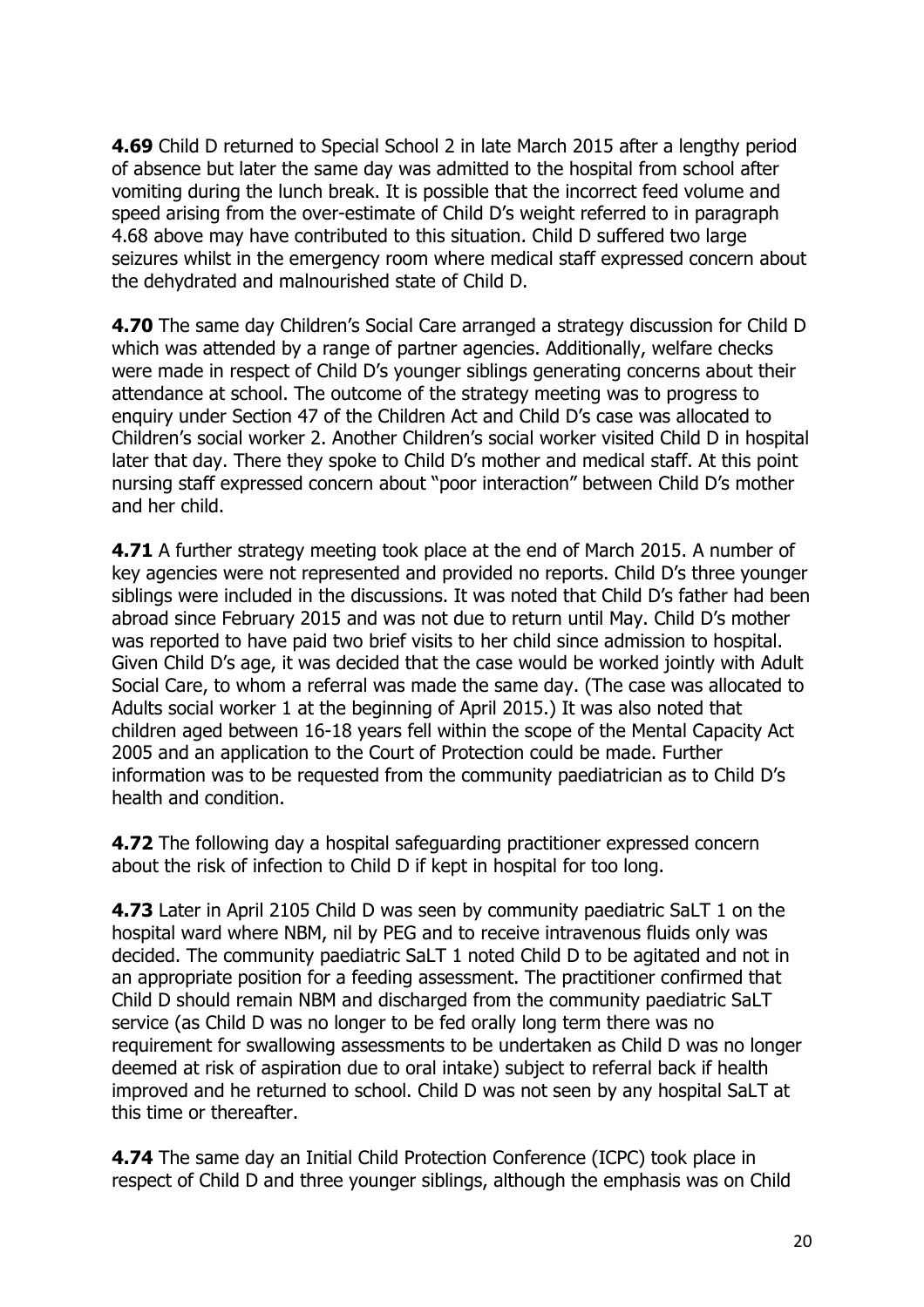**4.69** Child D returned to Special School 2 in late March 2015 after a lengthy period of absence but later the same day was admitted to the hospital from school after vomiting during the lunch break. It is possible that the incorrect feed volume and speed arising from the over-estimate of Child D's weight referred to in paragraph 4.68 above may have contributed to this situation. Child D suffered two large seizures whilst in the emergency room where medical staff expressed concern about the dehydrated and malnourished state of Child D.

**4.70** The same day Children's Social Care arranged a strategy discussion for Child D which was attended by a range of partner agencies. Additionally, welfare checks were made in respect of Child D's younger siblings generating concerns about their attendance at school. The outcome of the strategy meeting was to progress to enquiry under Section 47 of the Children Act and Child D's case was allocated to Children's social worker 2. Another Children's social worker visited Child D in hospital later that day. There they spoke to Child D's mother and medical staff. At this point nursing staff expressed concern about "poor interaction" between Child D's mother and her child.

**4.71** A further strategy meeting took place at the end of March 2015. A number of key agencies were not represented and provided no reports. Child D's three younger siblings were included in the discussions. It was noted that Child D's father had been abroad since February 2015 and was not due to return until May. Child D's mother was reported to have paid two brief visits to her child since admission to hospital. Given Child D's age, it was decided that the case would be worked jointly with Adult Social Care, to whom a referral was made the same day. (The case was allocated to Adults social worker 1 at the beginning of April 2015.) It was also noted that children aged between 16-18 years fell within the scope of the Mental Capacity Act 2005 and an application to the Court of Protection could be made. Further information was to be requested from the community paediatrician as to Child D's health and condition.

**4.72** The following day a hospital safeguarding practitioner expressed concern about the risk of infection to Child D if kept in hospital for too long.

**4.73** Later in April 2105 Child D was seen by community paediatric SaLT 1 on the hospital ward where NBM, nil by PEG and to receive intravenous fluids only was decided. The community paediatric SaLT 1 noted Child D to be agitated and not in an appropriate position for a feeding assessment. The practitioner confirmed that Child D should remain NBM and discharged from the community paediatric SaLT service (as Child D was no longer to be fed orally long term there was no requirement for swallowing assessments to be undertaken as Child D was no longer deemed at risk of aspiration due to oral intake) subject to referral back if health improved and he returned to school. Child D was not seen by any hospital SaLT at this time or thereafter.

**4.74** The same day an Initial Child Protection Conference (ICPC) took place in respect of Child D and three younger siblings, although the emphasis was on Child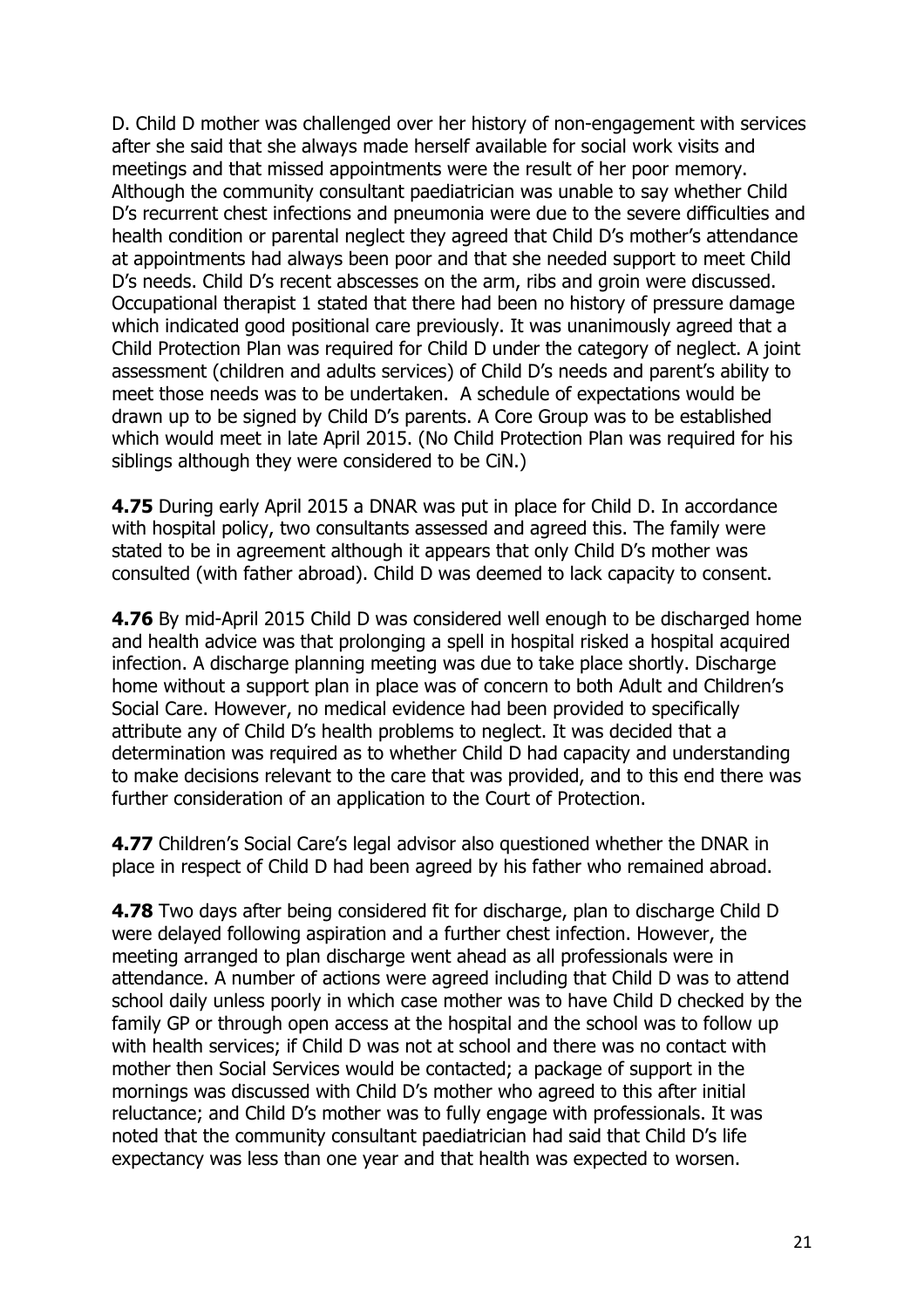D. Child D mother was challenged over her history of non-engagement with services after she said that she always made herself available for social work visits and meetings and that missed appointments were the result of her poor memory. Although the community consultant paediatrician was unable to say whether Child D's recurrent chest infections and pneumonia were due to the severe difficulties and health condition or parental neglect they agreed that Child D's mother's attendance at appointments had always been poor and that she needed support to meet Child D's needs. Child D's recent abscesses on the arm, ribs and groin were discussed. Occupational therapist 1 stated that there had been no history of pressure damage which indicated good positional care previously. It was unanimously agreed that a Child Protection Plan was required for Child D under the category of neglect. A joint assessment (children and adults services) of Child D's needs and parent's ability to meet those needs was to be undertaken. A schedule of expectations would be drawn up to be signed by Child D's parents. A Core Group was to be established which would meet in late April 2015. (No Child Protection Plan was required for his siblings although they were considered to be CiN.)

**4.75** During early April 2015 a DNAR was put in place for Child D. In accordance with hospital policy, two consultants assessed and agreed this. The family were stated to be in agreement although it appears that only Child D's mother was consulted (with father abroad). Child D was deemed to lack capacity to consent.

**4.76** By mid-April 2015 Child D was considered well enough to be discharged home and health advice was that prolonging a spell in hospital risked a hospital acquired infection. A discharge planning meeting was due to take place shortly. Discharge home without a support plan in place was of concern to both Adult and Children's Social Care. However, no medical evidence had been provided to specifically attribute any of Child D's health problems to neglect. It was decided that a determination was required as to whether Child D had capacity and understanding to make decisions relevant to the care that was provided, and to this end there was further consideration of an application to the Court of Protection.

**4.77** Children's Social Care's legal advisor also questioned whether the DNAR in place in respect of Child D had been agreed by his father who remained abroad.

**4.78** Two days after being considered fit for discharge, plan to discharge Child D were delayed following aspiration and a further chest infection. However, the meeting arranged to plan discharge went ahead as all professionals were in attendance. A number of actions were agreed including that Child D was to attend school daily unless poorly in which case mother was to have Child D checked by the family GP or through open access at the hospital and the school was to follow up with health services; if Child D was not at school and there was no contact with mother then Social Services would be contacted; a package of support in the mornings was discussed with Child D's mother who agreed to this after initial reluctance; and Child D's mother was to fully engage with professionals. It was noted that the community consultant paediatrician had said that Child D's life expectancy was less than one year and that health was expected to worsen.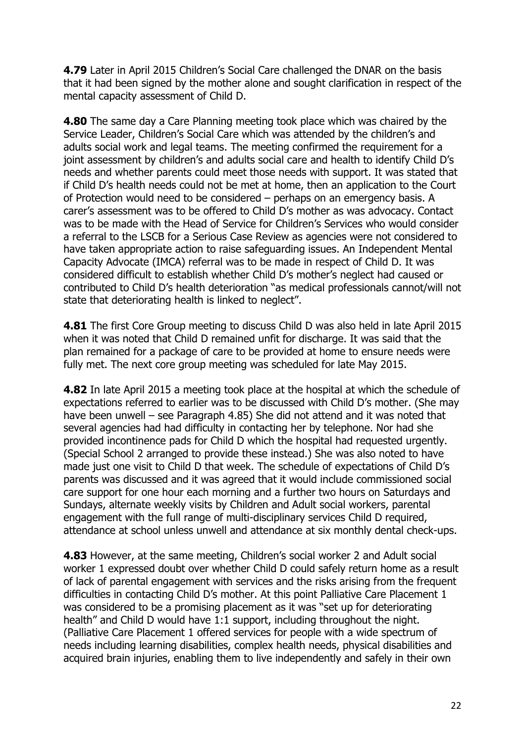**4.79** Later in April 2015 Children's Social Care challenged the DNAR on the basis that it had been signed by the mother alone and sought clarification in respect of the mental capacity assessment of Child D.

**4.80** The same day a Care Planning meeting took place which was chaired by the Service Leader, Children's Social Care which was attended by the children's and adults social work and legal teams. The meeting confirmed the requirement for a joint assessment by children's and adults social care and health to identify Child D's needs and whether parents could meet those needs with support. It was stated that if Child D's health needs could not be met at home, then an application to the Court of Protection would need to be considered – perhaps on an emergency basis. A carer's assessment was to be offered to Child D's mother as was advocacy. Contact was to be made with the Head of Service for Children's Services who would consider a referral to the LSCB for a Serious Case Review as agencies were not considered to have taken appropriate action to raise safeguarding issues. An Independent Mental Capacity Advocate (IMCA) referral was to be made in respect of Child D. It was considered difficult to establish whether Child D's mother's neglect had caused or contributed to Child D's health deterioration "as medical professionals cannot/will not state that deteriorating health is linked to neglect".

**4.81** The first Core Group meeting to discuss Child D was also held in late April 2015 when it was noted that Child D remained unfit for discharge. It was said that the plan remained for a package of care to be provided at home to ensure needs were fully met. The next core group meeting was scheduled for late May 2015.

**4.82** In late April 2015 a meeting took place at the hospital at which the schedule of expectations referred to earlier was to be discussed with Child D's mother. (She may have been unwell – see Paragraph 4.85) She did not attend and it was noted that several agencies had had difficulty in contacting her by telephone. Nor had she provided incontinence pads for Child D which the hospital had requested urgently. (Special School 2 arranged to provide these instead.) She was also noted to have made just one visit to Child D that week. The schedule of expectations of Child D's parents was discussed and it was agreed that it would include commissioned social care support for one hour each morning and a further two hours on Saturdays and Sundays, alternate weekly visits by Children and Adult social workers, parental engagement with the full range of multi-disciplinary services Child D required, attendance at school unless unwell and attendance at six monthly dental check-ups.

**4.83** However, at the same meeting, Children's social worker 2 and Adult social worker 1 expressed doubt over whether Child D could safely return home as a result of lack of parental engagement with services and the risks arising from the frequent difficulties in contacting Child D's mother. At this point Palliative Care Placement 1 was considered to be a promising placement as it was "set up for deteriorating health" and Child D would have 1:1 support, including throughout the night. (Palliative Care Placement 1 offered services for people with a wide spectrum of needs including learning disabilities, complex health needs, physical disabilities and acquired brain injuries, enabling them to live independently and safely in their own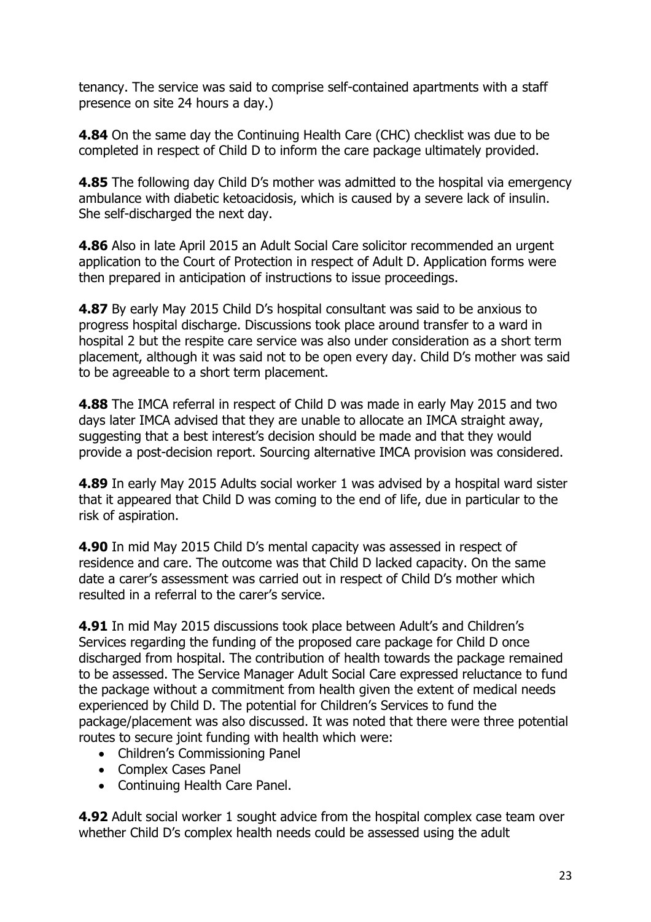tenancy. The service was said to comprise self-contained apartments with a staff presence on site 24 hours a day.)

**4.84** On the same day the Continuing Health Care (CHC) checklist was due to be completed in respect of Child D to inform the care package ultimately provided.

**4.85** The following day Child D's mother was admitted to the hospital via emergency ambulance with diabetic ketoacidosis, which is caused by a severe lack of insulin. She self-discharged the next day.

**4.86** Also in late April 2015 an Adult Social Care solicitor recommended an urgent application to the Court of Protection in respect of Adult D. Application forms were then prepared in anticipation of instructions to issue proceedings.

**4.87** By early May 2015 Child D's hospital consultant was said to be anxious to progress hospital discharge. Discussions took place around transfer to a ward in hospital 2 but the respite care service was also under consideration as a short term placement, although it was said not to be open every day. Child D's mother was said to be agreeable to a short term placement.

**4.88** The IMCA referral in respect of Child D was made in early May 2015 and two days later IMCA advised that they are unable to allocate an IMCA straight away, suggesting that a best interest's decision should be made and that they would provide a post-decision report. Sourcing alternative IMCA provision was considered.

**4.89** In early May 2015 Adults social worker 1 was advised by a hospital ward sister that it appeared that Child D was coming to the end of life, due in particular to the risk of aspiration.

**4.90** In mid May 2015 Child D's mental capacity was assessed in respect of residence and care. The outcome was that Child D lacked capacity. On the same date a carer's assessment was carried out in respect of Child D's mother which resulted in a referral to the carer's service.

**4.91** In mid May 2015 discussions took place between Adult's and Children's Services regarding the funding of the proposed care package for Child D once discharged from hospital. The contribution of health towards the package remained to be assessed. The Service Manager Adult Social Care expressed reluctance to fund the package without a commitment from health given the extent of medical needs experienced by Child D. The potential for Children's Services to fund the package/placement was also discussed. It was noted that there were three potential routes to secure joint funding with health which were:

- Children's Commissioning Panel
- Complex Cases Panel
- Continuing Health Care Panel.

**4.92** Adult social worker 1 sought advice from the hospital complex case team over whether Child D's complex health needs could be assessed using the adult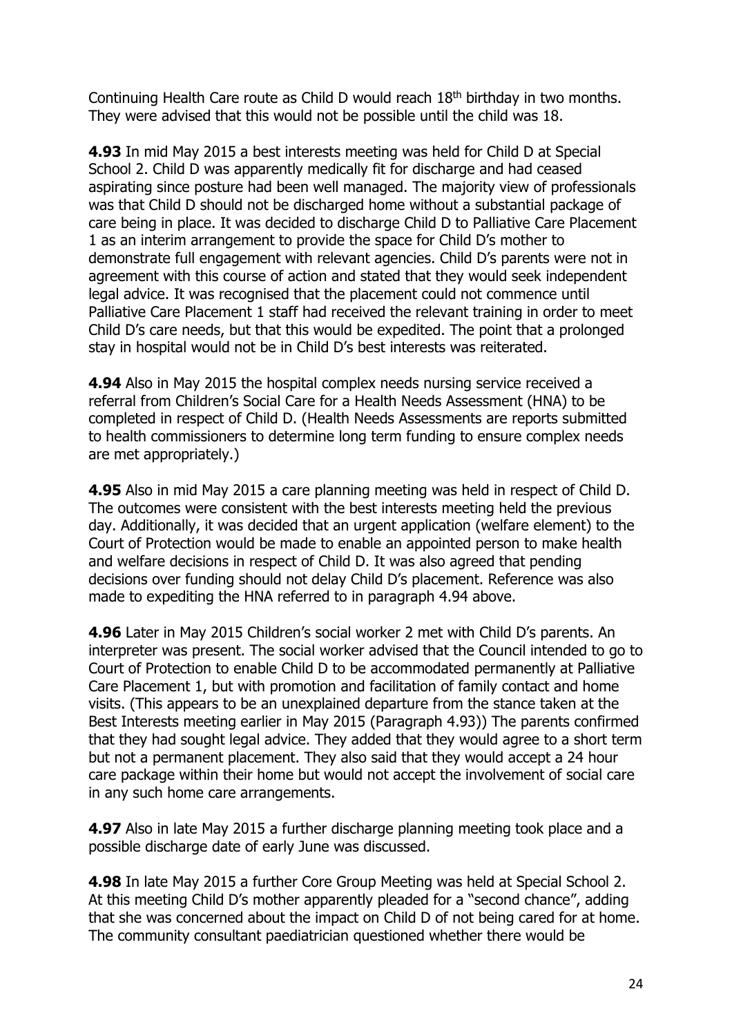Continuing Health Care route as Child D would reach 18th birthday in two months. They were advised that this would not be possible until the child was 18.

**4.93** In mid May 2015 a best interests meeting was held for Child D at Special School 2. Child D was apparently medically fit for discharge and had ceased aspirating since posture had been well managed. The majority view of professionals was that Child D should not be discharged home without a substantial package of care being in place. It was decided to discharge Child D to Palliative Care Placement 1 as an interim arrangement to provide the space for Child D's mother to demonstrate full engagement with relevant agencies. Child D's parents were not in agreement with this course of action and stated that they would seek independent legal advice. It was recognised that the placement could not commence until Palliative Care Placement 1 staff had received the relevant training in order to meet Child D's care needs, but that this would be expedited. The point that a prolonged stay in hospital would not be in Child D's best interests was reiterated.

**4.94** Also in May 2015 the hospital complex needs nursing service received a referral from Children's Social Care for a Health Needs Assessment (HNA) to be completed in respect of Child D. (Health Needs Assessments are reports submitted to health commissioners to determine long term funding to ensure complex needs are met appropriately.)

**4.95** Also in mid May 2015 a care planning meeting was held in respect of Child D. The outcomes were consistent with the best interests meeting held the previous day. Additionally, it was decided that an urgent application (welfare element) to the Court of Protection would be made to enable an appointed person to make health and welfare decisions in respect of Child D. It was also agreed that pending decisions over funding should not delay Child D's placement. Reference was also made to expediting the HNA referred to in paragraph 4.94 above.

**4.96** Later in May 2015 Children's social worker 2 met with Child D's parents. An interpreter was present. The social worker advised that the Council intended to go to Court of Protection to enable Child D to be accommodated permanently at Palliative Care Placement 1, but with promotion and facilitation of family contact and home visits. (This appears to be an unexplained departure from the stance taken at the Best Interests meeting earlier in May 2015 (Paragraph 4.93)) The parents confirmed that they had sought legal advice. They added that they would agree to a short term but not a permanent placement. They also said that they would accept a 24 hour care package within their home but would not accept the involvement of social care in any such home care arrangements.

**4.97** Also in late May 2015 a further discharge planning meeting took place and a possible discharge date of early June was discussed.

**4.98** In late May 2015 a further Core Group Meeting was held at Special School 2. At this meeting Child D's mother apparently pleaded for a "second chance", adding that she was concerned about the impact on Child D of not being cared for at home. The community consultant paediatrician questioned whether there would be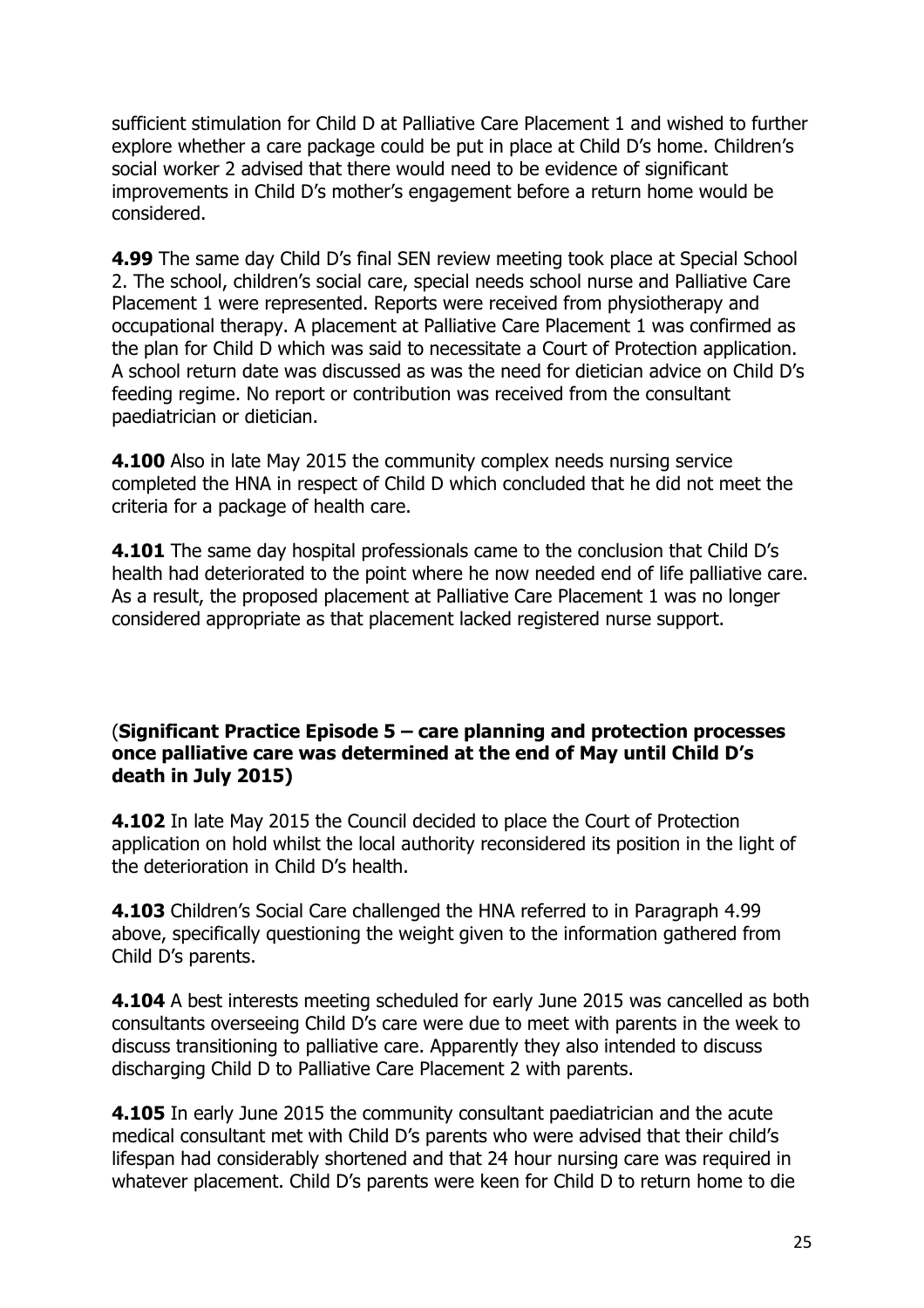sufficient stimulation for Child D at Palliative Care Placement 1 and wished to further explore whether a care package could be put in place at Child D's home. Children's social worker 2 advised that there would need to be evidence of significant improvements in Child D's mother's engagement before a return home would be considered.

**4.99** The same day Child D's final SEN review meeting took place at Special School 2. The school, children's social care, special needs school nurse and Palliative Care Placement 1 were represented. Reports were received from physiotherapy and occupational therapy. A placement at Palliative Care Placement 1 was confirmed as the plan for Child D which was said to necessitate a Court of Protection application. A school return date was discussed as was the need for dietician advice on Child D's feeding regime. No report or contribution was received from the consultant paediatrician or dietician.

**4.100** Also in late May 2015 the community complex needs nursing service completed the HNA in respect of Child D which concluded that he did not meet the criteria for a package of health care.

**4.101** The same day hospital professionals came to the conclusion that Child D's health had deteriorated to the point where he now needed end of life palliative care. As a result, the proposed placement at Palliative Care Placement 1 was no longer considered appropriate as that placement lacked registered nurse support.

(**Significant Practice Episode 5 – care planning and protection processes once palliative care was determined at the end of May until Child D's death in July 2015)**

**4.102** In late May 2015 the Council decided to place the Court of Protection application on hold whilst the local authority reconsidered its position in the light of the deterioration in Child D's health.

**4.103** Children's Social Care challenged the HNA referred to in Paragraph 4.99 above, specifically questioning the weight given to the information gathered from Child D's parents.

**4.104** A best interests meeting scheduled for early June 2015 was cancelled as both consultants overseeing Child D's care were due to meet with parents in the week to discuss transitioning to palliative care. Apparently they also intended to discuss discharging Child D to Palliative Care Placement 2 with parents.

**4.105** In early June 2015 the community consultant paediatrician and the acute medical consultant met with Child D's parents who were advised that their child's lifespan had considerably shortened and that 24 hour nursing care was required in whatever placement. Child D's parents were keen for Child D to return home to die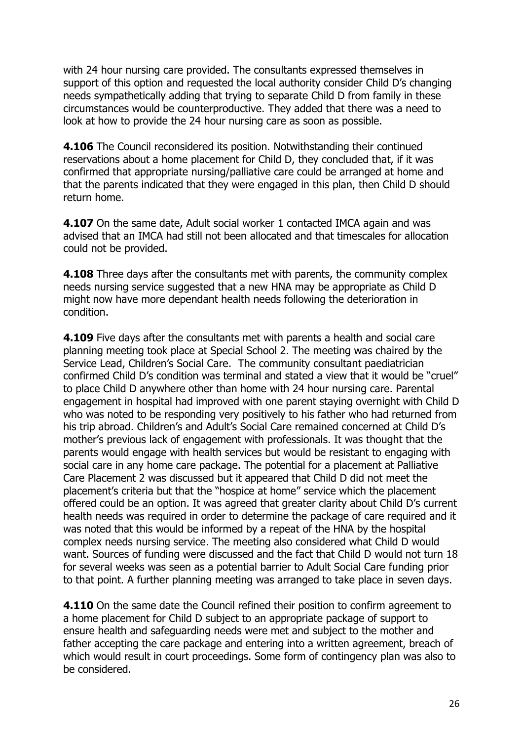with 24 hour nursing care provided. The consultants expressed themselves in support of this option and requested the local authority consider Child D's changing needs sympathetically adding that trying to separate Child D from family in these circumstances would be counterproductive. They added that there was a need to look at how to provide the 24 hour nursing care as soon as possible.

**4.106** The Council reconsidered its position. Notwithstanding their continued reservations about a home placement for Child D, they concluded that, if it was confirmed that appropriate nursing/palliative care could be arranged at home and that the parents indicated that they were engaged in this plan, then Child D should return home.

**4.107** On the same date, Adult social worker 1 contacted IMCA again and was advised that an IMCA had still not been allocated and that timescales for allocation could not be provided.

**4.108** Three days after the consultants met with parents, the community complex needs nursing service suggested that a new HNA may be appropriate as Child D might now have more dependant health needs following the deterioration in condition.

**4.109** Five days after the consultants met with parents a health and social care planning meeting took place at Special School 2. The meeting was chaired by the Service Lead, Children's Social Care. The community consultant paediatrician confirmed Child D's condition was terminal and stated a view that it would be "cruel" to place Child D anywhere other than home with 24 hour nursing care. Parental engagement in hospital had improved with one parent staying overnight with Child D who was noted to be responding very positively to his father who had returned from his trip abroad. Children's and Adult's Social Care remained concerned at Child D's mother's previous lack of engagement with professionals. It was thought that the parents would engage with health services but would be resistant to engaging with social care in any home care package. The potential for a placement at Palliative Care Placement 2 was discussed but it appeared that Child D did not meet the placement's criteria but that the "hospice at home" service which the placement offered could be an option. It was agreed that greater clarity about Child D's current health needs was required in order to determine the package of care required and it was noted that this would be informed by a repeat of the HNA by the hospital complex needs nursing service. The meeting also considered what Child D would want. Sources of funding were discussed and the fact that Child D would not turn 18 for several weeks was seen as a potential barrier to Adult Social Care funding prior to that point. A further planning meeting was arranged to take place in seven days.

**4.110** On the same date the Council refined their position to confirm agreement to a home placement for Child D subject to an appropriate package of support to ensure health and safeguarding needs were met and subject to the mother and father accepting the care package and entering into a written agreement, breach of which would result in court proceedings. Some form of contingency plan was also to be considered.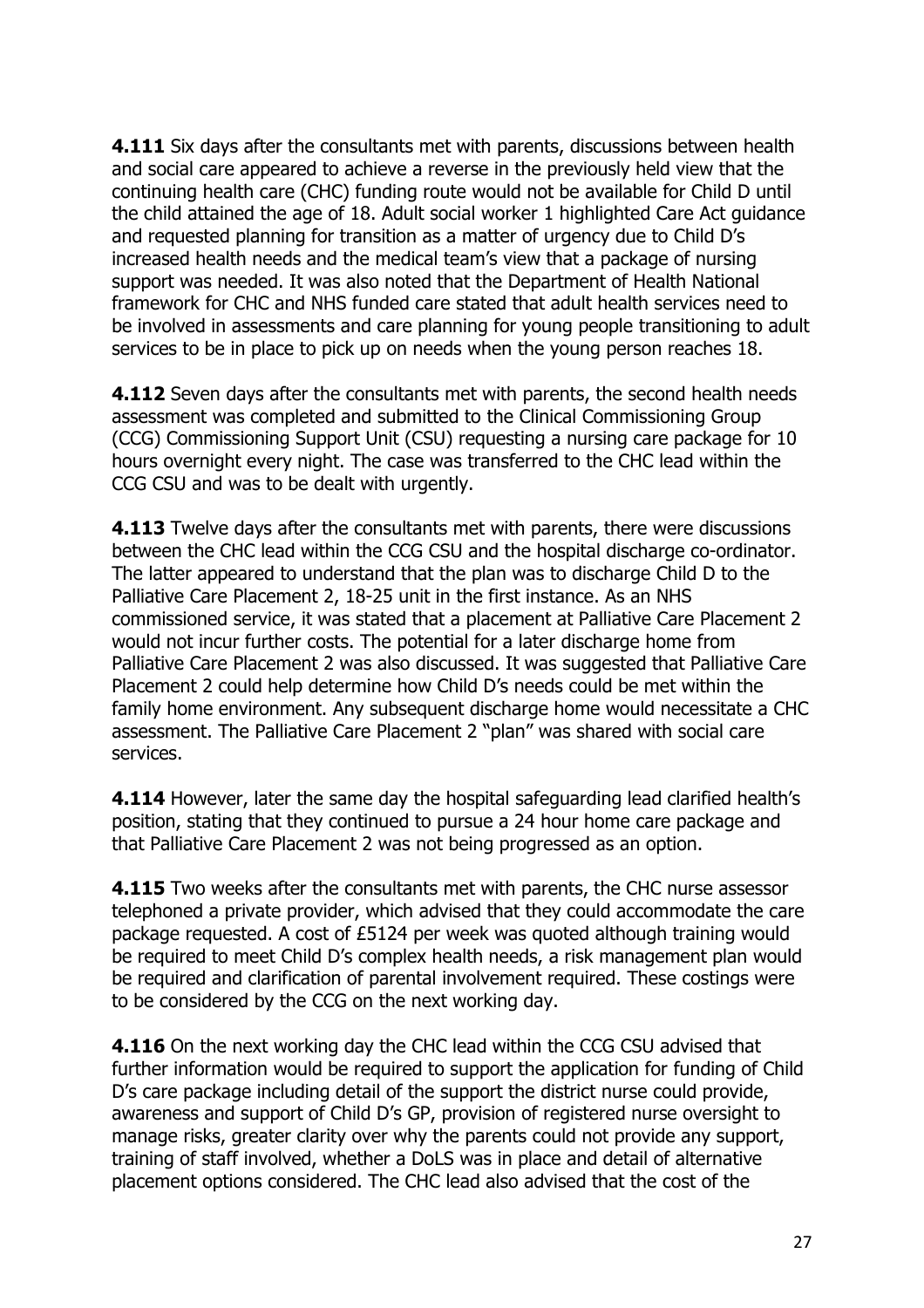**4.111** Six days after the consultants met with parents, discussions between health and social care appeared to achieve a reverse in the previously held view that the continuing health care (CHC) funding route would not be available for Child D until the child attained the age of 18. Adult social worker 1 highlighted Care Act guidance and requested planning for transition as a matter of urgency due to Child D's increased health needs and the medical team's view that a package of nursing support was needed. It was also noted that the Department of Health National framework for CHC and NHS funded care stated that adult health services need to be involved in assessments and care planning for young people transitioning to adult services to be in place to pick up on needs when the young person reaches 18.

**4.112** Seven days after the consultants met with parents, the second health needs assessment was completed and submitted to the Clinical Commissioning Group (CCG) Commissioning Support Unit (CSU) requesting a nursing care package for 10 hours overnight every night. The case was transferred to the CHC lead within the CCG CSU and was to be dealt with urgently.

**4.113** Twelve days after the consultants met with parents, there were discussions between the CHC lead within the CCG CSU and the hospital discharge co-ordinator. The latter appeared to understand that the plan was to discharge Child D to the Palliative Care Placement 2, 18-25 unit in the first instance. As an NHS commissioned service, it was stated that a placement at Palliative Care Placement 2 would not incur further costs. The potential for a later discharge home from Palliative Care Placement 2 was also discussed. It was suggested that Palliative Care Placement 2 could help determine how Child D's needs could be met within the family home environment. Any subsequent discharge home would necessitate a CHC assessment. The Palliative Care Placement 2 "plan" was shared with social care services.

**4.114** However, later the same day the hospital safeguarding lead clarified health's position, stating that they continued to pursue a 24 hour home care package and that Palliative Care Placement 2 was not being progressed as an option.

**4.115** Two weeks after the consultants met with parents, the CHC nurse assessor telephoned a private provider, which advised that they could accommodate the care package requested. A cost of £5124 per week was quoted although training would be required to meet Child D's complex health needs, a risk management plan would be required and clarification of parental involvement required. These costings were to be considered by the CCG on the next working day.

**4.116** On the next working day the CHC lead within the CCG CSU advised that further information would be required to support the application for funding of Child D's care package including detail of the support the district nurse could provide, awareness and support of Child D's GP, provision of registered nurse oversight to manage risks, greater clarity over why the parents could not provide any support, training of staff involved, whether a DoLS was in place and detail of alternative placement options considered. The CHC lead also advised that the cost of the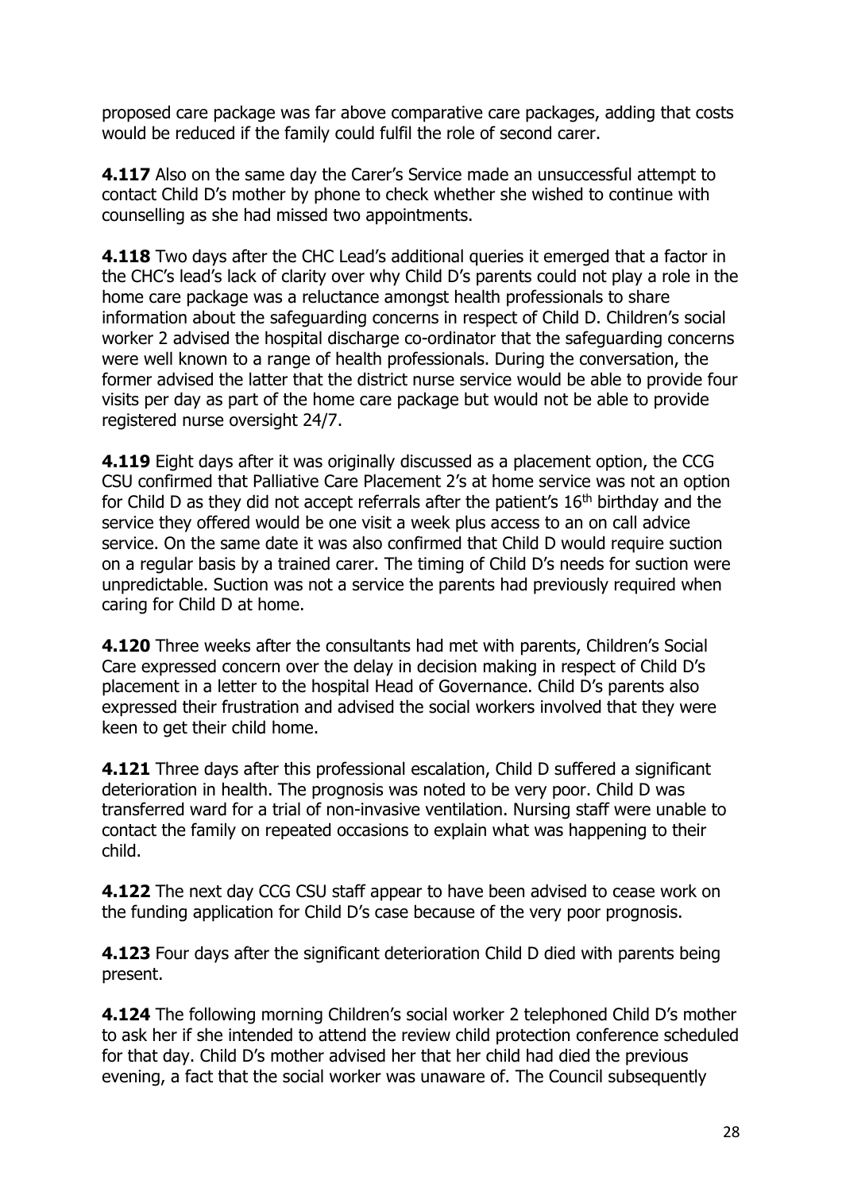proposed care package was far above comparative care packages, adding that costs would be reduced if the family could fulfil the role of second carer.

**4.117** Also on the same day the Carer's Service made an unsuccessful attempt to contact Child D's mother by phone to check whether she wished to continue with counselling as she had missed two appointments.

**4.118** Two days after the CHC Lead's additional queries it emerged that a factor in the CHC's lead's lack of clarity over why Child D's parents could not play a role in the home care package was a reluctance amongst health professionals to share information about the safeguarding concerns in respect of Child D. Children's social worker 2 advised the hospital discharge co-ordinator that the safeguarding concerns were well known to a range of health professionals. During the conversation, the former advised the latter that the district nurse service would be able to provide four visits per day as part of the home care package but would not be able to provide registered nurse oversight 24/7.

**4.119** Eight days after it was originally discussed as a placement option, the CCG CSU confirmed that Palliative Care Placement 2's at home service was not an option for Child D as they did not accept referrals after the patient's 16th birthday and the service they offered would be one visit a week plus access to an on call advice service. On the same date it was also confirmed that Child D would require suction on a regular basis by a trained carer. The timing of Child D's needs for suction were unpredictable. Suction was not a service the parents had previously required when caring for Child D at home.

**4.120** Three weeks after the consultants had met with parents, Children's Social Care expressed concern over the delay in decision making in respect of Child D's placement in a letter to the hospital Head of Governance. Child D's parents also expressed their frustration and advised the social workers involved that they were keen to get their child home.

**4.121** Three days after this professional escalation, Child D suffered a significant deterioration in health. The prognosis was noted to be very poor. Child D was transferred ward for a trial of non-invasive ventilation. Nursing staff were unable to contact the family on repeated occasions to explain what was happening to their child.

**4.122** The next day CCG CSU staff appear to have been advised to cease work on the funding application for Child D's case because of the very poor prognosis.

**4.123** Four days after the significant deterioration Child D died with parents being present.

**4.124** The following morning Children's social worker 2 telephoned Child D's mother to ask her if she intended to attend the review child protection conference scheduled for that day. Child D's mother advised her that her child had died the previous evening, a fact that the social worker was unaware of. The Council subsequently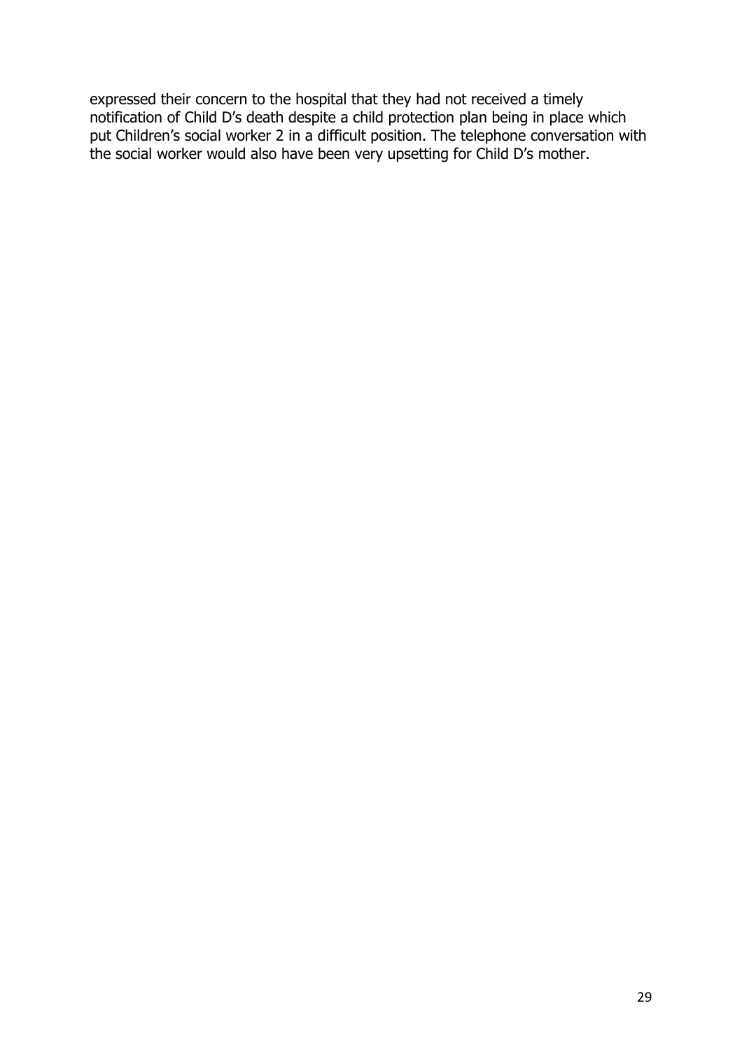expressed their concern to the hospital that they had not received a timely notification of Child D's death despite a child protection plan being in place which put Children's social worker 2 in a difficult position. The telephone conversation with the social worker would also have been very upsetting for Child D's mother.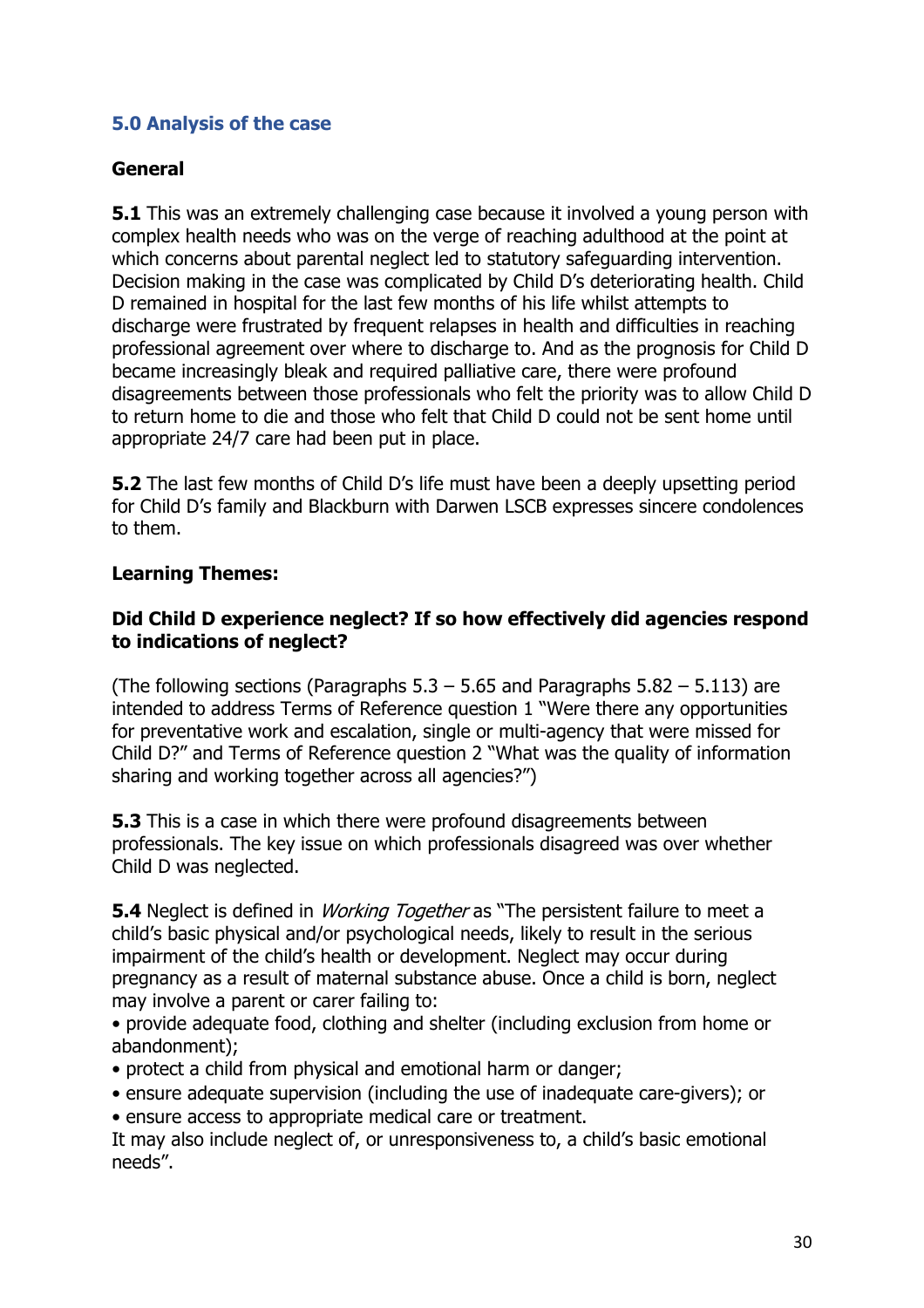## 5.0 Analysis of the case

### General

**5.1** This was an extremely challenging case because it involved a young person with complex health needs who was on the verge of reaching adulthood at the point at which concerns about parental neglect led to statutory safeguarding intervention. Decision making in the case was complicated by Child D's deteriorating health. Child D remained in hospital for the last few months of his life whilst attempts to discharge were frustrated by frequent relapses in health and difficulties in reaching professional agreement over where to discharge to. And as the prognosis for Child D became increasingly bleak and required palliative care, there were profound disagreements between those professionals who felt the priority was to allow Child D to return home to die and those who felt that Child D could not be sent home until appropriate 24/7 care had been put in place.

**5.2** The last few months of Child D's life must have been a deeply upsetting period for Child D's family and Blackburn with Darwen LSCB expresses sincere condolences to them.

### Learning Themes:

**Did Child D experience neglect? If so how effectively did agencies respond to indications of neglect?**

(The following sections (Paragraphs 5.3 – 5.65 and Paragraphs 5.82 – 5.113) are intended to address Terms of Reference question 1 "Were there any opportunities for preventative work and escalation, single or multi-agency that were missed for Child D?" and Terms of Reference question 2 "What was the quality of information sharing and working together across all agencies?")

**5.3** This is a case in which there were profound disagreements between professionals. The key issue on which professionals disagreed was over whether Child D was neglected.

**5.4** Neglect is defined in *Working Together* as "The persistent failure to meet a child's basic physical and/or psychological needs, likely to result in the serious impairment of the child's health or development. Neglect may occur during pregnancy as a result of maternal substance abuse. Once a child is born, neglect may involve a parent or carer failing to:

- provide adequate food, clothing and shelter (including exclusion from home or abandonment);
- protect a child from physical and emotional harm or danger;
- ensure adequate supervision (including the use of inadequate care-givers); or
- ensure access to appropriate medical care or treatment.

It may also include neglect of, or unresponsiveness to, a child's basic emotional needs".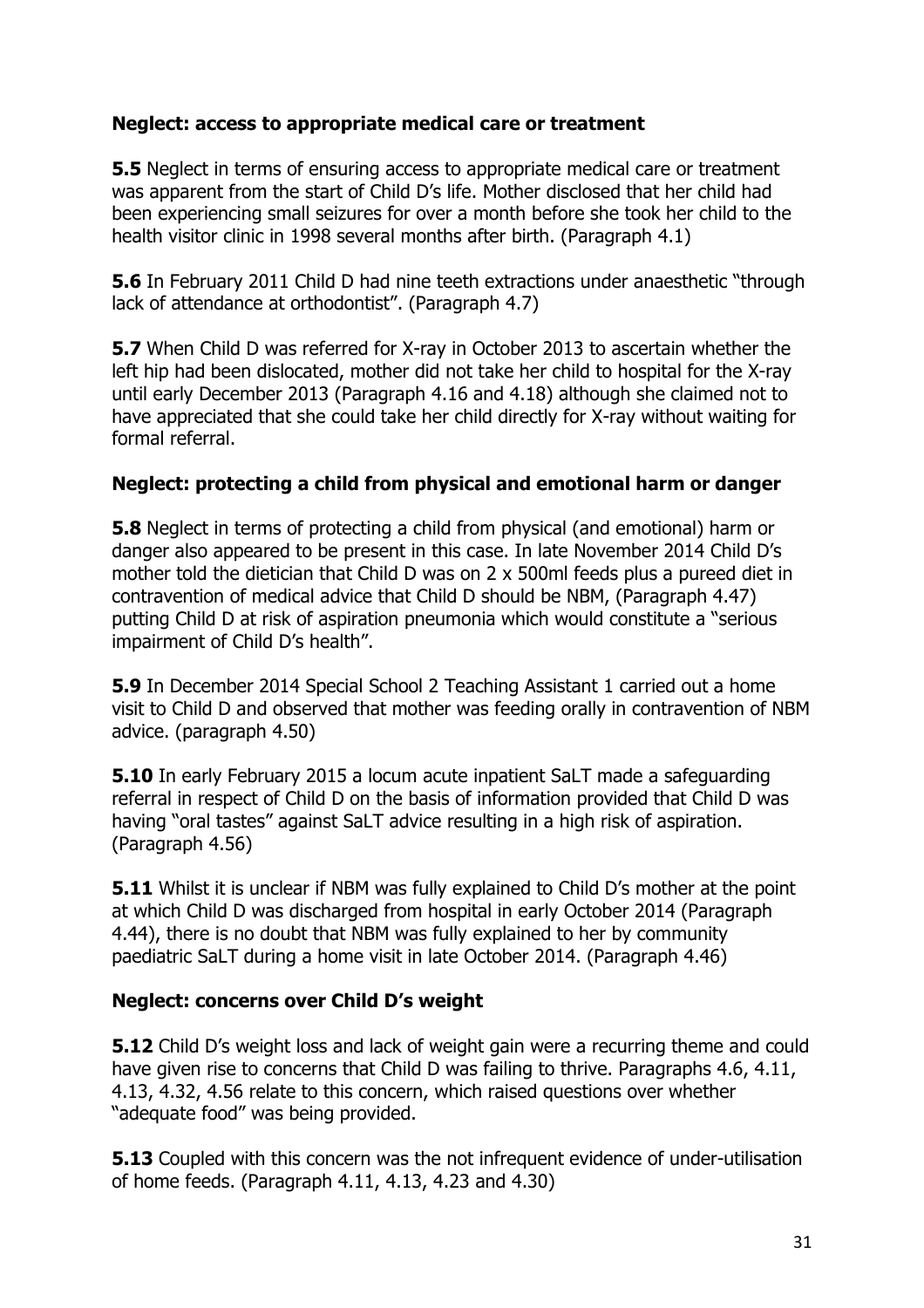### Neglect: access to appropriate medical care or treatment

**5.5** Neglect in terms of ensuring access to appropriate medical care or treatment was apparent from the start of Child D's life. Mother disclosed that her child had been experiencing small seizures for over a month before she took her child to the health visitor clinic in 1998 several months after birth. (Paragraph 4.1)

**5.6** In February 2011 Child D had nine teeth extractions under anaesthetic "through lack of attendance at orthodontist". (Paragraph 4.7)

**5.7** When Child D was referred for X-ray in October 2013 to ascertain whether the left hip had been dislocated, mother did not take her child to hospital for the X-ray until early December 2013 (Paragraph 4.16 and 4.18) although she claimed not to have appreciated that she could take her child directly for X-ray without waiting for formal referral.

### Neglect: protecting a child from physical and emotional harm or danger

**5.8** Neglect in terms of protecting a child from physical (and emotional) harm or danger also appeared to be present in this case. In late November 2014 Child D's mother told the dietician that Child D was on 2 x 500ml feeds plus a pureed diet in contravention of medical advice that Child D should be NBM, (Paragraph 4.47) putting Child D at risk of aspiration pneumonia which would constitute a "serious impairment of Child D's health".

**5.9** In December 2014 Special School 2 Teaching Assistant 1 carried out a home visit to Child D and observed that mother was feeding orally in contravention of NBM advice. (paragraph 4.50)

**5.10** In early February 2015 a locum acute inpatient SaLT made a safeguarding referral in respect of Child D on the basis of information provided that Child D was having "oral tastes" against SaLT advice resulting in a high risk of aspiration. (Paragraph 4.56)

**5.11** Whilst it is unclear if NBM was fully explained to Child D's mother at the point at which Child D was discharged from hospital in early October 2014 (Paragraph 4.44), there is no doubt that NBM was fully explained to her by community paediatric SaLT during a home visit in late October 2014. (Paragraph 4.46)

### Neglect: concerns over Child D's weight

**5.12** Child D's weight loss and lack of weight gain were a recurring theme and could have given rise to concerns that Child D was failing to thrive. Paragraphs 4.6, 4.11, 4.13, 4.32, 4.56 relate to this concern, which raised questions over whether "adequate food" was being provided.

**5.13** Coupled with this concern was the not infrequent evidence of under-utilisation of home feeds. (Paragraph 4.11, 4.13, 4.23 and 4.30)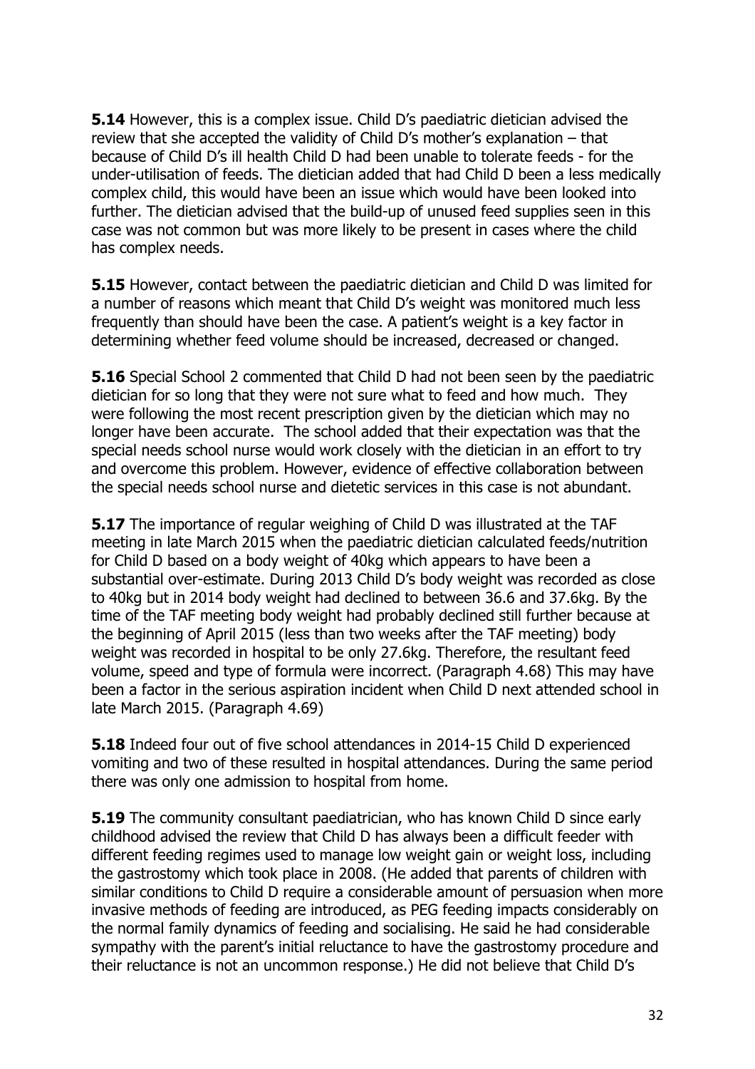**5.14** However, this is a complex issue. Child D's paediatric dietician advised the review that she accepted the validity of Child D's mother's explanation – that because of Child D's ill health Child D had been unable to tolerate feeds - for the under-utilisation of feeds. The dietician added that had Child D been a less medically complex child, this would have been an issue which would have been looked into further. The dietician advised that the build-up of unused feed supplies seen in this case was not common but was more likely to be present in cases where the child has complex needs.

**5.15** However, contact between the paediatric dietician and Child D was limited for a number of reasons which meant that Child D's weight was monitored much less frequently than should have been the case. A patient's weight is a key factor in determining whether feed volume should be increased, decreased or changed.

**5.16** Special School 2 commented that Child D had not been seen by the paediatric dietician for so long that they were not sure what to feed and how much. They were following the most recent prescription given by the dietician which may no longer have been accurate. The school added that their expectation was that the special needs school nurse would work closely with the dietician in an effort to try and overcome this problem. However, evidence of effective collaboration between the special needs school nurse and dietetic services in this case is not abundant.

**5.17** The importance of regular weighing of Child D was illustrated at the TAF meeting in late March 2015 when the paediatric dietician calculated feeds/nutrition for Child D based on a body weight of 40kg which appears to have been a substantial over-estimate. During 2013 Child D's body weight was recorded as close to 40kg but in 2014 body weight had declined to between 36.6 and 37.6kg. By the time of the TAF meeting body weight had probably declined still further because at the beginning of April 2015 (less than two weeks after the TAF meeting) body weight was recorded in hospital to be only 27.6kg. Therefore, the resultant feed volume, speed and type of formula were incorrect. (Paragraph 4.68) This may have been a factor in the serious aspiration incident when Child D next attended school in late March 2015. (Paragraph 4.69)

**5.18** Indeed four out of five school attendances in 2014-15 Child D experienced vomiting and two of these resulted in hospital attendances. During the same period there was only one admission to hospital from home.

**5.19** The community consultant paediatrician, who has known Child D since early childhood advised the review that Child D has always been a difficult feeder with different feeding regimes used to manage low weight gain or weight loss, including the gastrostomy which took place in 2008. (He added that parents of children with similar conditions to Child D require a considerable amount of persuasion when more invasive methods of feeding are introduced, as PEG feeding impacts considerably on the normal family dynamics of feeding and socialising. He said he had considerable sympathy with the parent's initial reluctance to have the gastrostomy procedure and their reluctance is not an uncommon response.) He did not believe that Child D's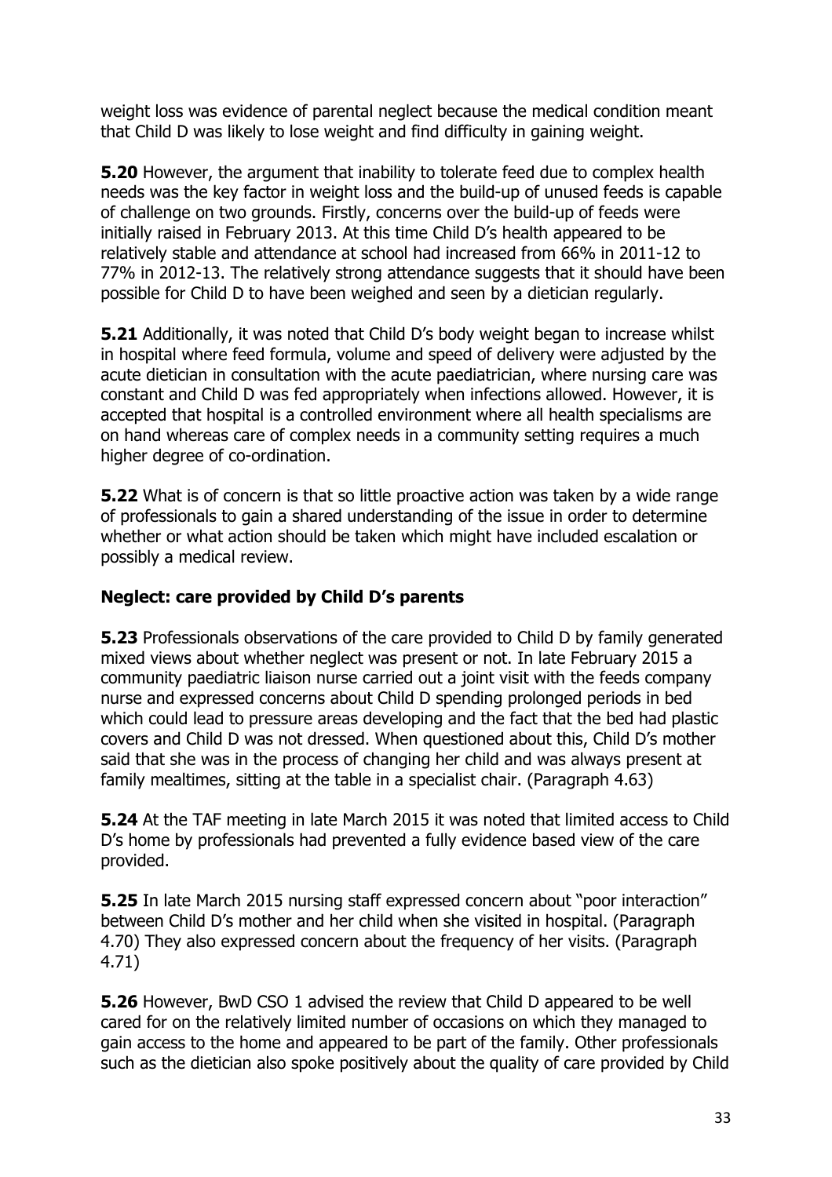weight loss was evidence of parental neglect because the medical condition meant that Child D was likely to lose weight and find difficulty in gaining weight.

**5.20** However, the argument that inability to tolerate feed due to complex health needs was the key factor in weight loss and the build-up of unused feeds is capable of challenge on two grounds. Firstly, concerns over the build-up of feeds were initially raised in February 2013. At this time Child D's health appeared to be relatively stable and attendance at school had increased from 66% in 2011-12 to 77% in 2012-13. The relatively strong attendance suggests that it should have been possible for Child D to have been weighed and seen by a dietician regularly.

**5.21** Additionally, it was noted that Child D's body weight began to increase whilst in hospital where feed formula, volume and speed of delivery were adjusted by the acute dietician in consultation with the acute paediatrician, where nursing care was constant and Child D was fed appropriately when infections allowed. However, it is accepted that hospital is a controlled environment where all health specialisms are on hand whereas care of complex needs in a community setting requires a much higher degree of co-ordination.

**5.22** What is of concern is that so little proactive action was taken by a wide range of professionals to gain a shared understanding of the issue in order to determine whether or what action should be taken which might have included escalation or possibly a medical review.

### Neglect: care provided by Child D's parents

**5.23** Professionals observations of the care provided to Child D by family generated mixed views about whether neglect was present or not. In late February 2015 a community paediatric liaison nurse carried out a joint visit with the feeds company nurse and expressed concerns about Child D spending prolonged periods in bed which could lead to pressure areas developing and the fact that the bed had plastic covers and Child D was not dressed. When questioned about this, Child D's mother said that she was in the process of changing her child and was always present at family mealtimes, sitting at the table in a specialist chair. (Paragraph 4.63)

**5.24** At the TAF meeting in late March 2015 it was noted that limited access to Child D's home by professionals had prevented a fully evidence based view of the care provided.

**5.25** In late March 2015 nursing staff expressed concern about "poor interaction" between Child D's mother and her child when she visited in hospital. (Paragraph 4.70) They also expressed concern about the frequency of her visits. (Paragraph 4.71)

**5.26** However, BwD CSO 1 advised the review that Child D appeared to be well cared for on the relatively limited number of occasions on which they managed to gain access to the home and appeared to be part of the family. Other professionals such as the dietician also spoke positively about the quality of care provided by Child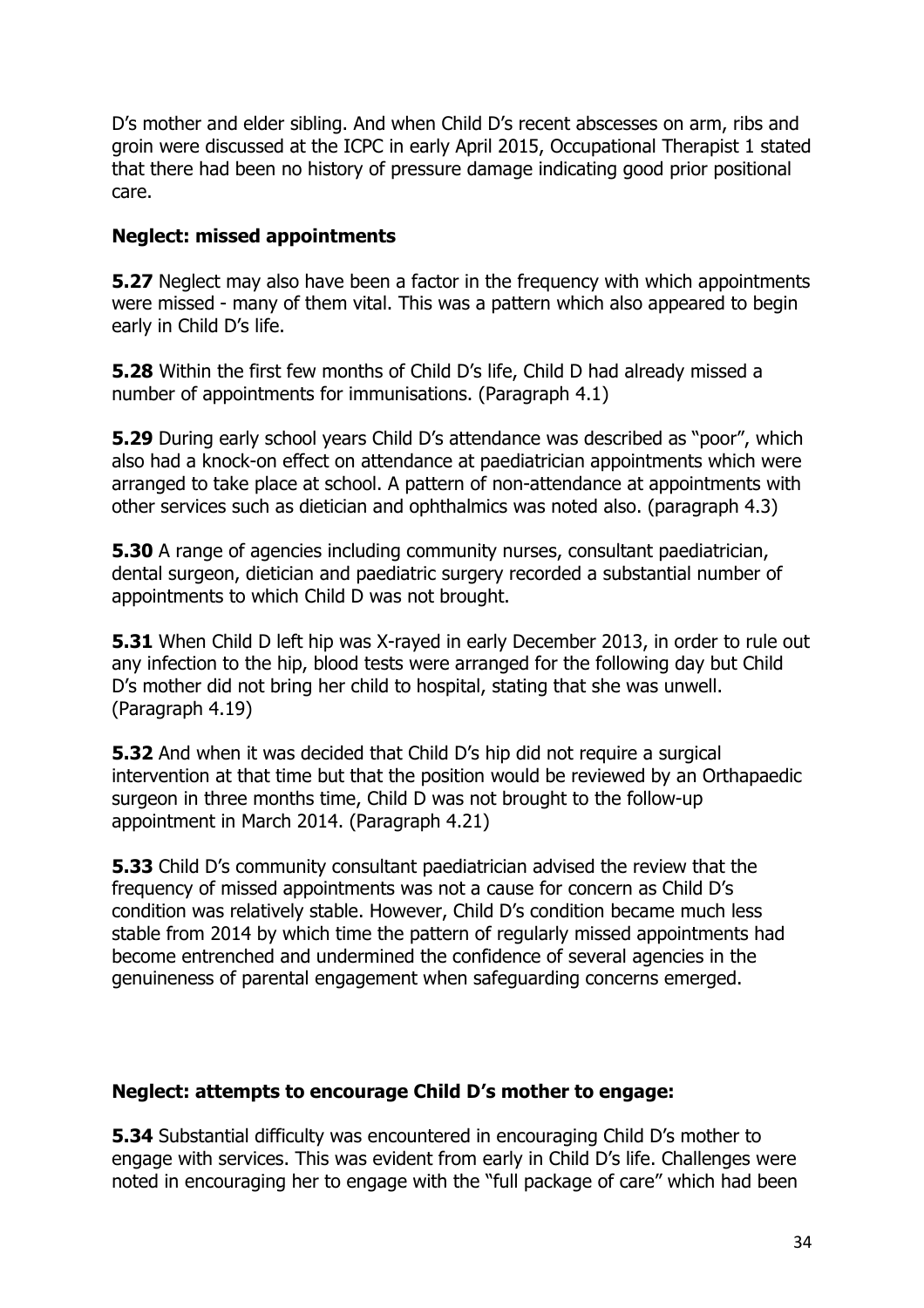D's mother and elder sibling. And when Child D's recent abscesses on arm, ribs and groin were discussed at the ICPC in early April 2015, Occupational Therapist 1 stated that there had been no history of pressure damage indicating good prior positional care.

**Neglect: missed appointments**

**5.27** Neglect may also have been a factor in the frequency with which appointments were missed - many of them vital. This was a pattern which also appeared to begin early in Child D's life.

**5.28** Within the first few months of Child D's life, Child D had already missed a number of appointments for immunisations. (Paragraph 4.1)

**5.29** During early school years Child D's attendance was described as "poor", which also had a knock-on effect on attendance at paediatrician appointments which were arranged to take place at school. A pattern of non-attendance at appointments with other services such as dietician and ophthalmics was noted also. (paragraph 4.3)

**5.30** A range of agencies including community nurses, consultant paediatrician, dental surgeon, dietician and paediatric surgery recorded a substantial number of appointments to which Child D was not brought.

**5.31** When Child D left hip was X-rayed in early December 2013, in order to rule out any infection to the hip, blood tests were arranged for the following day but Child D's mother did not bring her child to hospital, stating that she was unwell. (Paragraph 4.19)

**5.32** And when it was decided that Child D's hip did not require a surgical intervention at that time but that the position would be reviewed by an Orthapaedic surgeon in three months time, Child D was not brought to the follow-up appointment in March 2014. (Paragraph 4.21)

**5.33** Child D's community consultant paediatrician advised the review that the frequency of missed appointments was not a cause for concern as Child D's condition was relatively stable. However, Child D's condition became much less stable from 2014 by which time the pattern of regularly missed appointments had become entrenched and undermined the confidence of several agencies in the genuineness of parental engagement when safeguarding concerns emerged.

**Neglect: attempts to encourage Child D's mother to engage:**

**5.34** Substantial difficulty was encountered in encouraging Child D's mother to engage with services. This was evident from early in Child D's life. Challenges were noted in encouraging her to engage with the "full package of care" which had been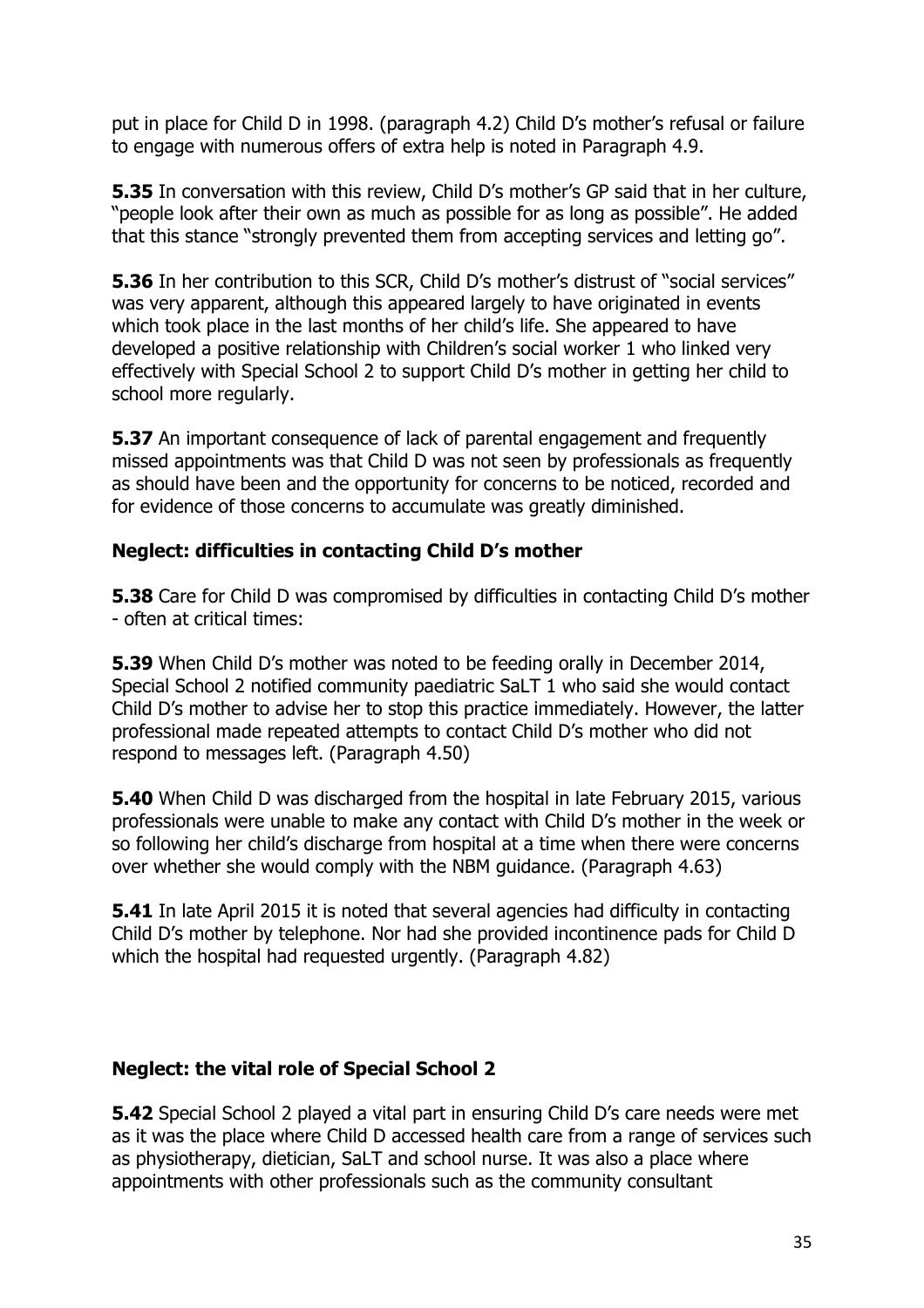put in place for Child D in 1998. (paragraph 4.2) Child D's mother's refusal or failure to engage with numerous offers of extra help is noted in Paragraph 4.9.

**5.35** In conversation with this review, Child D's mother's GP said that in her culture, "people look after their own as much as possible for as long as possible". He added that this stance "strongly prevented them from accepting services and letting go".

**5.36** In her contribution to this SCR, Child D's mother's distrust of "social services" was very apparent, although this appeared largely to have originated in events which took place in the last months of her child's life. She appeared to have developed a positive relationship with Children's social worker 1 who linked very effectively with Special School 2 to support Child D's mother in getting her child to school more regularly.

**5.37** An important consequence of lack of parental engagement and frequently missed appointments was that Child D was not seen by professionals as frequently as should have been and the opportunity for concerns to be noticed, recorded and for evidence of those concerns to accumulate was greatly diminished.

### Neglect: difficulties in contacting Child D's mother

**5.38** Care for Child D was compromised by difficulties in contacting Child D's mother - often at critical times:

**5.39** When Child D's mother was noted to be feeding orally in December 2014, Special School 2 notified community paediatric SaLT 1 who said she would contact Child D's mother to advise her to stop this practice immediately. However, the latter professional made repeated attempts to contact Child D's mother who did not respond to messages left. (Paragraph 4.50)

**5.40** When Child D was discharged from the hospital in late February 2015, various professionals were unable to make any contact with Child D's mother in the week or so following her child's discharge from hospital at a time when there were concerns over whether she would comply with the NBM guidance. (Paragraph 4.63)

**5.41** In late April 2015 it is noted that several agencies had difficulty in contacting Child D's mother by telephone. Nor had she provided incontinence pads for Child D which the hospital had requested urgently. (Paragraph 4.82)

### Neglect: the vital role of Special School 2

**5.42** Special School 2 played a vital part in ensuring Child D's care needs were met as it was the place where Child D accessed health care from a range of services such as physiotherapy, dietician, SaLT and school nurse. It was also a place where appointments with other professionals such as the community consultant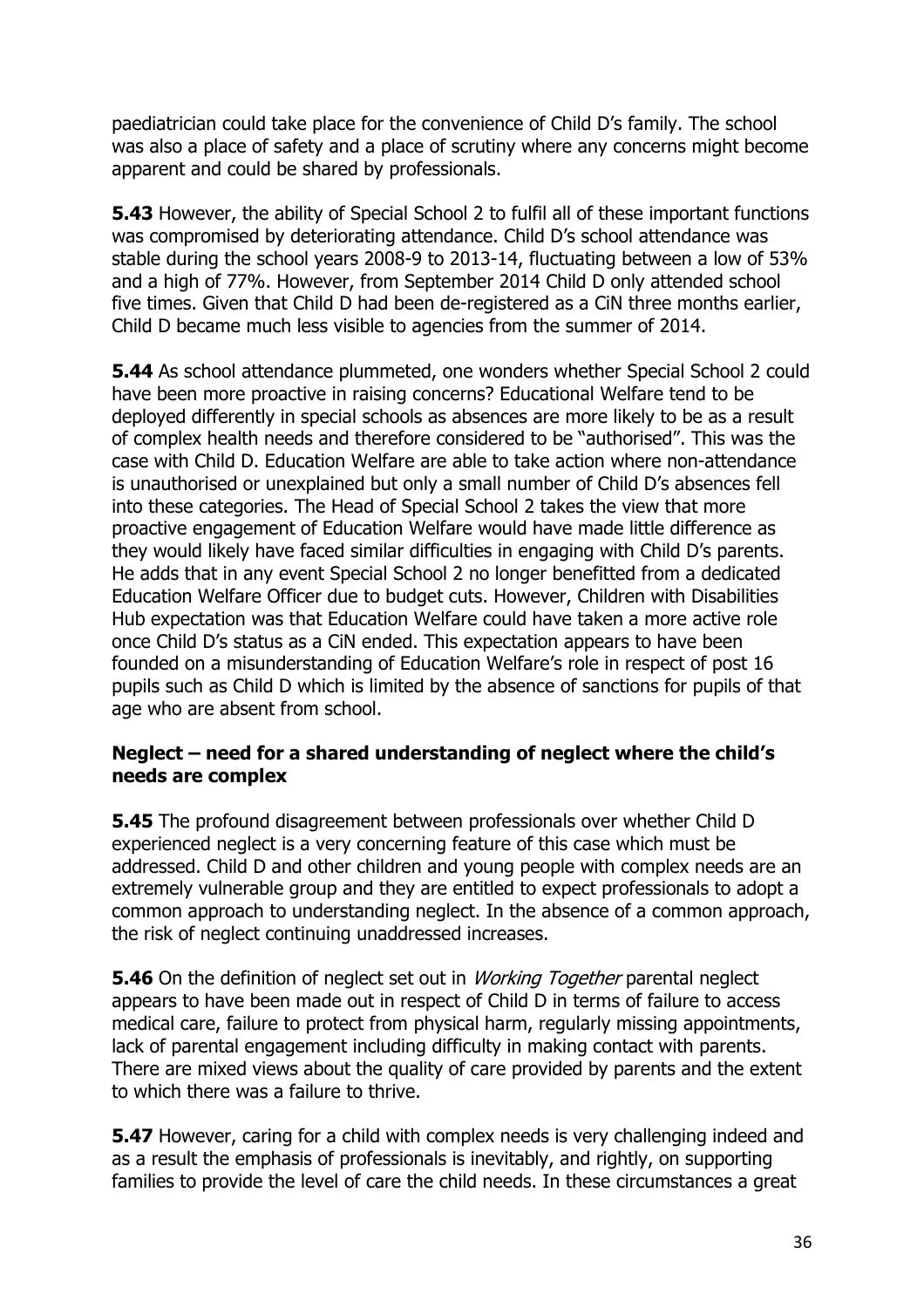paediatrician could take place for the convenience of Child D's family. The school was also a place of safety and a place of scrutiny where any concerns might become apparent and could be shared by professionals.

**5.43** However, the ability of Special School 2 to fulfil all of these important functions was compromised by deteriorating attendance. Child D's school attendance was stable during the school years 2008-9 to 2013-14, fluctuating between a low of 53% and a high of 77%. However, from September 2014 Child D only attended school five times. Given that Child D had been de-registered as a CiN three months earlier, Child D became much less visible to agencies from the summer of 2014.

**5.44** As school attendance plummeted, one wonders whether Special School 2 could have been more proactive in raising concerns? Educational Welfare tend to be deployed differently in special schools as absences are more likely to be as a result of complex health needs and therefore considered to be "authorised". This was the case with Child D. Education Welfare are able to take action where non-attendance is unauthorised or unexplained but only a small number of Child D's absences fell into these categories. The Head of Special School 2 takes the view that more proactive engagement of Education Welfare would have made little difference as they would likely have faced similar difficulties in engaging with Child D's parents. He adds that in any event Special School 2 no longer benefitted from a dedicated Education Welfare Officer due to budget cuts. However, Children with Disabilities Hub expectation was that Education Welfare could have taken a more active role once Child D's status as a CiN ended. This expectation appears to have been founded on a misunderstanding of Education Welfare's role in respect of post 16 pupils such as Child D which is limited by the absence of sanctions for pupils of that age who are absent from school.

### Neglect – need for a shared understanding of neglect where the child's needs are complex

**5.45** The profound disagreement between professionals over whether Child D experienced neglect is a very concerning feature of this case which must be addressed. Child D and other children and young people with complex needs are an extremely vulnerable group and they are entitled to expect professionals to adopt a common approach to understanding neglect. In the absence of a common approach, the risk of neglect continuing unaddressed increases.

**5.46** On the definition of neglect set out in *Working Together* parental neglect appears to have been made out in respect of Child D in terms of failure to access medical care, failure to protect from physical harm, regularly missing appointments, lack of parental engagement including difficulty in making contact with parents. There are mixed views about the quality of care provided by parents and the extent to which there was a failure to thrive.

**5.47** However, caring for a child with complex needs is very challenging indeed and as a result the emphasis of professionals is inevitably, and rightly, on supporting families to provide the level of care the child needs. In these circumstances a great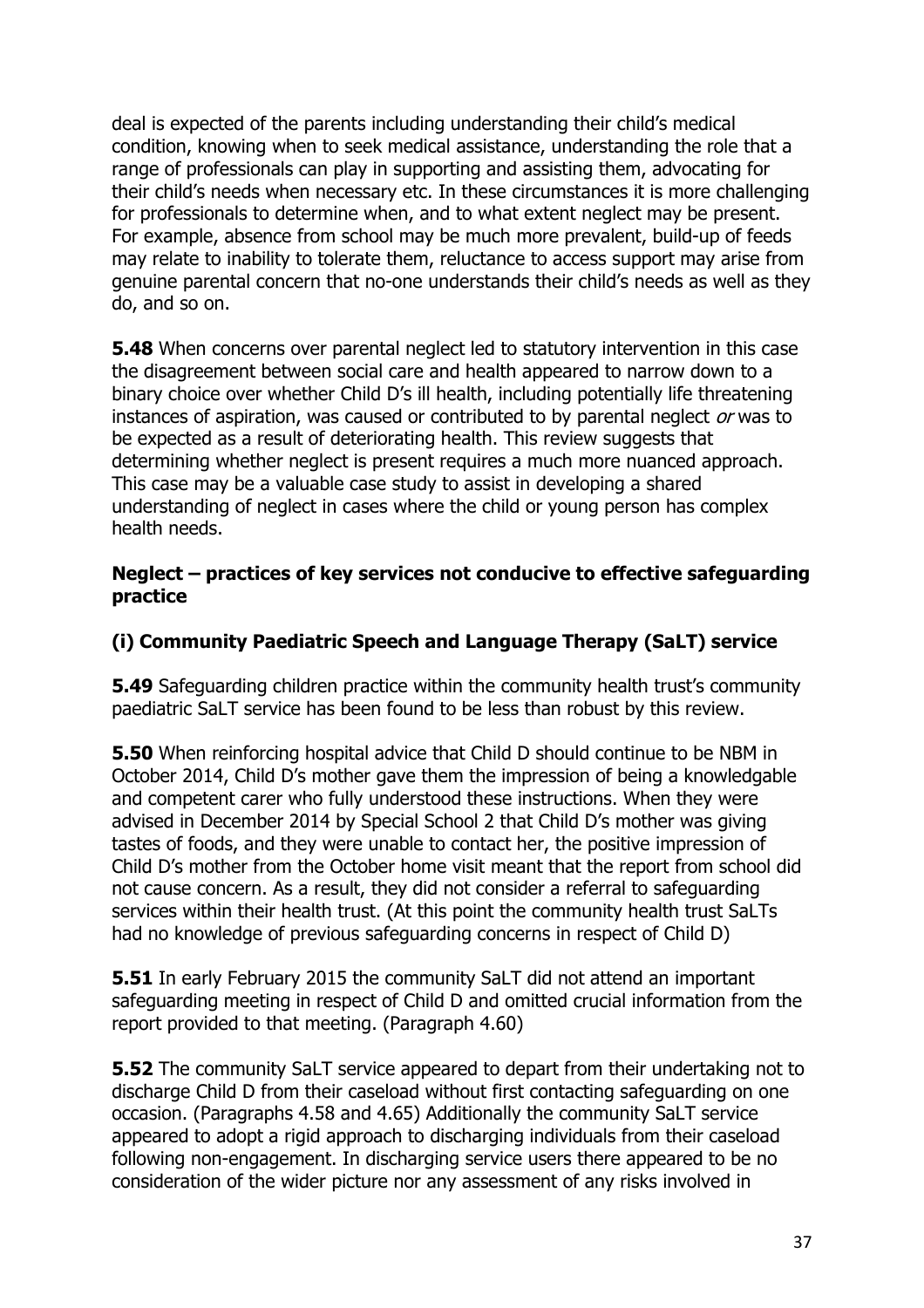deal is expected of the parents including understanding their child's medical condition, knowing when to seek medical assistance, understanding the role that a range of professionals can play in supporting and assisting them, advocating for their child's needs when necessary etc. In these circumstances it is more challenging for professionals to determine when, and to what extent neglect may be present. For example, absence from school may be much more prevalent, build-up of feeds may relate to inability to tolerate them, reluctance to access support may arise from genuine parental concern that no-one understands their child's needs as well as they do, and so on.

**5.48** When concerns over parental neglect led to statutory intervention in this case the disagreement between social care and health appeared to narrow down to a binary choice over whether Child D's ill health, including potentially life threatening instances of aspiration, was caused or contributed to by parental neglect *or* was to be expected as a result of deteriorating health. This review suggests that determining whether neglect is present requires a much more nuanced approach. This case may be a valuable case study to assist in developing a shared understanding of neglect in cases where the child or young person has complex health needs.

### Neglect – practices of key services not conducive to effective safeguarding practice

### (i) Community Paediatric Speech and Language Therapy (SaLT) service

**5.49** Safeguarding children practice within the community health trust's community paediatric SaLT service has been found to be less than robust by this review.

**5.50** When reinforcing hospital advice that Child D should continue to be NBM in October 2014, Child D's mother gave them the impression of being a knowledgable and competent carer who fully understood these instructions. When they were advised in December 2014 by Special School 2 that Child D's mother was giving tastes of foods, and they were unable to contact her, the positive impression of Child D's mother from the October home visit meant that the report from school did not cause concern. As a result, they did not consider a referral to safeguarding services within their health trust. (At this point the community health trust SaLTs had no knowledge of previous safeguarding concerns in respect of Child D)

**5.51** In early February 2015 the community SaLT did not attend an important safeguarding meeting in respect of Child D and omitted crucial information from the report provided to that meeting. (Paragraph 4.60)

**5.52** The community SaLT service appeared to depart from their undertaking not to discharge Child D from their caseload without first contacting safeguarding on one occasion. (Paragraphs 4.58 and 4.65) Additionally the community SaLT service appeared to adopt a rigid approach to discharging individuals from their caseload following non-engagement. In discharging service users there appeared to be no consideration of the wider picture nor any assessment of any risks involved in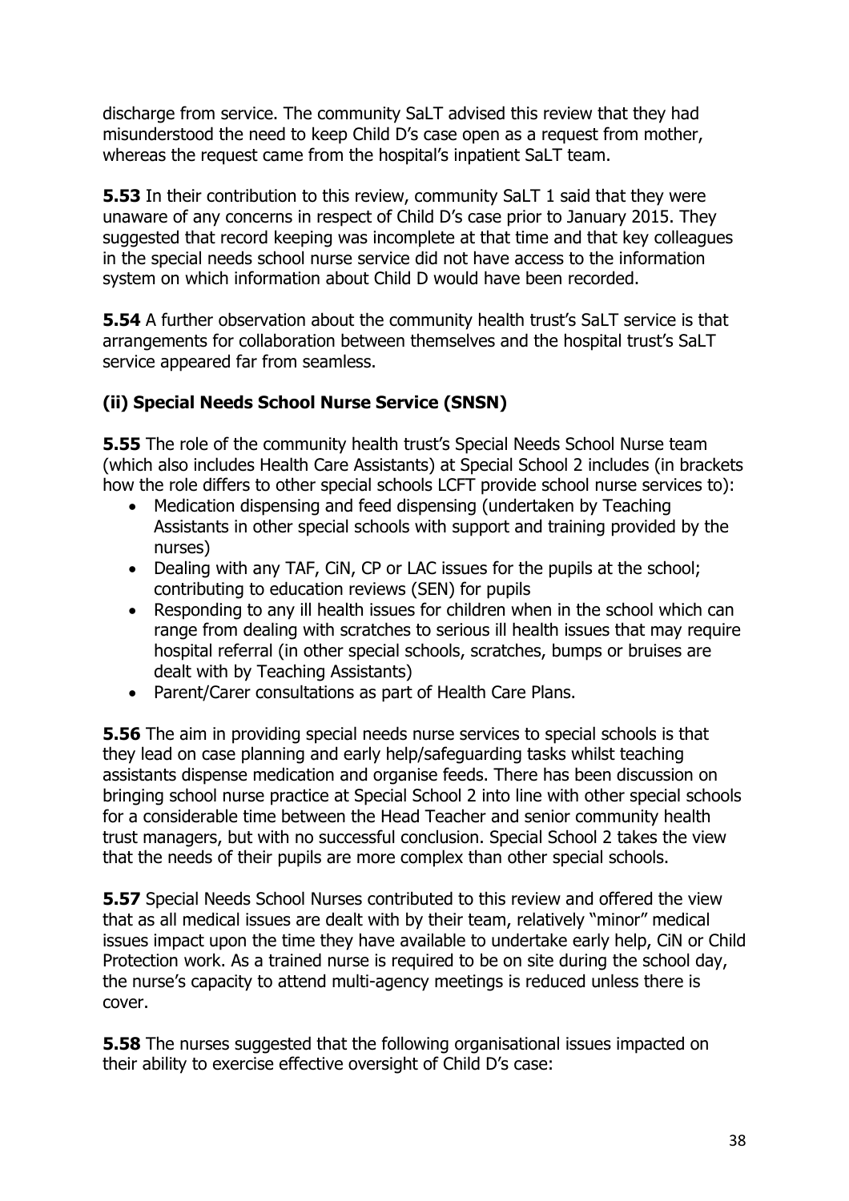discharge from service. The community SaLT advised this review that they had misunderstood the need to keep Child D's case open as a request from mother, whereas the request came from the hospital's inpatient SaLT team.

**5.53** In their contribution to this review, community SaLT 1 said that they were unaware of any concerns in respect of Child D's case prior to January 2015. They suggested that record keeping was incomplete at that time and that key colleagues in the special needs school nurse service did not have access to the information system on which information about Child D would have been recorded.

**5.54** A further observation about the community health trust's SaLT service is that arrangements for collaboration between themselves and the hospital trust's SaLT service appeared far from seamless.

### (ii) Special Needs School Nurse Service (SNSN)

**5.55** The role of the community health trust's Special Needs School Nurse team (which also includes Health Care Assistants) at Special School 2 includes (in brackets how the role differs to other special schools LCFT provide school nurse services to):

- Medication dispensing and feed dispensing (undertaken by Teaching Assistants in other special schools with support and training provided by the nurses)
- Dealing with any TAF, CiN, CP or LAC issues for the pupils at the school; contributing to education reviews (SEN) for pupils
- Responding to any ill health issues for children when in the school which can range from dealing with scratches to serious ill health issues that may require hospital referral (in other special schools, scratches, bumps or bruises are dealt with by Teaching Assistants)
- Parent/Carer consultations as part of Health Care Plans.

**5.56** The aim in providing special needs nurse services to special schools is that they lead on case planning and early help/safeguarding tasks whilst teaching assistants dispense medication and organise feeds. There has been discussion on bringing school nurse practice at Special School 2 into line with other special schools for a considerable time between the Head Teacher and senior community health trust managers, but with no successful conclusion. Special School 2 takes the view that the needs of their pupils are more complex than other special schools.

**5.57** Special Needs School Nurses contributed to this review and offered the view that as all medical issues are dealt with by their team, relatively "minor" medical issues impact upon the time they have available to undertake early help, CiN or Child Protection work. As a trained nurse is required to be on site during the school day, the nurse's capacity to attend multi-agency meetings is reduced unless there is cover.

**5.58** The nurses suggested that the following organisational issues impacted on their ability to exercise effective oversight of Child D's case: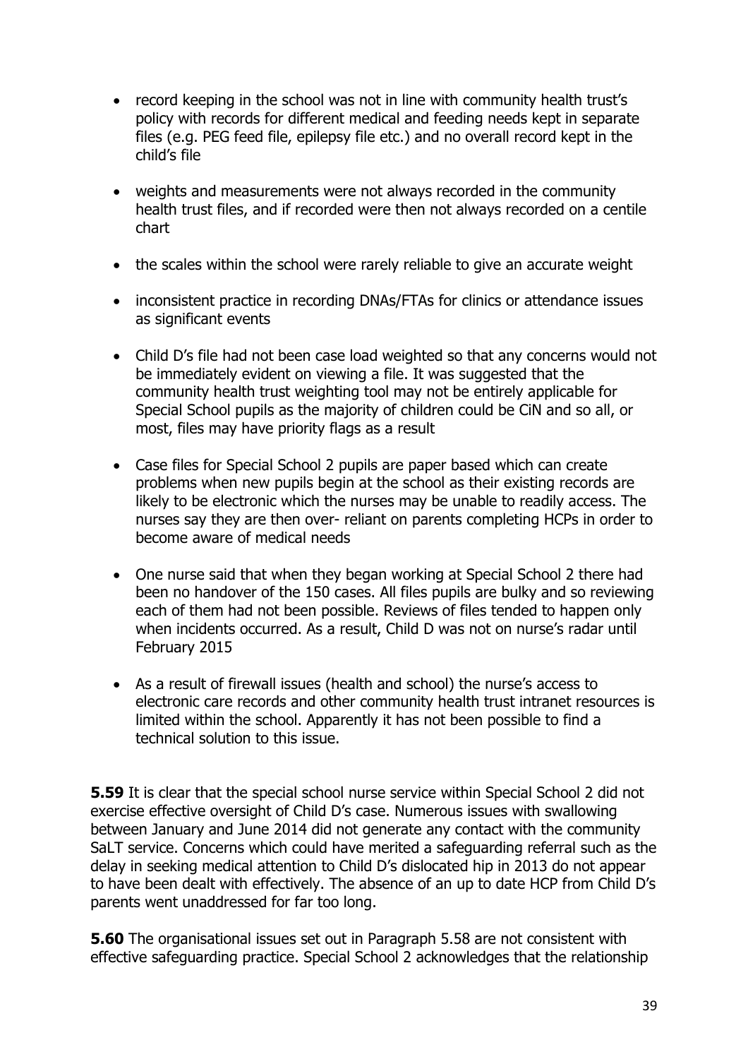- record keeping in the school was not in line with community health trust's policy with records for different medical and feeding needs kept in separate files (e.g. PEG feed file, epilepsy file etc.) and no overall record kept in the child's file

- weights and measurements were not always recorded in the community health trust files, and if recorded were then not always recorded on a centile chart

- the scales within the school were rarely reliable to give an accurate weight

- inconsistent practice in recording DNAs/FTAs for clinics or attendance issues as significant events

- Child D's file had not been case load weighted so that any concerns would not be immediately evident on viewing a file. It was suggested that the community health trust weighting tool may not be entirely applicable for Special School pupils as the majority of children could be CiN and so all, or most, files may have priority flags as a result

- Case files for Special School 2 pupils are paper based which can create problems when new pupils begin at the school as their existing records are likely to be electronic which the nurses may be unable to readily access. The nurses say they are then over- reliant on parents completing HCPs in order to become aware of medical needs

- One nurse said that when they began working at Special School 2 there had been no handover of the 150 cases. All files pupils are bulky and so reviewing each of them had not been possible. Reviews of files tended to happen only when incidents occurred. As a result, Child D was not on nurse's radar until February 2015

- As a result of firewall issues (health and school) the nurse's access to electronic care records and other community health trust intranet resources is limited within the school. Apparently it has not been possible to find a technical solution to this issue.

**5.59** It is clear that the special school nurse service within Special School 2 did not exercise effective oversight of Child D's case. Numerous issues with swallowing between January and June 2014 did not generate any contact with the community SaLT service. Concerns which could have merited a safeguarding referral such as the delay in seeking medical attention to Child D's dislocated hip in 2013 do not appear to have been dealt with effectively. The absence of an up to date HCP from Child D's parents went unaddressed for far too long.

**5.60** The organisational issues set out in Paragraph 5.58 are not consistent with effective safeguarding practice. Special School 2 acknowledges that the relationship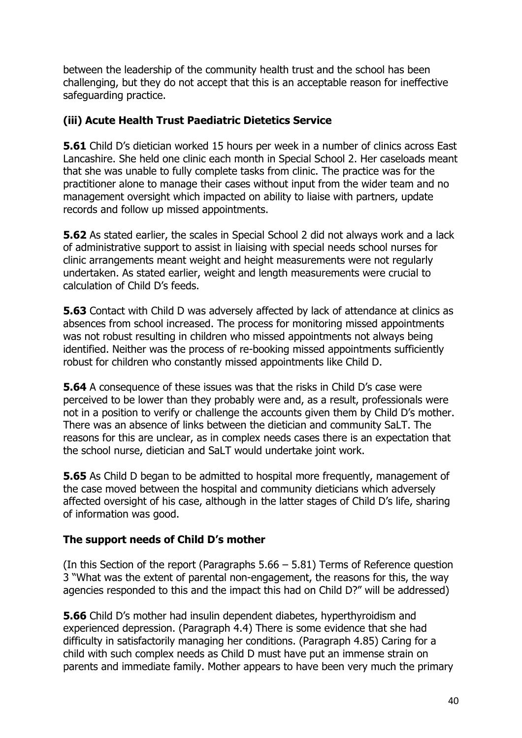between the leadership of the community health trust and the school has been challenging, but they do not accept that this is an acceptable reason for ineffective safeguarding practice.

### (iii) Acute Health Trust Paediatric Dietetics Service

**5.61** Child D's dietician worked 15 hours per week in a number of clinics across East Lancashire. She held one clinic each month in Special School 2. Her caseloads meant that she was unable to fully complete tasks from clinic. The practice was for the practitioner alone to manage their cases without input from the wider team and no management oversight which impacted on ability to liaise with partners, update records and follow up missed appointments.

**5.62** As stated earlier, the scales in Special School 2 did not always work and a lack of administrative support to assist in liaising with special needs school nurses for clinic arrangements meant weight and height measurements were not regularly undertaken. As stated earlier, weight and length measurements were crucial to calculation of Child D's feeds.

**5.63** Contact with Child D was adversely affected by lack of attendance at clinics as absences from school increased. The process for monitoring missed appointments was not robust resulting in children who missed appointments not always being identified. Neither was the process of re-booking missed appointments sufficiently robust for children who constantly missed appointments like Child D.

**5.64** A consequence of these issues was that the risks in Child D's case were perceived to be lower than they probably were and, as a result, professionals were not in a position to verify or challenge the accounts given them by Child D's mother. There was an absence of links between the dietician and community SaLT. The reasons for this are unclear, as in complex needs cases there is an expectation that the school nurse, dietician and SaLT would undertake joint work.

**5.65** As Child D began to be admitted to hospital more frequently, management of the case moved between the hospital and community dieticians which adversely affected oversight of his case, although in the latter stages of Child D's life, sharing of information was good.

### The support needs of Child D's mother

(In this Section of the report (Paragraphs 5.66 – 5.81) Terms of Reference question 3 "What was the extent of parental non-engagement, the reasons for this, the way agencies responded to this and the impact this had on Child D?" will be addressed)

**5.66** Child D's mother had insulin dependent diabetes, hyperthyroidism and experienced depression. (Paragraph 4.4) There is some evidence that she had difficulty in satisfactorily managing her conditions. (Paragraph 4.85) Caring for a child with such complex needs as Child D must have put an immense strain on parents and immediate family. Mother appears to have been very much the primary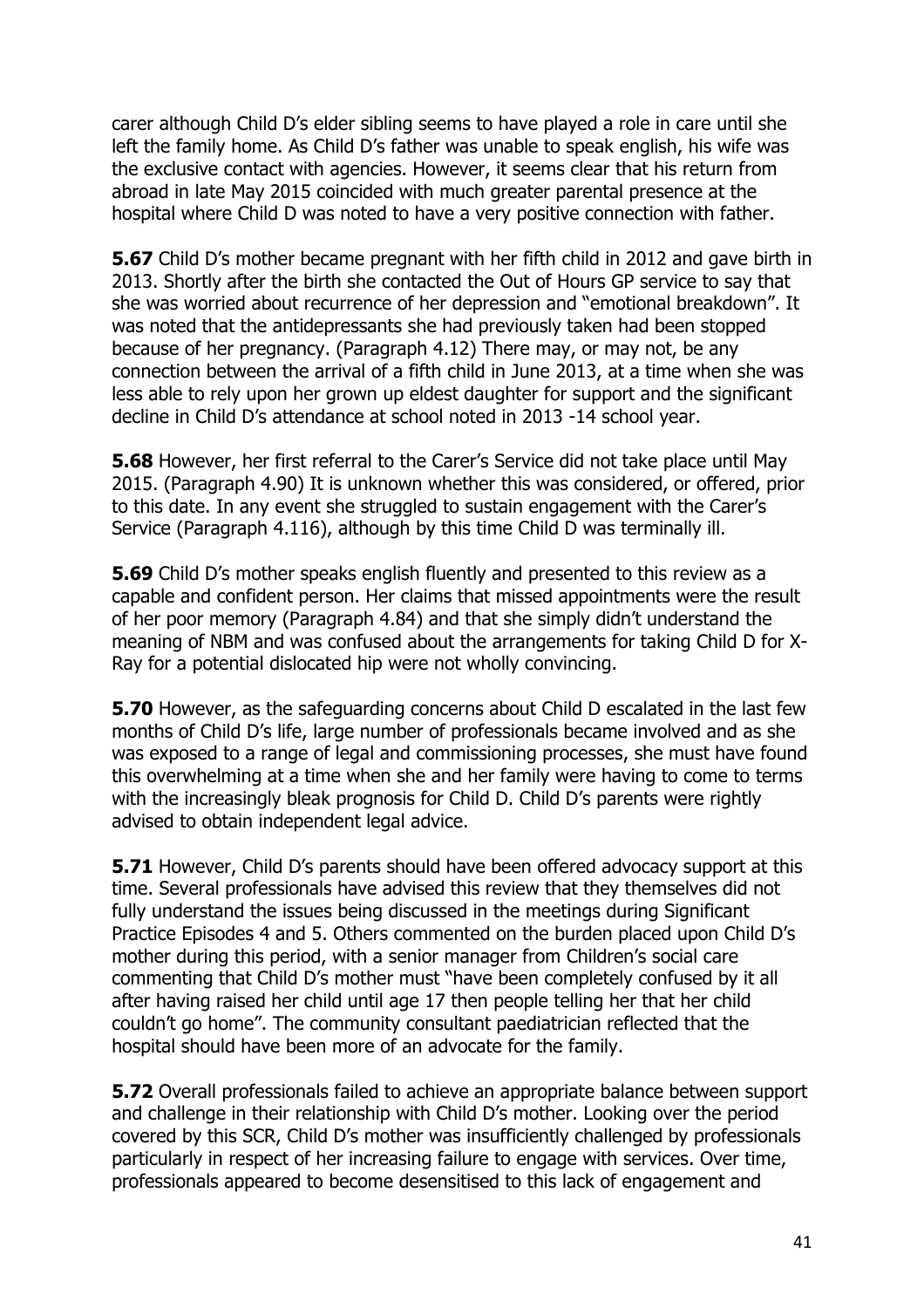carer although Child D's elder sibling seems to have played a role in care until she left the family home. As Child D's father was unable to speak english, his wife was the exclusive contact with agencies. However, it seems clear that his return from abroad in late May 2015 coincided with much greater parental presence at the hospital where Child D was noted to have a very positive connection with father.

**5.67** Child D's mother became pregnant with her fifth child in 2012 and gave birth in 2013. Shortly after the birth she contacted the Out of Hours GP service to say that she was worried about recurrence of her depression and "emotional breakdown". It was noted that the antidepressants she had previously taken had been stopped because of her pregnancy. (Paragraph 4.12) There may, or may not, be any connection between the arrival of a fifth child in June 2013, at a time when she was less able to rely upon her grown up eldest daughter for support and the significant decline in Child D's attendance at school noted in 2013 -14 school year.

**5.68** However, her first referral to the Carer's Service did not take place until May 2015. (Paragraph 4.90) It is unknown whether this was considered, or offered, prior to this date. In any event she struggled to sustain engagement with the Carer's Service (Paragraph 4.116), although by this time Child D was terminally ill.

**5.69** Child D's mother speaks english fluently and presented to this review as a capable and confident person. Her claims that missed appointments were the result of her poor memory (Paragraph 4.84) and that she simply didn't understand the meaning of NBM and was confused about the arrangements for taking Child D for X-Ray for a potential dislocated hip were not wholly convincing.

**5.70** However, as the safeguarding concerns about Child D escalated in the last few months of Child D's life, large number of professionals became involved and as she was exposed to a range of legal and commissioning processes, she must have found this overwhelming at a time when she and her family were having to come to terms with the increasingly bleak prognosis for Child D. Child D's parents were rightly advised to obtain independent legal advice.

**5.71** However, Child D's parents should have been offered advocacy support at this time. Several professionals have advised this review that they themselves did not fully understand the issues being discussed in the meetings during Significant Practice Episodes 4 and 5. Others commented on the burden placed upon Child D's mother during this period, with a senior manager from Children's social care commenting that Child D's mother must "have been completely confused by it all after having raised her child until age 17 then people telling her that her child couldn't go home". The community consultant paediatrician reflected that the hospital should have been more of an advocate for the family.

**5.72** Overall professionals failed to achieve an appropriate balance between support and challenge in their relationship with Child D's mother. Looking over the period covered by this SCR, Child D's mother was insufficiently challenged by professionals particularly in respect of her increasing failure to engage with services. Over time, professionals appeared to become desensitised to this lack of engagement and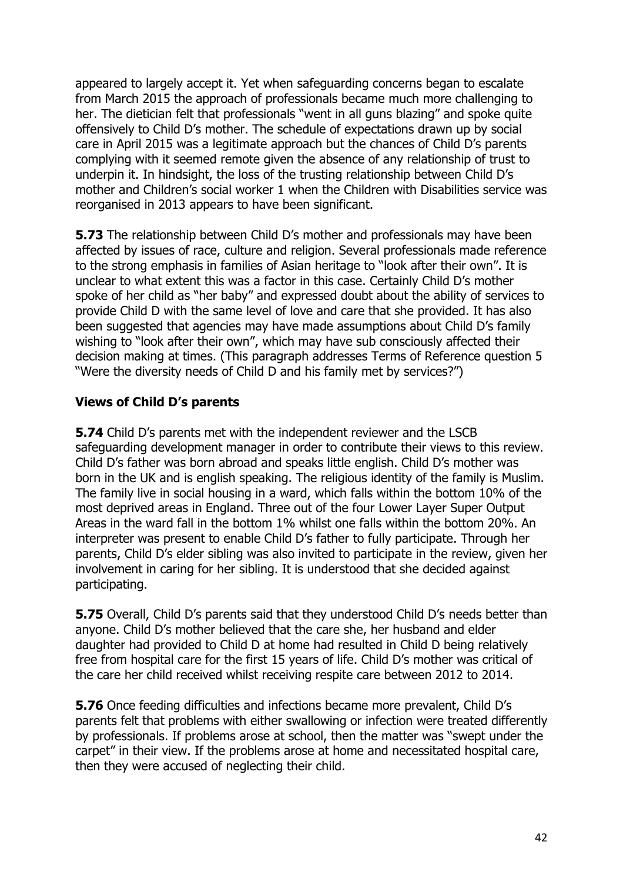appeared to largely accept it. Yet when safeguarding concerns began to escalate from March 2015 the approach of professionals became much more challenging to her. The dietician felt that professionals "went in all guns blazing" and spoke quite offensively to Child D's mother. The schedule of expectations drawn up by social care in April 2015 was a legitimate approach but the chances of Child D's parents complying with it seemed remote given the absence of any relationship of trust to underpin it. In hindsight, the loss of the trusting relationship between Child D's mother and Children's social worker 1 when the Children with Disabilities service was reorganised in 2013 appears to have been significant.

**5.73** The relationship between Child D's mother and professionals may have been affected by issues of race, culture and religion. Several professionals made reference to the strong emphasis in families of Asian heritage to "look after their own". It is unclear to what extent this was a factor in this case. Certainly Child D's mother spoke of her child as "her baby" and expressed doubt about the ability of services to provide Child D with the same level of love and care that she provided. It has also been suggested that agencies may have made assumptions about Child D's family wishing to "look after their own", which may have sub consciously affected their decision making at times. (This paragraph addresses Terms of Reference question 5 "Were the diversity needs of Child D and his family met by services?")

## Views of Child D's parents

**5.74** Child D's parents met with the independent reviewer and the LSCB safeguarding development manager in order to contribute their views to this review. Child D's father was born abroad and speaks little english. Child D's mother was born in the UK and is english speaking. The religious identity of the family is Muslim. The family live in social housing in a ward, which falls within the bottom 10% of the most deprived areas in England. Three out of the four Lower Layer Super Output Areas in the ward fall in the bottom 1% whilst one falls within the bottom 20%. An interpreter was present to enable Child D's father to fully participate. Through her parents, Child D's elder sibling was also invited to participate in the review, given her involvement in caring for her sibling. It is understood that she decided against participating.

**5.75** Overall, Child D's parents said that they understood Child D's needs better than anyone. Child D's mother believed that the care she, her husband and elder daughter had provided to Child D at home had resulted in Child D being relatively free from hospital care for the first 15 years of life. Child D's mother was critical of the care her child received whilst receiving respite care between 2012 to 2014.

**5.76** Once feeding difficulties and infections became more prevalent, Child D's parents felt that problems with either swallowing or infection were treated differently by professionals. If problems arose at school, then the matter was "swept under the carpet" in their view. If the problems arose at home and necessitated hospital care, then they were accused of neglecting their child.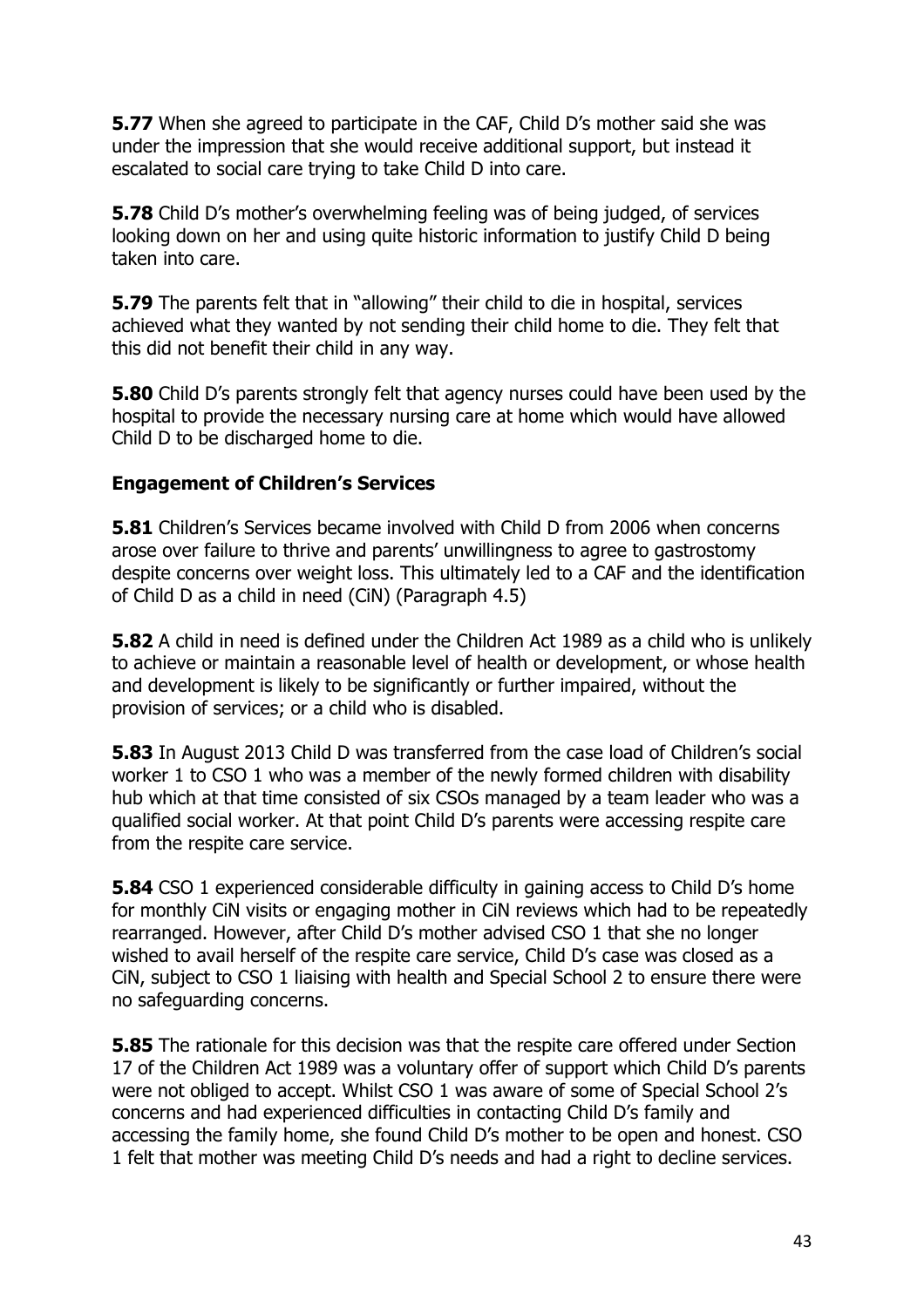**5.77** When she agreed to participate in the CAF, Child D's mother said she was under the impression that she would receive additional support, but instead it escalated to social care trying to take Child D into care.

**5.78** Child D's mother's overwhelming feeling was of being judged, of services looking down on her and using quite historic information to justify Child D being taken into care.

**5.79** The parents felt that in "allowing" their child to die in hospital, services achieved what they wanted by not sending their child home to die. They felt that this did not benefit their child in any way.

**5.80** Child D's parents strongly felt that agency nurses could have been used by the hospital to provide the necessary nursing care at home which would have allowed Child D to be discharged home to die.

### Engagement of Children's Services

**5.81** Children's Services became involved with Child D from 2006 when concerns arose over failure to thrive and parents' unwillingness to agree to gastrostomy despite concerns over weight loss. This ultimately led to a CAF and the identification of Child D as a child in need (CiN) (Paragraph 4.5)

**5.82** A child in need is defined under the Children Act 1989 as a child who is unlikely to achieve or maintain a reasonable level of health or development, or whose health and development is likely to be significantly or further impaired, without the provision of services; or a child who is disabled.

**5.83** In August 2013 Child D was transferred from the case load of Children's social worker 1 to CSO 1 who was a member of the newly formed children with disability hub which at that time consisted of six CSOs managed by a team leader who was a qualified social worker. At that point Child D's parents were accessing respite care from the respite care service.

**5.84** CSO 1 experienced considerable difficulty in gaining access to Child D's home for monthly CiN visits or engaging mother in CiN reviews which had to be repeatedly rearranged. However, after Child D's mother advised CSO 1 that she no longer wished to avail herself of the respite care service, Child D's case was closed as a CiN, subject to CSO 1 liaising with health and Special School 2 to ensure there were no safeguarding concerns.

**5.85** The rationale for this decision was that the respite care offered under Section 17 of the Children Act 1989 was a voluntary offer of support which Child D's parents were not obliged to accept. Whilst CSO 1 was aware of some of Special School 2's concerns and had experienced difficulties in contacting Child D's family and accessing the family home, she found Child D's mother to be open and honest. CSO 1 felt that mother was meeting Child D's needs and had a right to decline services.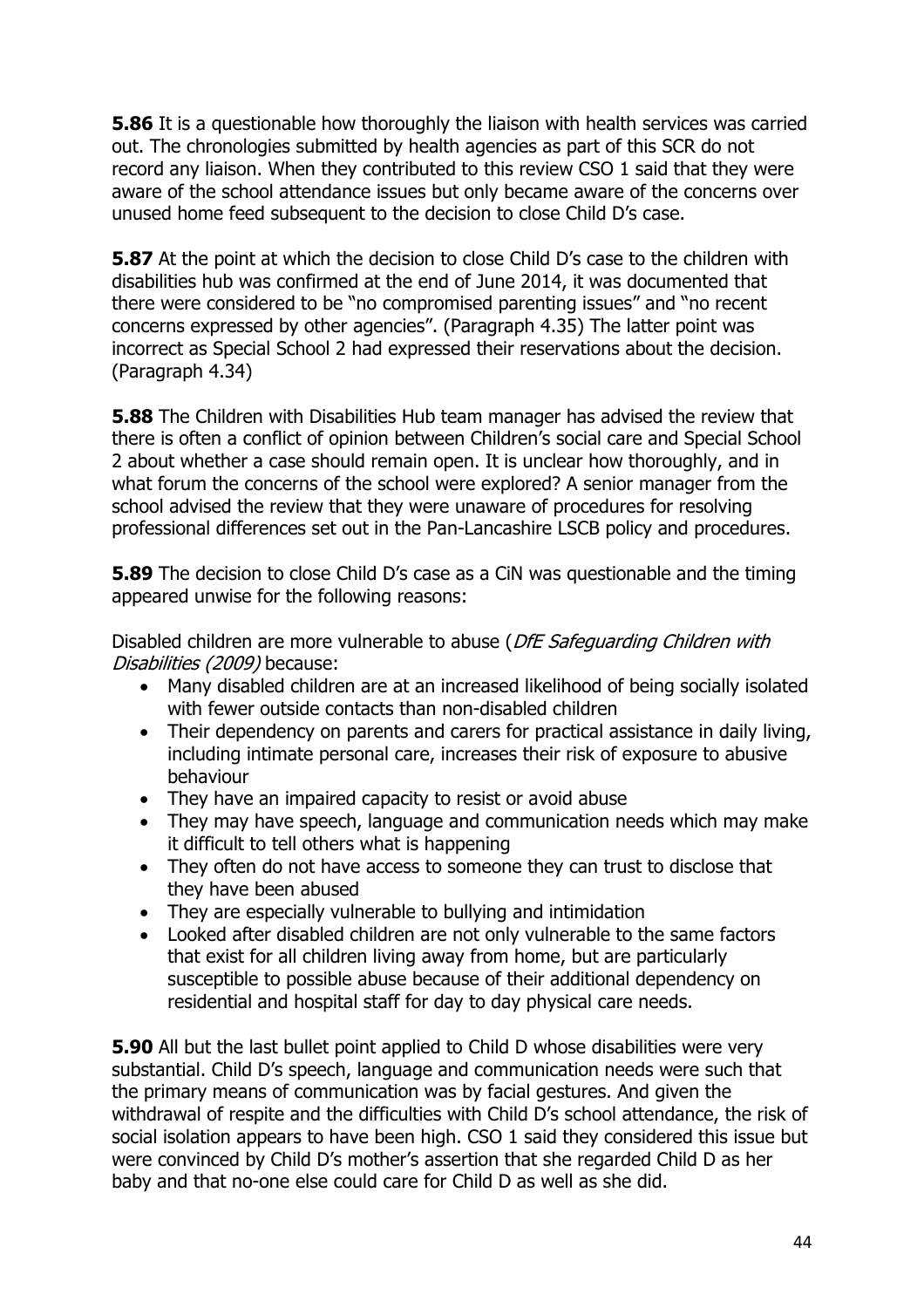**5.86** It is a questionable how thoroughly the liaison with health services was carried out. The chronologies submitted by health agencies as part of this SCR do not record any liaison. When they contributed to this review CSO 1 said that they were aware of the school attendance issues but only became aware of the concerns over unused home feed subsequent to the decision to close Child D's case.

**5.87** At the point at which the decision to close Child D's case to the children with disabilities hub was confirmed at the end of June 2014, it was documented that there were considered to be "no compromised parenting issues" and "no recent concerns expressed by other agencies". (Paragraph 4.35) The latter point was incorrect as Special School 2 had expressed their reservations about the decision. (Paragraph 4.34)

**5.88** The Children with Disabilities Hub team manager has advised the review that there is often a conflict of opinion between Children's social care and Special School 2 about whether a case should remain open. It is unclear how thoroughly, and in what forum the concerns of the school were explored? A senior manager from the school advised the review that they were unaware of procedures for resolving professional differences set out in the Pan-Lancashire LSCB policy and procedures.

**5.89** The decision to close Child D's case as a CiN was questionable and the timing appeared unwise for the following reasons:

Disabled children are more vulnerable to abuse (*DfE Safeguarding Children with Disabilities (2009)* because:

- Many disabled children are at an increased likelihood of being socially isolated with fewer outside contacts than non-disabled children
- Their dependency on parents and carers for practical assistance in daily living, including intimate personal care, increases their risk of exposure to abusive behaviour
- They have an impaired capacity to resist or avoid abuse
- They may have speech, language and communication needs which may make it difficult to tell others what is happening
- They often do not have access to someone they can trust to disclose that they have been abused
- They are especially vulnerable to bullying and intimidation
- Looked after disabled children are not only vulnerable to the same factors that exist for all children living away from home, but are particularly susceptible to possible abuse because of their additional dependency on residential and hospital staff for day to day physical care needs.

**5.90** All but the last bullet point applied to Child D whose disabilities were very substantial. Child D's speech, language and communication needs were such that the primary means of communication was by facial gestures. And given the withdrawal of respite and the difficulties with Child D's school attendance, the risk of social isolation appears to have been high. CSO 1 said they considered this issue but were convinced by Child D's mother's assertion that she regarded Child D as her baby and that no-one else could care for Child D as well as she did.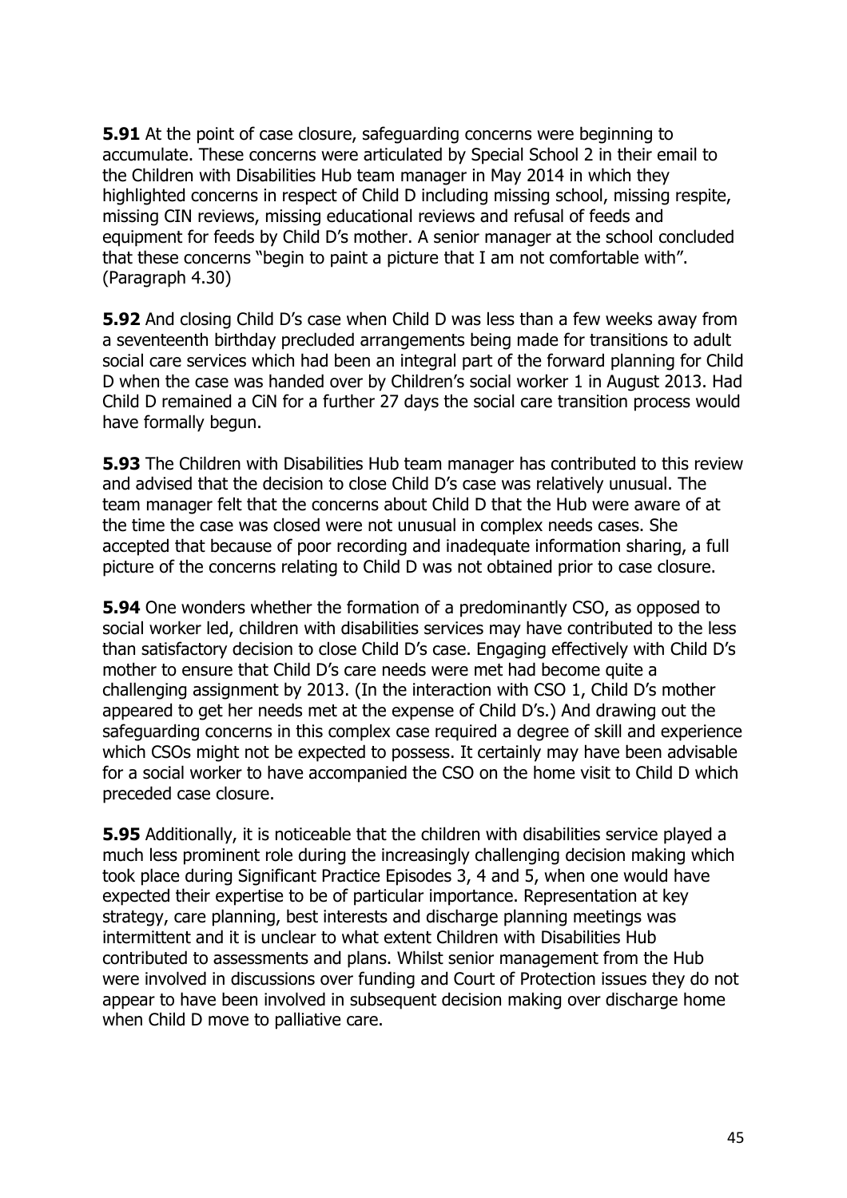**5.91** At the point of case closure, safeguarding concerns were beginning to accumulate. These concerns were articulated by Special School 2 in their email to the Children with Disabilities Hub team manager in May 2014 in which they highlighted concerns in respect of Child D including missing school, missing respite, missing CIN reviews, missing educational reviews and refusal of feeds and equipment for feeds by Child D's mother. A senior manager at the school concluded that these concerns "begin to paint a picture that I am not comfortable with". (Paragraph 4.30)

**5.92** And closing Child D's case when Child D was less than a few weeks away from a seventeenth birthday precluded arrangements being made for transitions to adult social care services which had been an integral part of the forward planning for Child D when the case was handed over by Children's social worker 1 in August 2013. Had Child D remained a CiN for a further 27 days the social care transition process would have formally begun.

**5.93** The Children with Disabilities Hub team manager has contributed to this review and advised that the decision to close Child D's case was relatively unusual. The team manager felt that the concerns about Child D that the Hub were aware of at the time the case was closed were not unusual in complex needs cases. She accepted that because of poor recording and inadequate information sharing, a full picture of the concerns relating to Child D was not obtained prior to case closure.

**5.94** One wonders whether the formation of a predominantly CSO, as opposed to social worker led, children with disabilities services may have contributed to the less than satisfactory decision to close Child D's case. Engaging effectively with Child D's mother to ensure that Child D's care needs were met had become quite a challenging assignment by 2013. (In the interaction with CSO 1, Child D's mother appeared to get her needs met at the expense of Child D's.) And drawing out the safeguarding concerns in this complex case required a degree of skill and experience which CSOs might not be expected to possess. It certainly may have been advisable for a social worker to have accompanied the CSO on the home visit to Child D which preceded case closure.

**5.95** Additionally, it is noticeable that the children with disabilities service played a much less prominent role during the increasingly challenging decision making which took place during Significant Practice Episodes 3, 4 and 5, when one would have expected their expertise to be of particular importance. Representation at key strategy, care planning, best interests and discharge planning meetings was intermittent and it is unclear to what extent Children with Disabilities Hub contributed to assessments and plans. Whilst senior management from the Hub were involved in discussions over funding and Court of Protection issues they do not appear to have been involved in subsequent decision making over discharge home when Child D move to palliative care.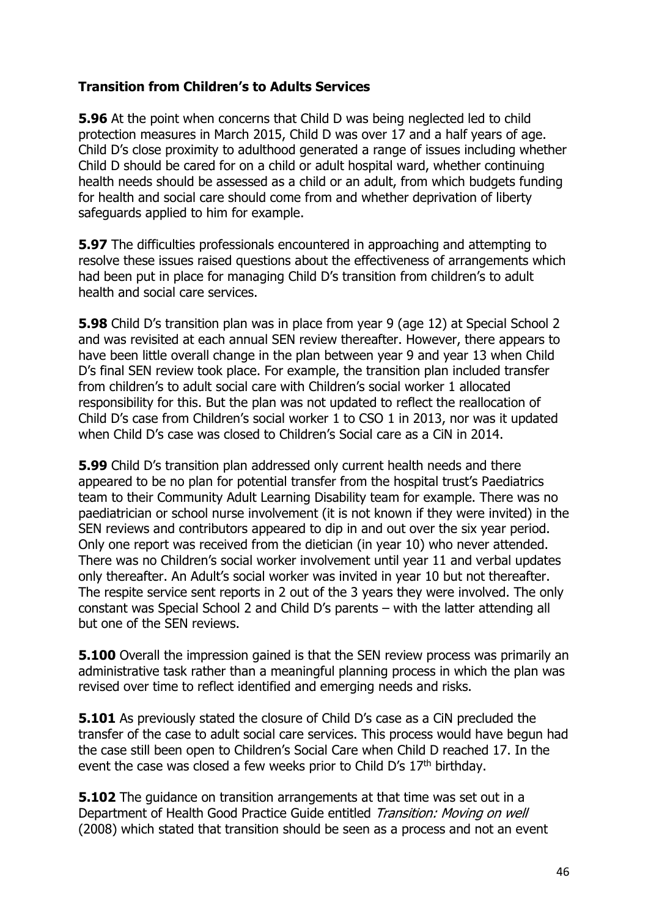**Transition from Children's to Adults Services**

**5.96** At the point when concerns that Child D was being neglected led to child protection measures in March 2015, Child D was over 17 and a half years of age. Child D's close proximity to adulthood generated a range of issues including whether Child D should be cared for on a child or adult hospital ward, whether continuing health needs should be assessed as a child or an adult, from which budgets funding for health and social care should come from and whether deprivation of liberty safeguards applied to him for example.

**5.97** The difficulties professionals encountered in approaching and attempting to resolve these issues raised questions about the effectiveness of arrangements which had been put in place for managing Child D's transition from children's to adult health and social care services.

**5.98** Child D's transition plan was in place from year 9 (age 12) at Special School 2 and was revisited at each annual SEN review thereafter. However, there appears to have been little overall change in the plan between year 9 and year 13 when Child D's final SEN review took place. For example, the transition plan included transfer from children's to adult social care with Children's social worker 1 allocated responsibility for this. But the plan was not updated to reflect the reallocation of Child D's case from Children's social worker 1 to CSO 1 in 2013, nor was it updated when Child D's case was closed to Children's Social care as a CiN in 2014.

**5.99** Child D's transition plan addressed only current health needs and there appeared to be no plan for potential transfer from the hospital trust's Paediatrics team to their Community Adult Learning Disability team for example. There was no paediatrician or school nurse involvement (it is not known if they were invited) in the SEN reviews and contributors appeared to dip in and out over the six year period. Only one report was received from the dietician (in year 10) who never attended. There was no Children's social worker involvement until year 11 and verbal updates only thereafter. An Adult's social worker was invited in year 10 but not thereafter. The respite service sent reports in 2 out of the 3 years they were involved. The only constant was Special School 2 and Child D's parents – with the latter attending all but one of the SEN reviews.

**5.100** Overall the impression gained is that the SEN review process was primarily an administrative task rather than a meaningful planning process in which the plan was revised over time to reflect identified and emerging needs and risks.

**5.101** As previously stated the closure of Child D's case as a CiN precluded the transfer of the case to adult social care services. This process would have begun had the case still been open to Children's Social Care when Child D reached 17. In the event the case was closed a few weeks prior to Child D's 17th birthday.

**5.102** The guidance on transition arrangements at that time was set out in a Department of Health Good Practice Guide entitled *Transition: Moving on well* (2008) which stated that transition should be seen as a process and not an event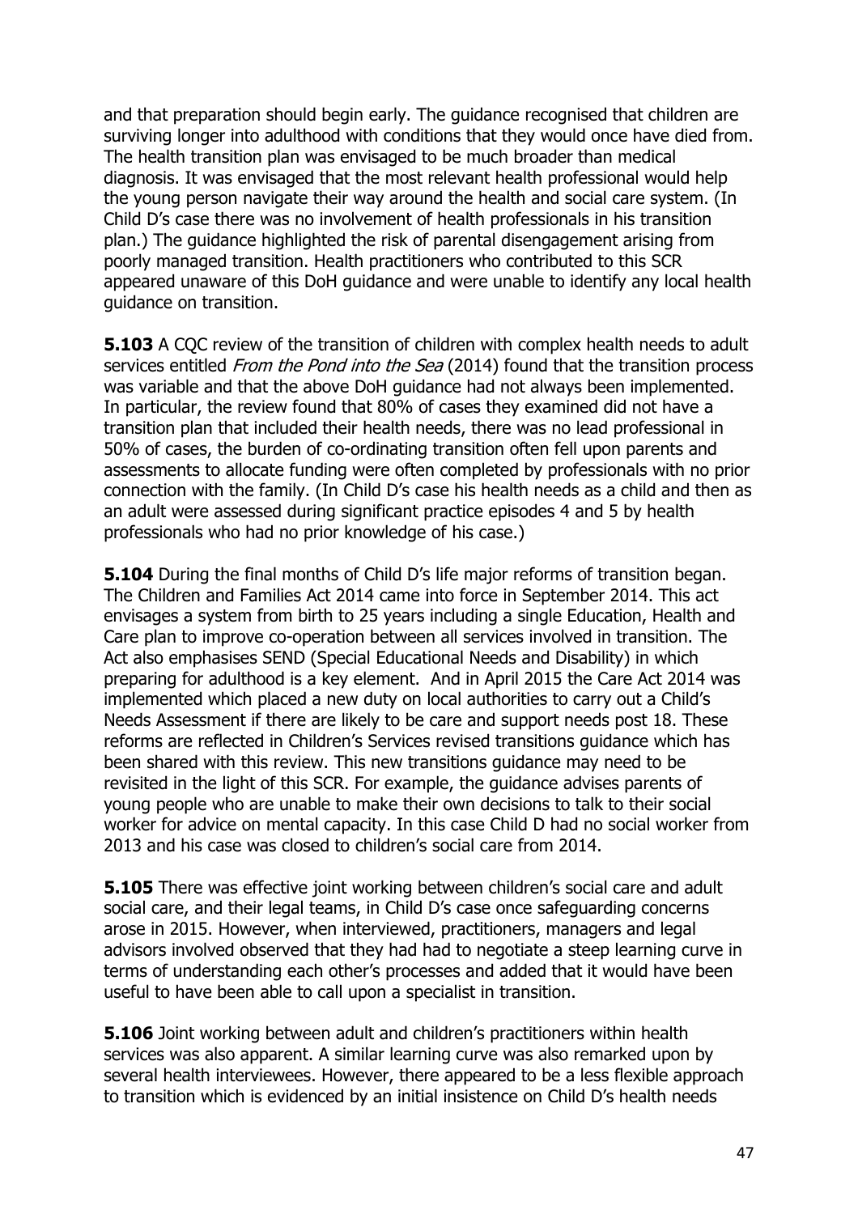and that preparation should begin early. The guidance recognised that children are surviving longer into adulthood with conditions that they would once have died from. The health transition plan was envisaged to be much broader than medical diagnosis. It was envisaged that the most relevant health professional would help the young person navigate their way around the health and social care system. (In Child D's case there was no involvement of health professionals in his transition plan.) The guidance highlighted the risk of parental disengagement arising from poorly managed transition. Health practitioners who contributed to this SCR appeared unaware of this DoH guidance and were unable to identify any local health guidance on transition.

**5.103** A CQC review of the transition of children with complex health needs to adult services entitled *From the Pond into the Sea* (2014) found that the transition process was variable and that the above DoH guidance had not always been implemented. In particular, the review found that 80% of cases they examined did not have a transition plan that included their health needs, there was no lead professional in 50% of cases, the burden of co-ordinating transition often fell upon parents and assessments to allocate funding were often completed by professionals with no prior connection with the family. (In Child D's case his health needs as a child and then as an adult were assessed during significant practice episodes 4 and 5 by health professionals who had no prior knowledge of his case.)

**5.104** During the final months of Child D's life major reforms of transition began. The Children and Families Act 2014 came into force in September 2014. This act envisages a system from birth to 25 years including a single Education, Health and Care plan to improve co-operation between all services involved in transition. The Act also emphasises SEND (Special Educational Needs and Disability) in which preparing for adulthood is a key element. And in April 2015 the Care Act 2014 was implemented which placed a new duty on local authorities to carry out a Child's Needs Assessment if there are likely to be care and support needs post 18. These reforms are reflected in Children's Services revised transitions guidance which has been shared with this review. This new transitions guidance may need to be revisited in the light of this SCR. For example, the guidance advises parents of young people who are unable to make their own decisions to talk to their social worker for advice on mental capacity. In this case Child D had no social worker from 2013 and his case was closed to children's social care from 2014.

**5.105** There was effective joint working between children's social care and adult social care, and their legal teams, in Child D's case once safeguarding concerns arose in 2015. However, when interviewed, practitioners, managers and legal advisors involved observed that they had had to negotiate a steep learning curve in terms of understanding each other's processes and added that it would have been useful to have been able to call upon a specialist in transition.

**5.106** Joint working between adult and children's practitioners within health services was also apparent. A similar learning curve was also remarked upon by several health interviewees. However, there appeared to be a less flexible approach to transition which is evidenced by an initial insistence on Child D's health needs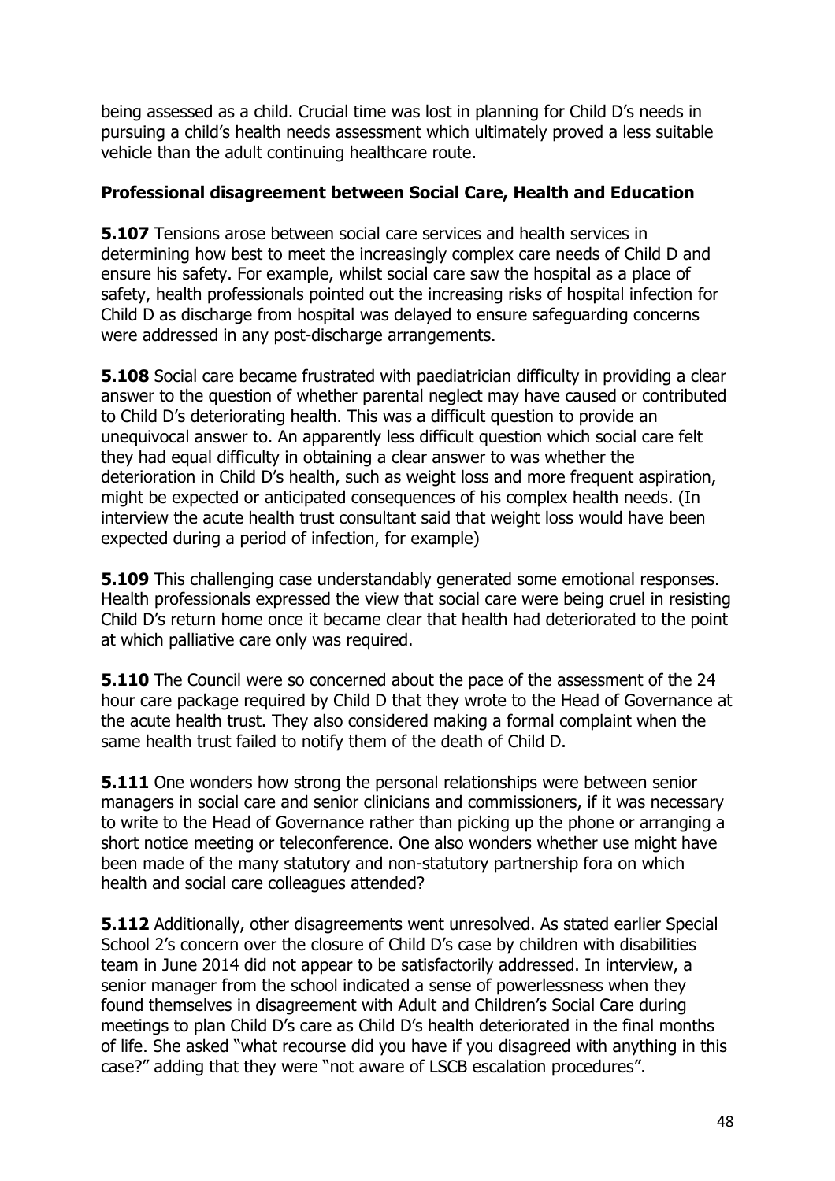being assessed as a child. Crucial time was lost in planning for Child D's needs in pursuing a child's health needs assessment which ultimately proved a less suitable vehicle than the adult continuing healthcare route.

### Professional disagreement between Social Care, Health and Education

**5.107** Tensions arose between social care services and health services in determining how best to meet the increasingly complex care needs of Child D and ensure his safety. For example, whilst social care saw the hospital as a place of safety, health professionals pointed out the increasing risks of hospital infection for Child D as discharge from hospital was delayed to ensure safeguarding concerns were addressed in any post-discharge arrangements.

**5.108** Social care became frustrated with paediatrician difficulty in providing a clear answer to the question of whether parental neglect may have caused or contributed to Child D's deteriorating health. This was a difficult question to provide an unequivocal answer to. An apparently less difficult question which social care felt they had equal difficulty in obtaining a clear answer to was whether the deterioration in Child D's health, such as weight loss and more frequent aspiration, might be expected or anticipated consequences of his complex health needs. (In interview the acute health trust consultant said that weight loss would have been expected during a period of infection, for example)

**5.109** This challenging case understandably generated some emotional responses. Health professionals expressed the view that social care were being cruel in resisting Child D's return home once it became clear that health had deteriorated to the point at which palliative care only was required.

**5.110** The Council were so concerned about the pace of the assessment of the 24 hour care package required by Child D that they wrote to the Head of Governance at the acute health trust. They also considered making a formal complaint when the same health trust failed to notify them of the death of Child D.

**5.111** One wonders how strong the personal relationships were between senior managers in social care and senior clinicians and commissioners, if it was necessary to write to the Head of Governance rather than picking up the phone or arranging a short notice meeting or teleconference. One also wonders whether use might have been made of the many statutory and non-statutory partnership fora on which health and social care colleagues attended?

**5.112** Additionally, other disagreements went unresolved. As stated earlier Special School 2's concern over the closure of Child D's case by children with disabilities team in June 2014 did not appear to be satisfactorily addressed. In interview, a senior manager from the school indicated a sense of powerlessness when they found themselves in disagreement with Adult and Children's Social Care during meetings to plan Child D's care as Child D's health deteriorated in the final months of life. She asked "what recourse did you have if you disagreed with anything in this case?" adding that they were "not aware of LSCB escalation procedures".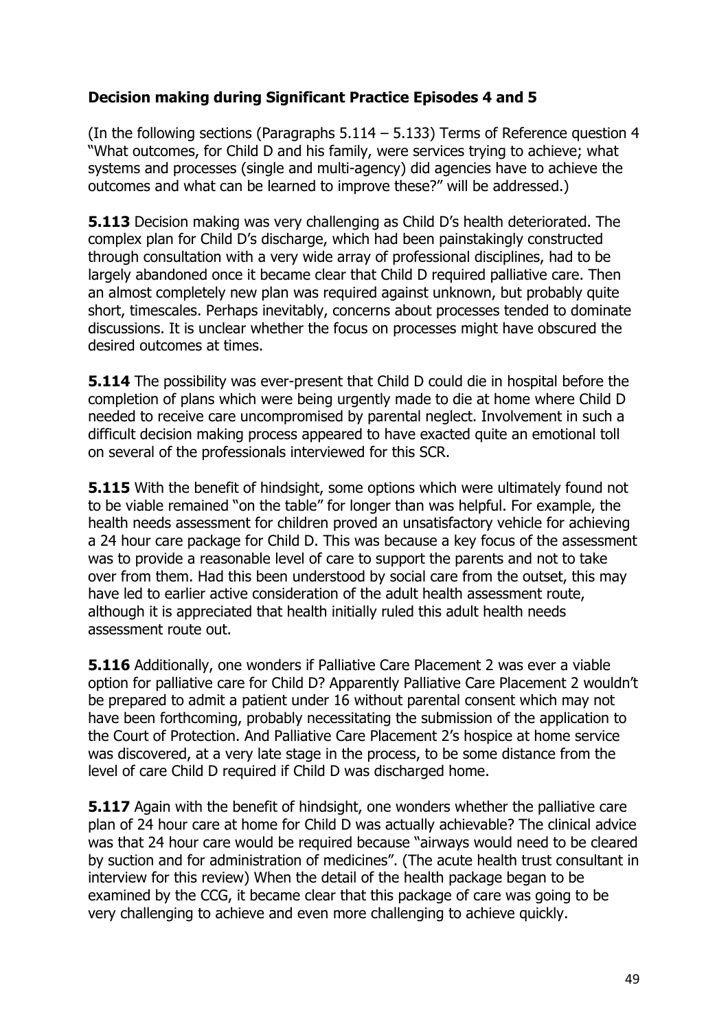**Decision making during Significant Practice Episodes 4 and 5**

(In the following sections (Paragraphs 5.114 – 5.133) Terms of Reference question 4 "What outcomes, for Child D and his family, were services trying to achieve; what systems and processes (single and multi-agency) did agencies have to achieve the outcomes and what can be learned to improve these?" will be addressed.)

**5.113** Decision making was very challenging as Child D's health deteriorated. The complex plan for Child D's discharge, which had been painstakingly constructed through consultation with a very wide array of professional disciplines, had to be largely abandoned once it became clear that Child D required palliative care. Then an almost completely new plan was required against unknown, but probably quite short, timescales. Perhaps inevitably, concerns about processes tended to dominate discussions. It is unclear whether the focus on processes might have obscured the desired outcomes at times.

**5.114** The possibility was ever-present that Child D could die in hospital before the completion of plans which were being urgently made to die at home where Child D needed to receive care uncompromised by parental neglect. Involvement in such a difficult decision making process appeared to have exacted quite an emotional toll on several of the professionals interviewed for this SCR.

**5.115** With the benefit of hindsight, some options which were ultimately found not to be viable remained "on the table" for longer than was helpful. For example, the health needs assessment for children proved an unsatisfactory vehicle for achieving a 24 hour care package for Child D. This was because a key focus of the assessment was to provide a reasonable level of care to support the parents and not to take over from them. Had this been understood by social care from the outset, this may have led to earlier active consideration of the adult health assessment route, although it is appreciated that health initially ruled this adult health needs assessment route out.

**5.116** Additionally, one wonders if Palliative Care Placement 2 was ever a viable option for palliative care for Child D? Apparently Palliative Care Placement 2 wouldn't be prepared to admit a patient under 16 without parental consent which may not have been forthcoming, probably necessitating the submission of the application to the Court of Protection. And Palliative Care Placement 2's hospice at home service was discovered, at a very late stage in the process, to be some distance from the level of care Child D required if Child D was discharged home.

**5.117** Again with the benefit of hindsight, one wonders whether the palliative care plan of 24 hour care at home for Child D was actually achievable? The clinical advice was that 24 hour care would be required because "airways would need to be cleared by suction and for administration of medicines". (The acute health trust consultant in interview for this review) When the detail of the health package began to be examined by the CCG, it became clear that this package of care was going to be very challenging to achieve and even more challenging to achieve quickly.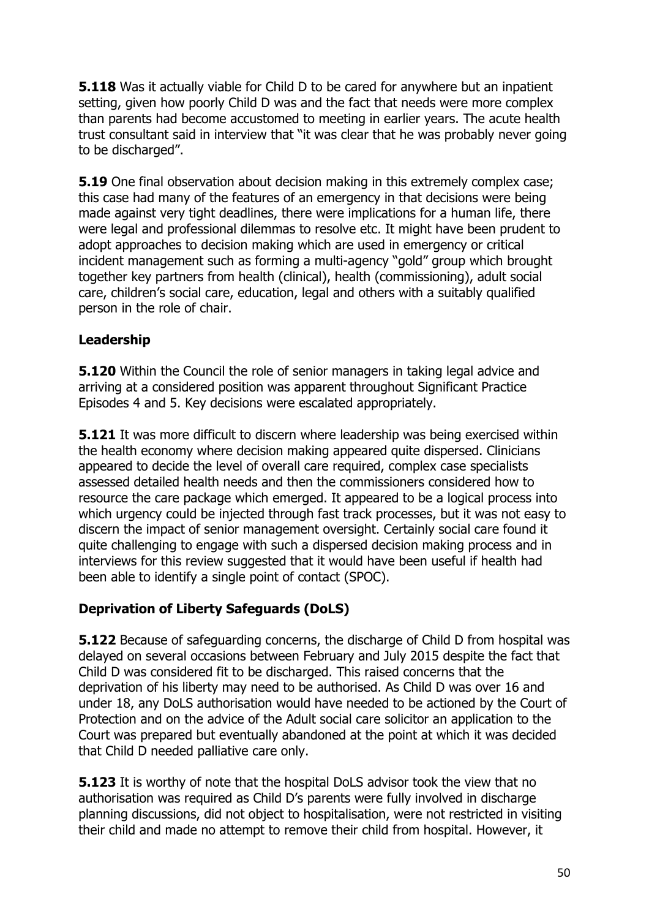**5.118** Was it actually viable for Child D to be cared for anywhere but an inpatient setting, given how poorly Child D was and the fact that needs were more complex than parents had become accustomed to meeting in earlier years. The acute health trust consultant said in interview that "it was clear that he was probably never going to be discharged".

**5.19** One final observation about decision making in this extremely complex case; this case had many of the features of an emergency in that decisions were being made against very tight deadlines, there were implications for a human life, there were legal and professional dilemmas to resolve etc. It might have been prudent to adopt approaches to decision making which are used in emergency or critical incident management such as forming a multi-agency "gold" group which brought together key partners from health (clinical), health (commissioning), adult social care, children's social care, education, legal and others with a suitably qualified person in the role of chair.

## Leadership

**5.120** Within the Council the role of senior managers in taking legal advice and arriving at a considered position was apparent throughout Significant Practice Episodes 4 and 5. Key decisions were escalated appropriately.

**5.121** It was more difficult to discern where leadership was being exercised within the health economy where decision making appeared quite dispersed. Clinicians appeared to decide the level of overall care required, complex case specialists assessed detailed health needs and then the commissioners considered how to resource the care package which emerged. It appeared to be a logical process into which urgency could be injected through fast track processes, but it was not easy to discern the impact of senior management oversight. Certainly social care found it quite challenging to engage with such a dispersed decision making process and in interviews for this review suggested that it would have been useful if health had been able to identify a single point of contact (SPOC).

## Deprivation of Liberty Safeguards (DoLS)

**5.122** Because of safeguarding concerns, the discharge of Child D from hospital was delayed on several occasions between February and July 2015 despite the fact that Child D was considered fit to be discharged. This raised concerns that the deprivation of his liberty may need to be authorised. As Child D was over 16 and under 18, any DoLS authorisation would have needed to be actioned by the Court of Protection and on the advice of the Adult social care solicitor an application to the Court was prepared but eventually abandoned at the point at which it was decided that Child D needed palliative care only.

**5.123** It is worthy of note that the hospital DoLS advisor took the view that no authorisation was required as Child D's parents were fully involved in discharge planning discussions, did not object to hospitalisation, were not restricted in visiting their child and made no attempt to remove their child from hospital. However, it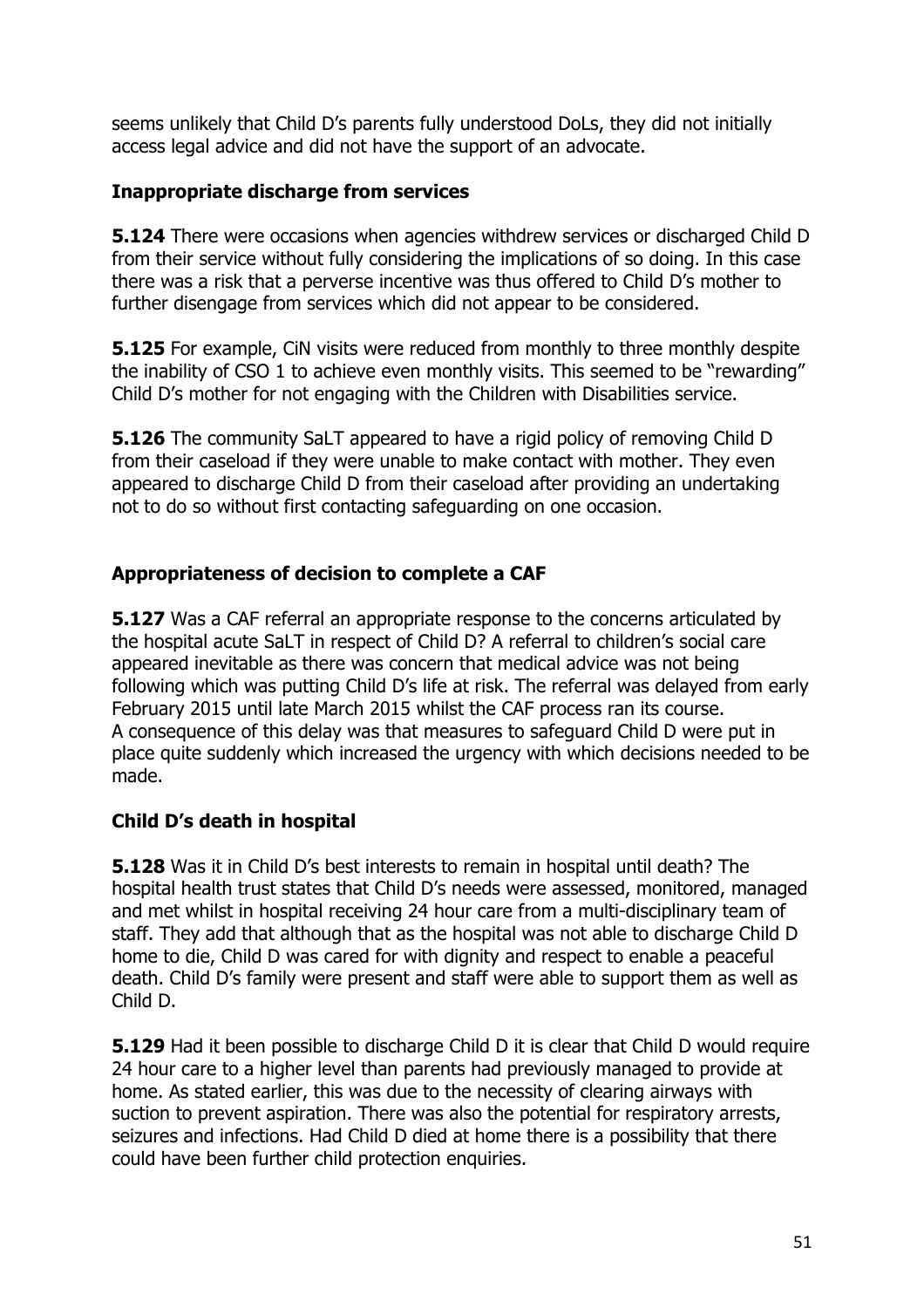seems unlikely that Child D's parents fully understood DoLs, they did not initially access legal advice and did not have the support of an advocate.

### Inappropriate discharge from services

**5.124** There were occasions when agencies withdrew services or discharged Child D from their service without fully considering the implications of so doing. In this case there was a risk that a perverse incentive was thus offered to Child D's mother to further disengage from services which did not appear to be considered.

**5.125** For example, CiN visits were reduced from monthly to three monthly despite the inability of CSO 1 to achieve even monthly visits. This seemed to be "rewarding" Child D's mother for not engaging with the Children with Disabilities service.

**5.126** The community SaLT appeared to have a rigid policy of removing Child D from their caseload if they were unable to make contact with mother. They even appeared to discharge Child D from their caseload after providing an undertaking not to do so without first contacting safeguarding on one occasion.

### Appropriateness of decision to complete a CAF

**5.127** Was a CAF referral an appropriate response to the concerns articulated by the hospital acute SaLT in respect of Child D? A referral to children's social care appeared inevitable as there was concern that medical advice was not being following which was putting Child D's life at risk. The referral was delayed from early February 2015 until late March 2015 whilst the CAF process ran its course. A consequence of this delay was that measures to safeguard Child D were put in place quite suddenly which increased the urgency with which decisions needed to be made.

### Child D's death in hospital

**5.128** Was it in Child D's best interests to remain in hospital until death? The hospital health trust states that Child D's needs were assessed, monitored, managed and met whilst in hospital receiving 24 hour care from a multi-disciplinary team of staff. They add that although that as the hospital was not able to discharge Child D home to die, Child D was cared for with dignity and respect to enable a peaceful death. Child D's family were present and staff were able to support them as well as Child D.

**5.129** Had it been possible to discharge Child D it is clear that Child D would require 24 hour care to a higher level than parents had previously managed to provide at home. As stated earlier, this was due to the necessity of clearing airways with suction to prevent aspiration. There was also the potential for respiratory arrests, seizures and infections. Had Child D died at home there is a possibility that there could have been further child protection enquiries.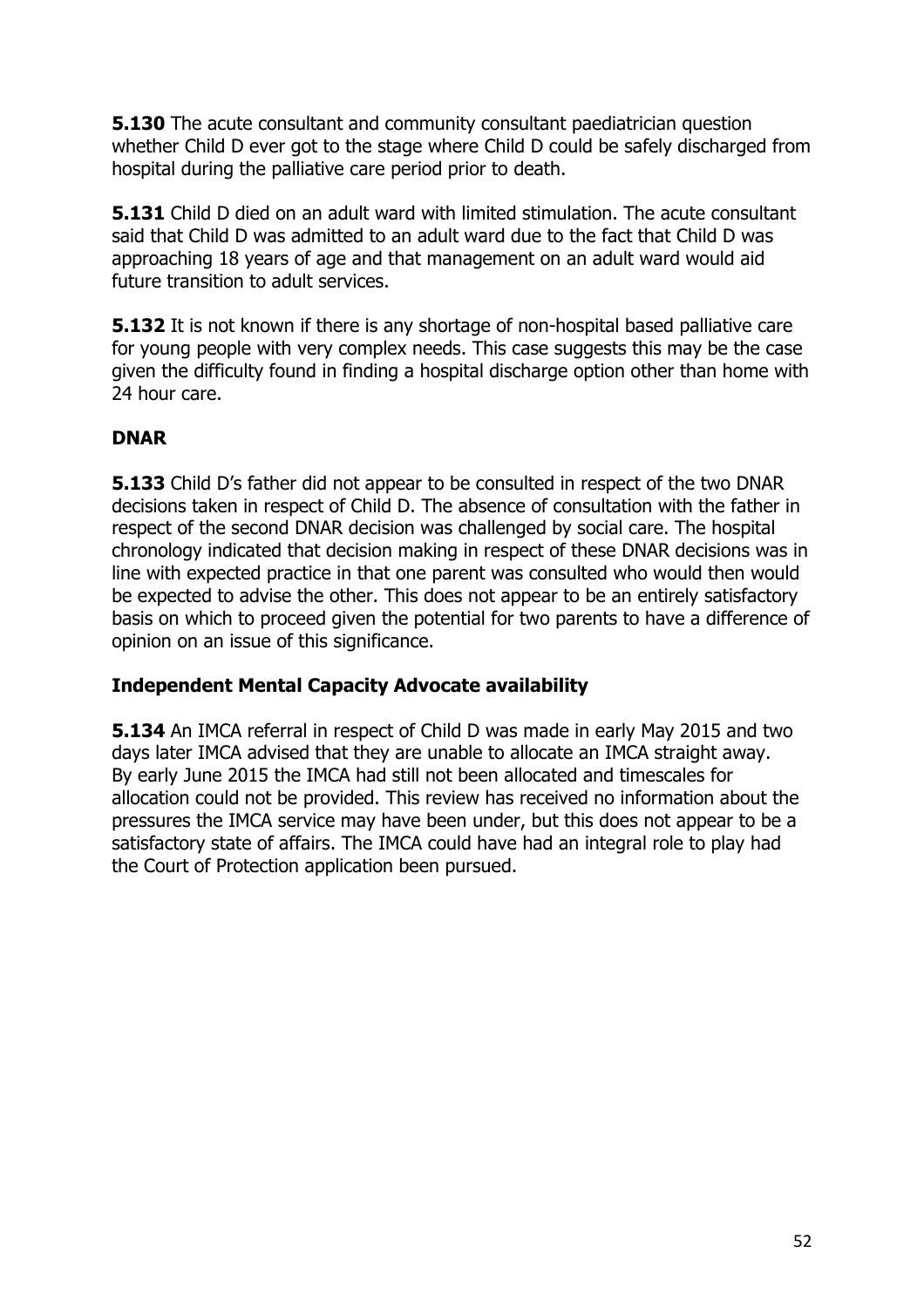**5.130** The acute consultant and community consultant paediatrician question whether Child D ever got to the stage where Child D could be safely discharged from hospital during the palliative care period prior to death.

**5.131** Child D died on an adult ward with limited stimulation. The acute consultant said that Child D was admitted to an adult ward due to the fact that Child D was approaching 18 years of age and that management on an adult ward would aid future transition to adult services.

**5.132** It is not known if there is any shortage of non-hospital based palliative care for young people with very complex needs. This case suggests this may be the case given the difficulty found in finding a hospital discharge option other than home with 24 hour care.

### DNAR

**5.133** Child D's father did not appear to be consulted in respect of the two DNAR decisions taken in respect of Child D. The absence of consultation with the father in respect of the second DNAR decision was challenged by social care. The hospital chronology indicated that decision making in respect of these DNAR decisions was in line with expected practice in that one parent was consulted who would then would be expected to advise the other. This does not appear to be an entirely satisfactory basis on which to proceed given the potential for two parents to have a difference of opinion on an issue of this significance.

### Independent Mental Capacity Advocate availability

**5.134** An IMCA referral in respect of Child D was made in early May 2015 and two days later IMCA advised that they are unable to allocate an IMCA straight away. By early June 2015 the IMCA had still not been allocated and timescales for allocation could not be provided. This review has received no information about the pressures the IMCA service may have been under, but this does not appear to be a satisfactory state of affairs. The IMCA could have had an integral role to play had the Court of Protection application been pursued.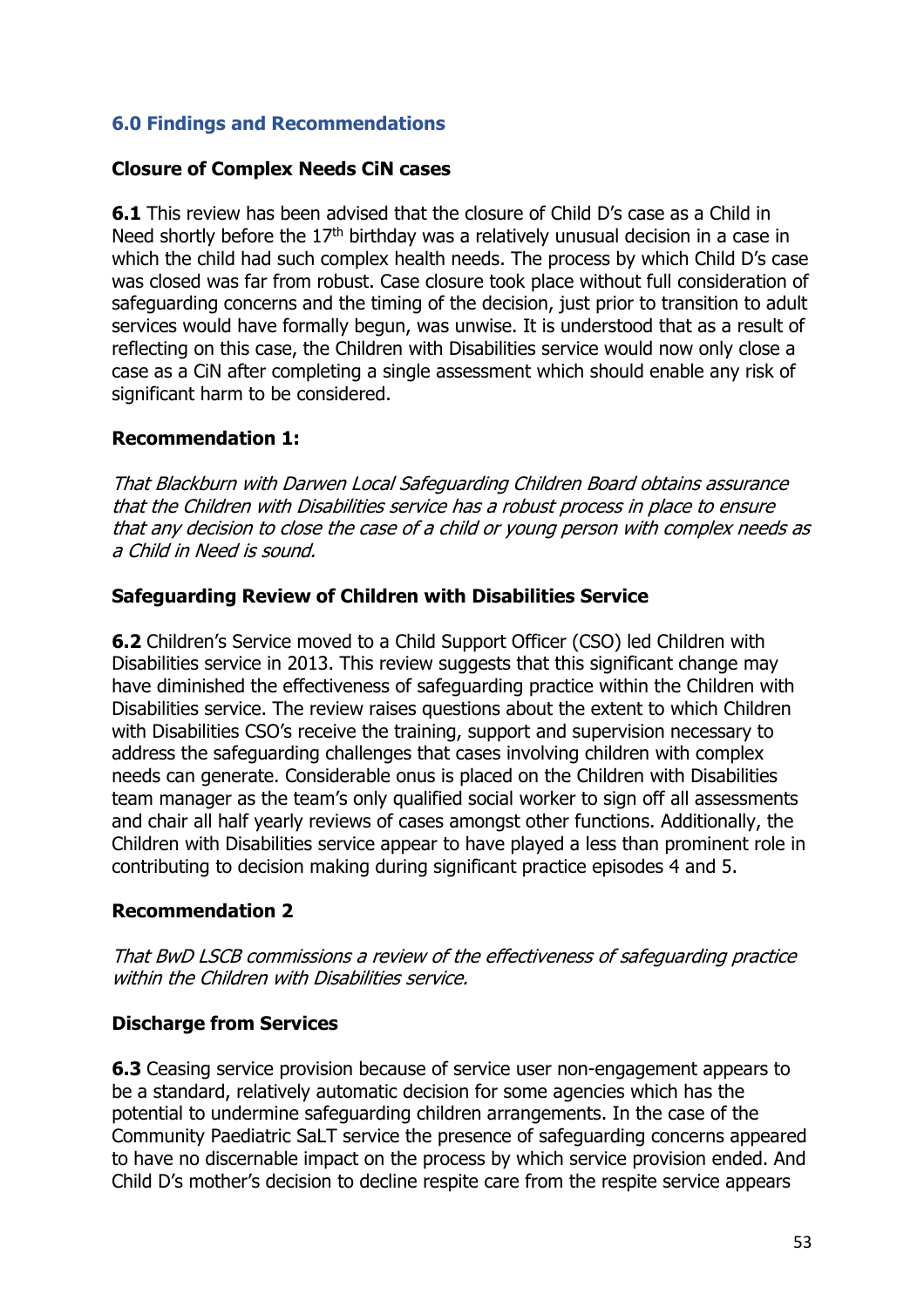## 6.0 Findings and Recommendations

### Closure of Complex Needs CiN cases

**6.1** This review has been advised that the closure of Child D's case as a Child in Need shortly before the 17th birthday was a relatively unusual decision in a case in which the child had such complex health needs. The process by which Child D's case was closed was far from robust. Case closure took place without full consideration of safeguarding concerns and the timing of the decision, just prior to transition to adult services would have formally begun, was unwise. It is understood that as a result of reflecting on this case, the Children with Disabilities service would now only close a case as a CiN after completing a single assessment which should enable any risk of significant harm to be considered.

### Recommendation 1:

*That Blackburn with Darwen Local Safeguarding Children Board obtains assurance that the Children with Disabilities service has a robust process in place to ensure that any decision to close the case of a child or young person with complex needs as a Child in Need is sound.*

### Safeguarding Review of Children with Disabilities Service

**6.2** Children's Service moved to a Child Support Officer (CSO) led Children with Disabilities service in 2013. This review suggests that this significant change may have diminished the effectiveness of safeguarding practice within the Children with Disabilities service. The review raises questions about the extent to which Children with Disabilities CSO's receive the training, support and supervision necessary to address the safeguarding challenges that cases involving children with complex needs can generate. Considerable onus is placed on the Children with Disabilities team manager as the team's only qualified social worker to sign off all assessments and chair all half yearly reviews of cases amongst other functions. Additionally, the Children with Disabilities service appear to have played a less than prominent role in contributing to decision making during significant practice episodes 4 and 5.

### Recommendation 2

*That BwD LSCB commissions a review of the effectiveness of safeguarding practice within the Children with Disabilities service.*

### Discharge from Services

**6.3** Ceasing service provision because of service user non-engagement appears to be a standard, relatively automatic decision for some agencies which has the potential to undermine safeguarding children arrangements. In the case of the Community Paediatric SaLT service the presence of safeguarding concerns appeared to have no discernable impact on the process by which service provision ended. And Child D's mother's decision to decline respite care from the respite service appears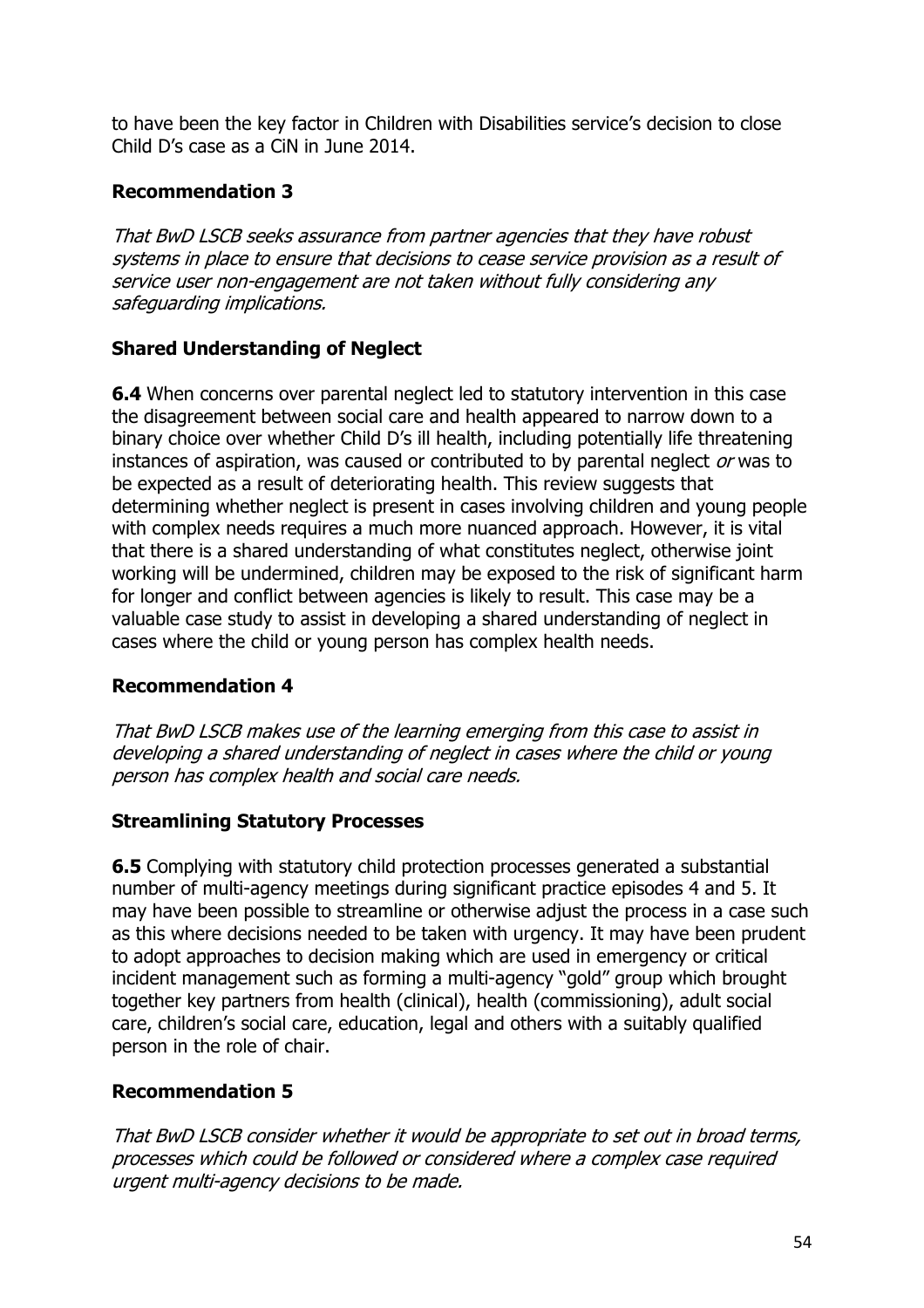to have been the key factor in Children with Disabilities service's decision to close Child D's case as a CiN in June 2014.

**Recommendation 3**

*That BwD LSCB seeks assurance from partner agencies that they have robust systems in place to ensure that decisions to cease service provision as a result of service user non-engagement are not taken without fully considering any safeguarding implications.*

**Shared Understanding of Neglect**

**6.4** When concerns over parental neglect led to statutory intervention in this case the disagreement between social care and health appeared to narrow down to a binary choice over whether Child D's ill health, including potentially life threatening instances of aspiration, was caused or contributed to by parental neglect *or* was to be expected as a result of deteriorating health. This review suggests that determining whether neglect is present in cases involving children and young people with complex needs requires a much more nuanced approach. However, it is vital that there is a shared understanding of what constitutes neglect, otherwise joint working will be undermined, children may be exposed to the risk of significant harm for longer and conflict between agencies is likely to result. This case may be a valuable case study to assist in developing a shared understanding of neglect in cases where the child or young person has complex health needs.

**Recommendation 4**

*That BwD LSCB makes use of the learning emerging from this case to assist in developing a shared understanding of neglect in cases where the child or young person has complex health and social care needs.*

**Streamlining Statutory Processes**

**6.5** Complying with statutory child protection processes generated a substantial number of multi-agency meetings during significant practice episodes 4 and 5. It may have been possible to streamline or otherwise adjust the process in a case such as this where decisions needed to be taken with urgency. It may have been prudent to adopt approaches to decision making which are used in emergency or critical incident management such as forming a multi-agency "gold" group which brought together key partners from health (clinical), health (commissioning), adult social care, children's social care, education, legal and others with a suitably qualified person in the role of chair.

**Recommendation 5**

*That BwD LSCB consider whether it would be appropriate to set out in broad terms, processes which could be followed or considered where a complex case required urgent multi-agency decisions to be made.*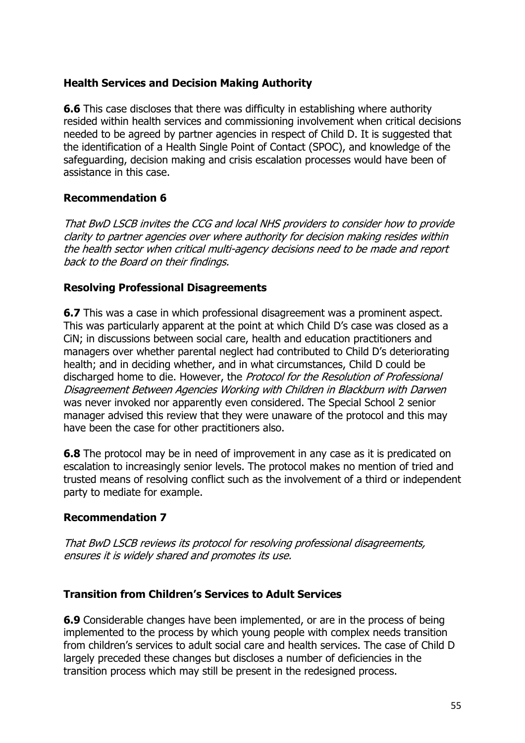**Health Services and Decision Making Authority**

**6.6** This case discloses that there was difficulty in establishing where authority resided within health services and commissioning involvement when critical decisions needed to be agreed by partner agencies in respect of Child D. It is suggested that the identification of a Health Single Point of Contact (SPOC), and knowledge of the safeguarding, decision making and crisis escalation processes would have been of assistance in this case.

**Recommendation 6**

*That BwD LSCB invites the CCG and local NHS providers to consider how to provide clarity to partner agencies over where authority for decision making resides within the health sector when critical multi-agency decisions need to be made and report back to the Board on their findings.*

**Resolving Professional Disagreements**

**6.7** This was a case in which professional disagreement was a prominent aspect. This was particularly apparent at the point at which Child D's case was closed as a CiN; in discussions between social care, health and education practitioners and managers over whether parental neglect had contributed to Child D's deteriorating health; and in deciding whether, and in what circumstances, Child D could be discharged home to die. However, the *Protocol for the Resolution of Professional Disagreement Between Agencies Working with Children in Blackburn with Darwen* was never invoked nor apparently even considered. The Special School 2 senior manager advised this review that they were unaware of the protocol and this may have been the case for other practitioners also.

**6.8** The protocol may be in need of improvement in any case as it is predicated on escalation to increasingly senior levels. The protocol makes no mention of tried and trusted means of resolving conflict such as the involvement of a third or independent party to mediate for example.

**Recommendation 7**

*That BwD LSCB reviews its protocol for resolving professional disagreements, ensures it is widely shared and promotes its use.*

**Transition from Children's Services to Adult Services**

**6.9** Considerable changes have been implemented, or are in the process of being implemented to the process by which young people with complex needs transition from children's services to adult social care and health services. The case of Child D largely preceded these changes but discloses a number of deficiencies in the transition process which may still be present in the redesigned process.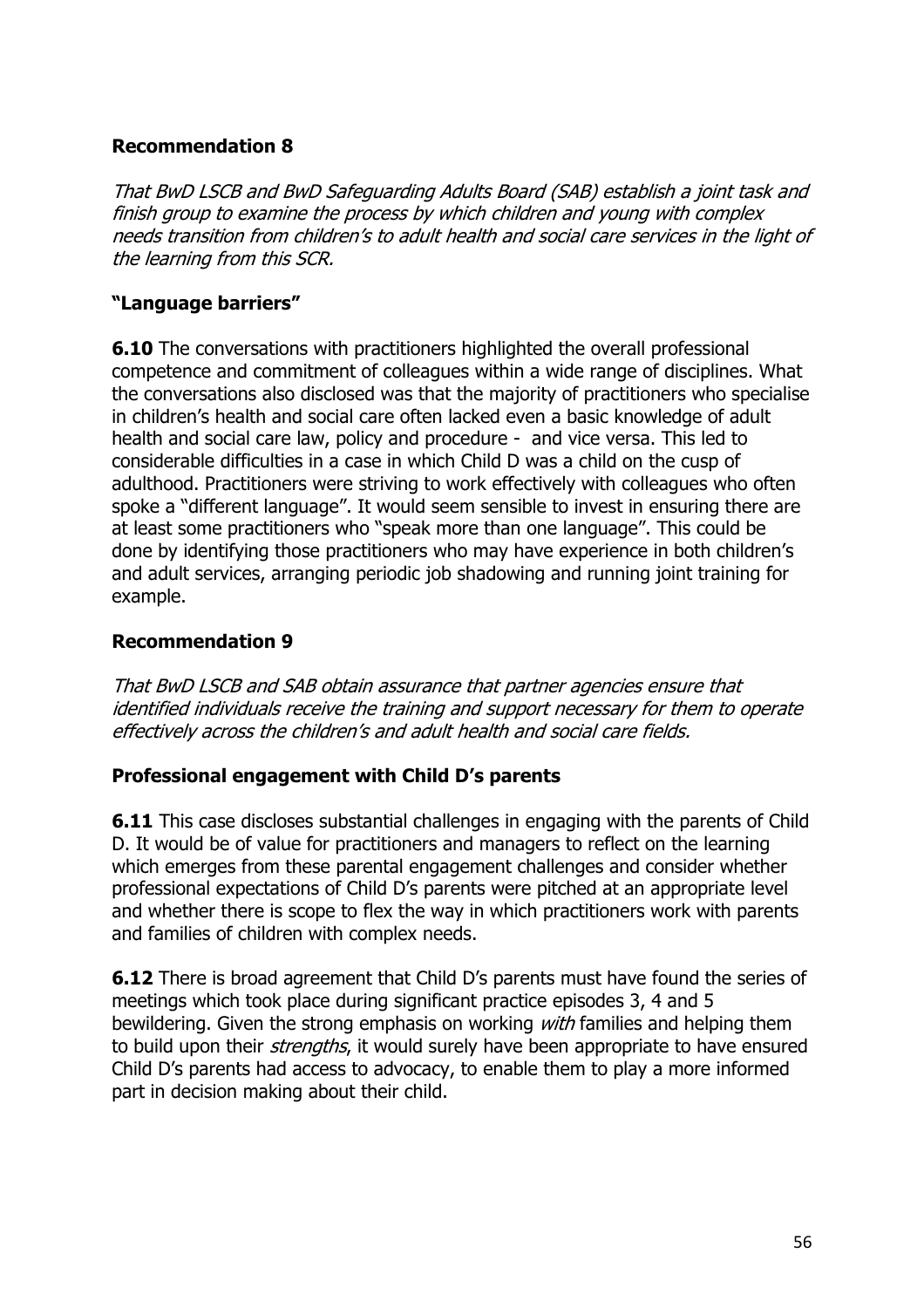**Recommendation 8**

*That BwD LSCB and BwD Safeguarding Adults Board (SAB) establish a joint task and finish group to examine the process by which children and young with complex needs transition from children's to adult health and social care services in the light of the learning from this SCR.*

**"Language barriers"**

**6.10** The conversations with practitioners highlighted the overall professional competence and commitment of colleagues within a wide range of disciplines. What the conversations also disclosed was that the majority of practitioners who specialise in children's health and social care often lacked even a basic knowledge of adult health and social care law, policy and procedure - and vice versa. This led to considerable difficulties in a case in which Child D was a child on the cusp of adulthood. Practitioners were striving to work effectively with colleagues who often spoke a "different language". It would seem sensible to invest in ensuring there are at least some practitioners who "speak more than one language". This could be done by identifying those practitioners who may have experience in both children's and adult services, arranging periodic job shadowing and running joint training for example.

**Recommendation 9**

*That BwD LSCB and SAB obtain assurance that partner agencies ensure that identified individuals receive the training and support necessary for them to operate effectively across the children's and adult health and social care fields.*

**Professional engagement with Child D's parents**

**6.11** This case discloses substantial challenges in engaging with the parents of Child D. It would be of value for practitioners and managers to reflect on the learning which emerges from these parental engagement challenges and consider whether professional expectations of Child D's parents were pitched at an appropriate level and whether there is scope to flex the way in which practitioners work with parents and families of children with complex needs.

**6.12** There is broad agreement that Child D's parents must have found the series of meetings which took place during significant practice episodes 3, 4 and 5 bewildering. Given the strong emphasis on working *with* families and helping them to build upon their *strengths*, it would surely have been appropriate to have ensured Child D's parents had access to advocacy, to enable them to play a more informed part in decision making about their child.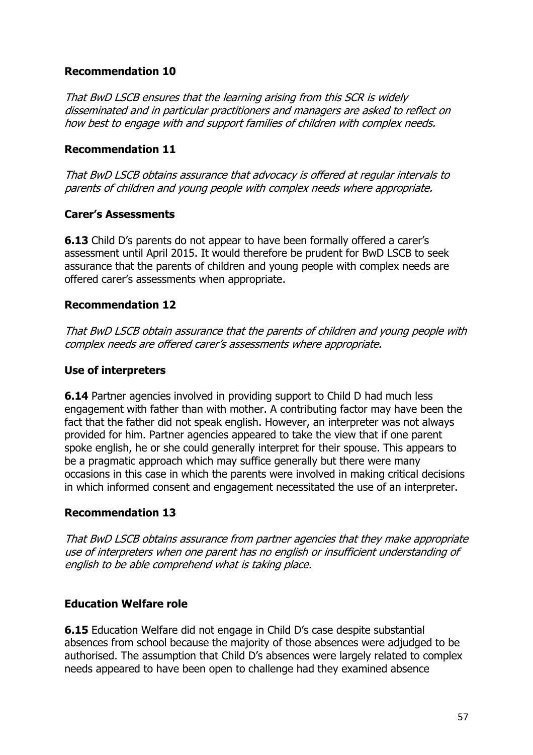**Recommendation 10**

*That BwD LSCB ensures that the learning arising from this SCR is widely disseminated and in particular practitioners and managers are asked to reflect on how best to engage with and support families of children with complex needs.*

**Recommendation 11**

*That BwD LSCB obtains assurance that advocacy is offered at regular intervals to parents of children and young people with complex needs where appropriate.*

**Carer's Assessments**

**6.13** Child D's parents do not appear to have been formally offered a carer's assessment until April 2015. It would therefore be prudent for BwD LSCB to seek assurance that the parents of children and young people with complex needs are offered carer's assessments when appropriate.

**Recommendation 12**

*That BwD LSCB obtain assurance that the parents of children and young people with complex needs are offered carer's assessments where appropriate.*

**Use of interpreters**

**6.14** Partner agencies involved in providing support to Child D had much less engagement with father than with mother. A contributing factor may have been the fact that the father did not speak english. However, an interpreter was not always provided for him. Partner agencies appeared to take the view that if one parent spoke english, he or she could generally interpret for their spouse. This appears to be a pragmatic approach which may suffice generally but there were many occasions in this case in which the parents were involved in making critical decisions in which informed consent and engagement necessitated the use of an interpreter.

**Recommendation 13**

*That BwD LSCB obtains assurance from partner agencies that they make appropriate use of interpreters when one parent has no english or insufficient understanding of english to be able comprehend what is taking place.*

**Education Welfare role**

**6.15** Education Welfare did not engage in Child D's case despite substantial absences from school because the majority of those absences were adjudged to be authorised. The assumption that Child D's absences were largely related to complex needs appeared to have been open to challenge had they examined absence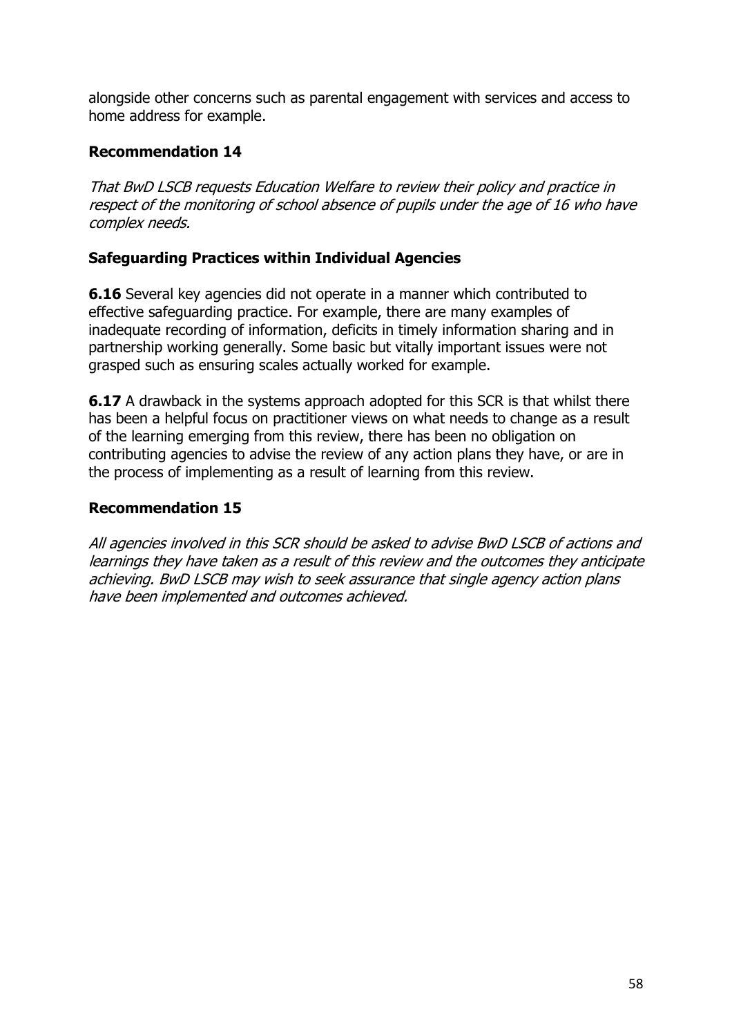alongside other concerns such as parental engagement with services and access to home address for example.

### Recommendation 14

*That BwD LSCB requests Education Welfare to review their policy and practice in respect of the monitoring of school absence of pupils under the age of 16 who have complex needs.*

### Safeguarding Practices within Individual Agencies

**6.16** Several key agencies did not operate in a manner which contributed to effective safeguarding practice. For example, there are many examples of inadequate recording of information, deficits in timely information sharing and in partnership working generally. Some basic but vitally important issues were not grasped such as ensuring scales actually worked for example.

**6.17** A drawback in the systems approach adopted for this SCR is that whilst there has been a helpful focus on practitioner views on what needs to change as a result of the learning emerging from this review, there has been no obligation on contributing agencies to advise the review of any action plans they have, or are in the process of implementing as a result of learning from this review.

### Recommendation 15

*All agencies involved in this SCR should be asked to advise BwD LSCB of actions and learnings they have taken as a result of this review and the outcomes they anticipate achieving. BwD LSCB may wish to seek assurance that single agency action plans have been implemented and outcomes achieved.*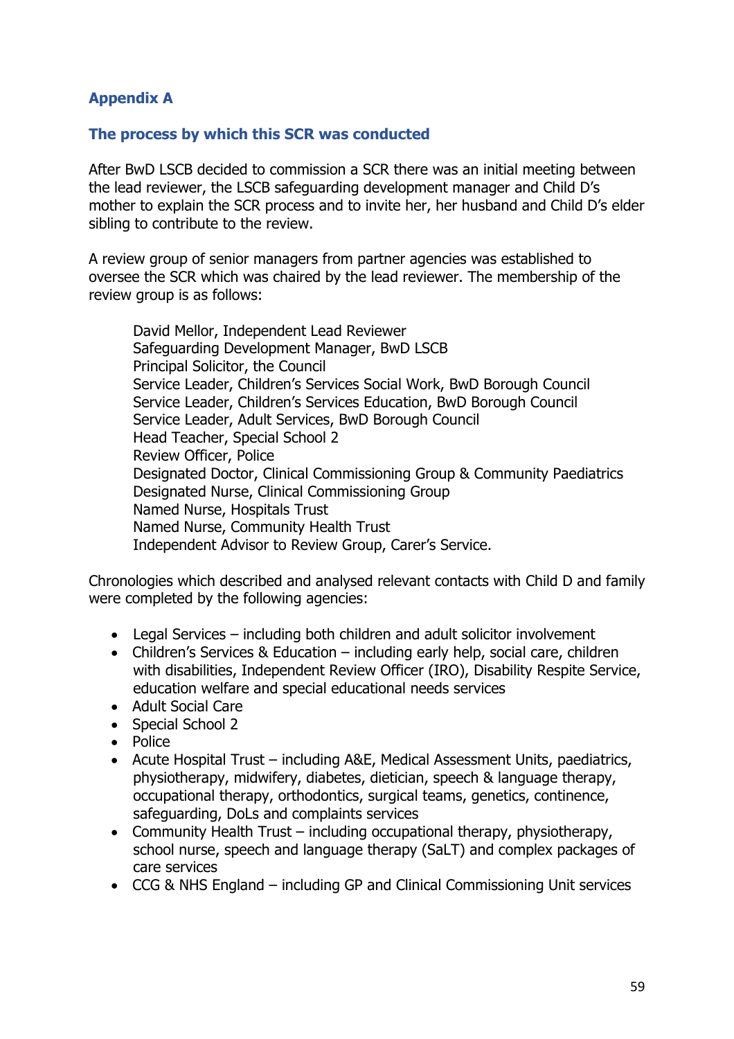## Appendix A

### The process by which this SCR was conducted

After BwD LSCB decided to commission a SCR there was an initial meeting between the lead reviewer, the LSCB safeguarding development manager and Child D's mother to explain the SCR process and to invite her, her husband and Child D's elder sibling to contribute to the review.

A review group of senior managers from partner agencies was established to oversee the SCR which was chaired by the lead reviewer. The membership of the review group is as follows:

David Mellor, Independent Lead Reviewer
Safeguarding Development Manager, BwD LSCB
Principal Solicitor, the Council
Service Leader, Children's Services Social Work, BwD Borough Council
Service Leader, Children's Services Education, BwD Borough Council
Service Leader, Adult Services, BwD Borough Council
Head Teacher, Special School 2
Review Officer, Police
Designated Doctor, Clinical Commissioning Group & Community Paediatrics
Designated Nurse, Clinical Commissioning Group
Named Nurse, Hospitals Trust
Named Nurse, Community Health Trust
Independent Advisor to Review Group, Carer's Service.

Chronologies which described and analysed relevant contacts with Child D and family were completed by the following agencies:

- Legal Services – including both children and adult solicitor involvement
- Children's Services & Education – including early help, social care, children with disabilities, Independent Review Officer (IRO), Disability Respite Service, education welfare and special educational needs services
- Adult Social Care
- Special School 2
- Police
- Acute Hospital Trust – including A&E, Medical Assessment Units, paediatrics, physiotherapy, midwifery, diabetes, dietician, speech & language therapy, occupational therapy, orthodontics, surgical teams, genetics, continence, safeguarding, DoLs and complaints services
- Community Health Trust – including occupational therapy, physiotherapy, school nurse, speech and language therapy (SaLT) and complex packages of care services
- CCG & NHS England – including GP and Clinical Commissioning Unit services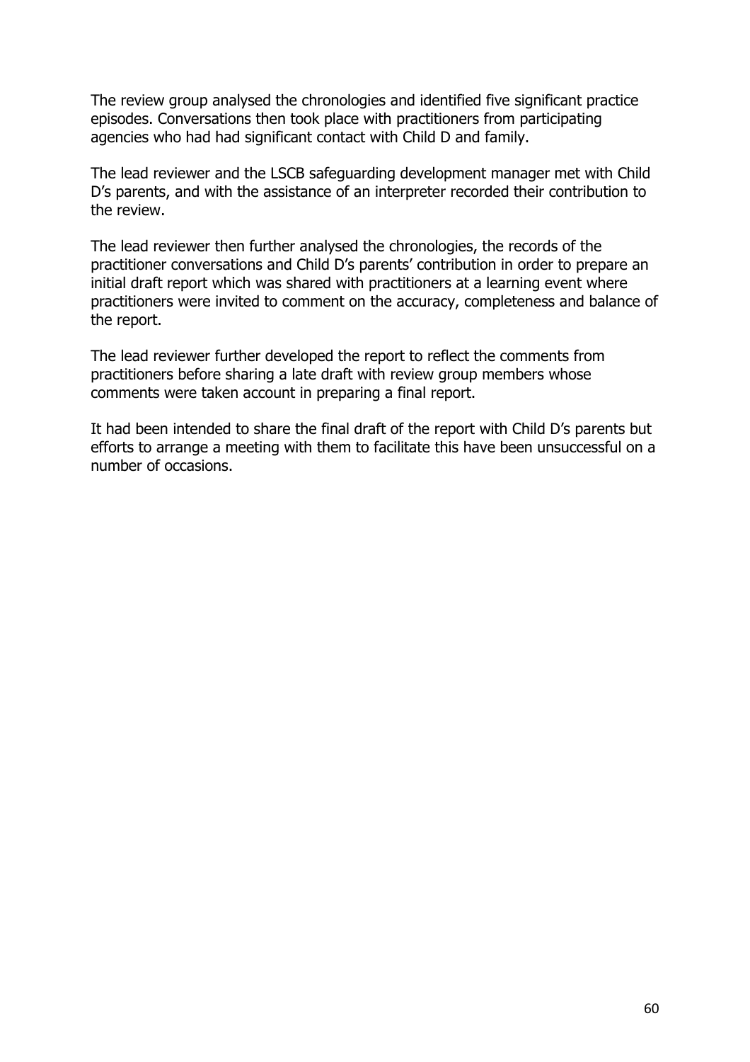The review group analysed the chronologies and identified five significant practice episodes. Conversations then took place with practitioners from participating agencies who had had significant contact with Child D and family.

The lead reviewer and the LSCB safeguarding development manager met with Child D's parents, and with the assistance of an interpreter recorded their contribution to the review.

The lead reviewer then further analysed the chronologies, the records of the practitioner conversations and Child D's parents' contribution in order to prepare an initial draft report which was shared with practitioners at a learning event where practitioners were invited to comment on the accuracy, completeness and balance of the report.

The lead reviewer further developed the report to reflect the comments from practitioners before sharing a late draft with review group members whose comments were taken account in preparing a final report.

It had been intended to share the final draft of the report with Child D's parents but efforts to arrange a meeting with them to facilitate this have been unsuccessful on a number of occasions.